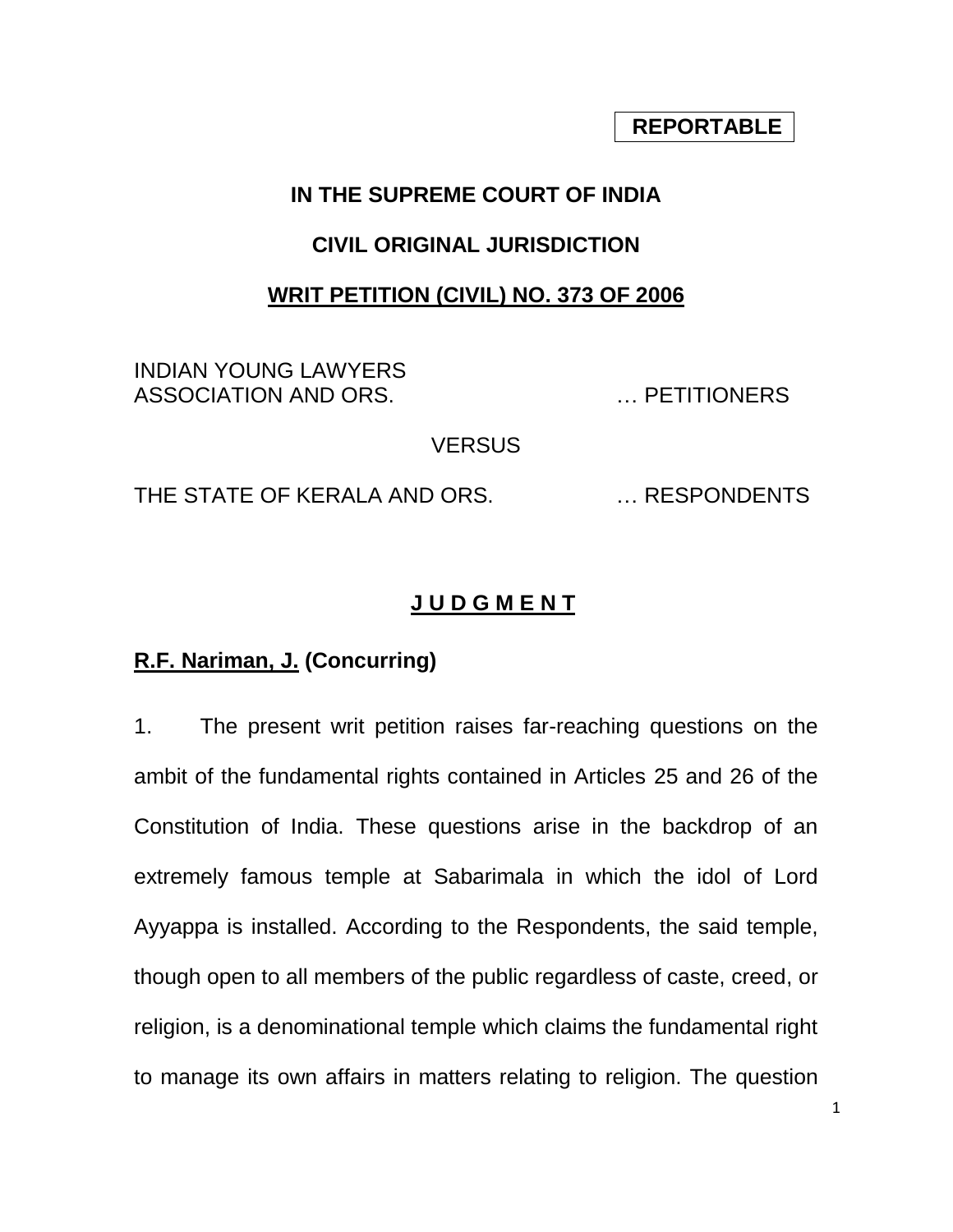**REPORTABLE**

**IN THE SUPREME COURT OF INDIA**

**CIVIL ORIGINAL JURISDICTION**

**WRIT PETITION (CIVIL) NO. 373 OF 2006**

INDIAN YOUNG LAWYERS ASSOCIATION AND ORS. … PETITIONERS

VERSUS

THE STATE OF KERALA AND ORS. … RESPONDENTS

**J U D G M E N T**

**R.F. Nariman, J. (Concurring)**

1. The present writ petition raises far-reaching questions on the ambit of the fundamental rights contained in Articles 25 and 26 of the Constitution of India. These questions arise in the backdrop of an extremely famous temple at Sabarimala in which the idol of Lord Ayyappa is installed. According to the Respondents, the said temple, though open to all members of the public regardless of caste, creed, or religion, is a denominational temple which claims the fundamental right to manage its own affairs in matters relating to religion. The question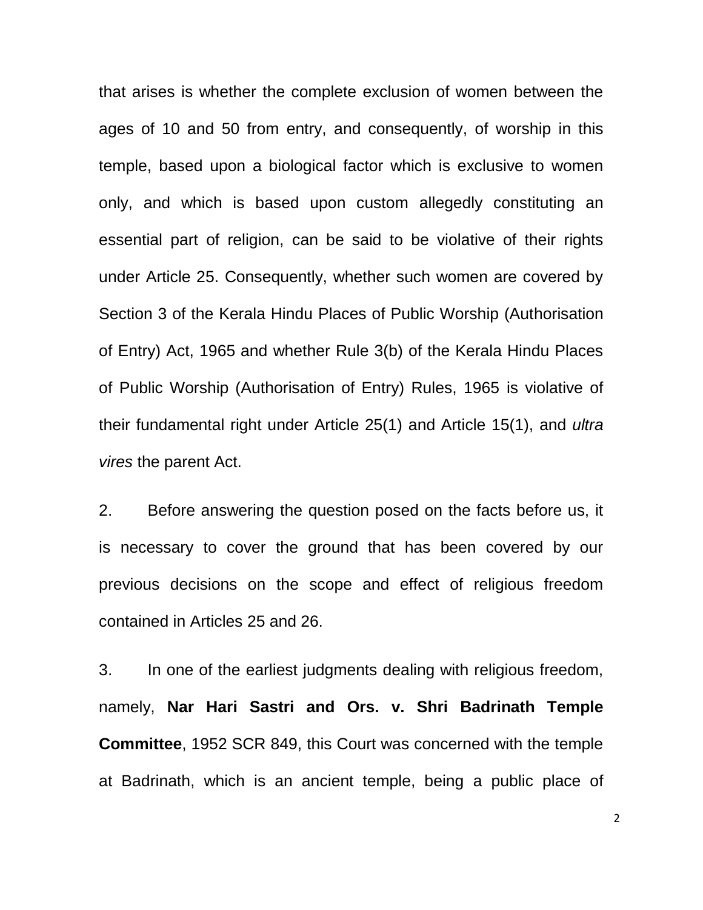that arises is whether the complete exclusion of women between the ages of 10 and 50 from entry, and consequently, of worship in this temple, based upon a biological factor which is exclusive to women only, and which is based upon custom allegedly constituting an essential part of religion, can be said to be violative of their rights under Article 25. Consequently, whether such women are covered by Section 3 of the Kerala Hindu Places of Public Worship (Authorisation of Entry) Act, 1965 and whether Rule 3(b) of the Kerala Hindu Places of Public Worship (Authorisation of Entry) Rules, 1965 is violative of their fundamental right under Article 25(1) and Article 15(1), and *ultra vires* the parent Act.

2. Before answering the question posed on the facts before us, it is necessary to cover the ground that has been covered by our previous decisions on the scope and effect of religious freedom contained in Articles 25 and 26.

3. In one of the earliest judgments dealing with religious freedom, namely, **Nar Hari Sastri and Ors. v. Shri Badrinath Temple Committee**, 1952 SCR 849, this Court was concerned with the temple at Badrinath, which is an ancient temple, being a public place of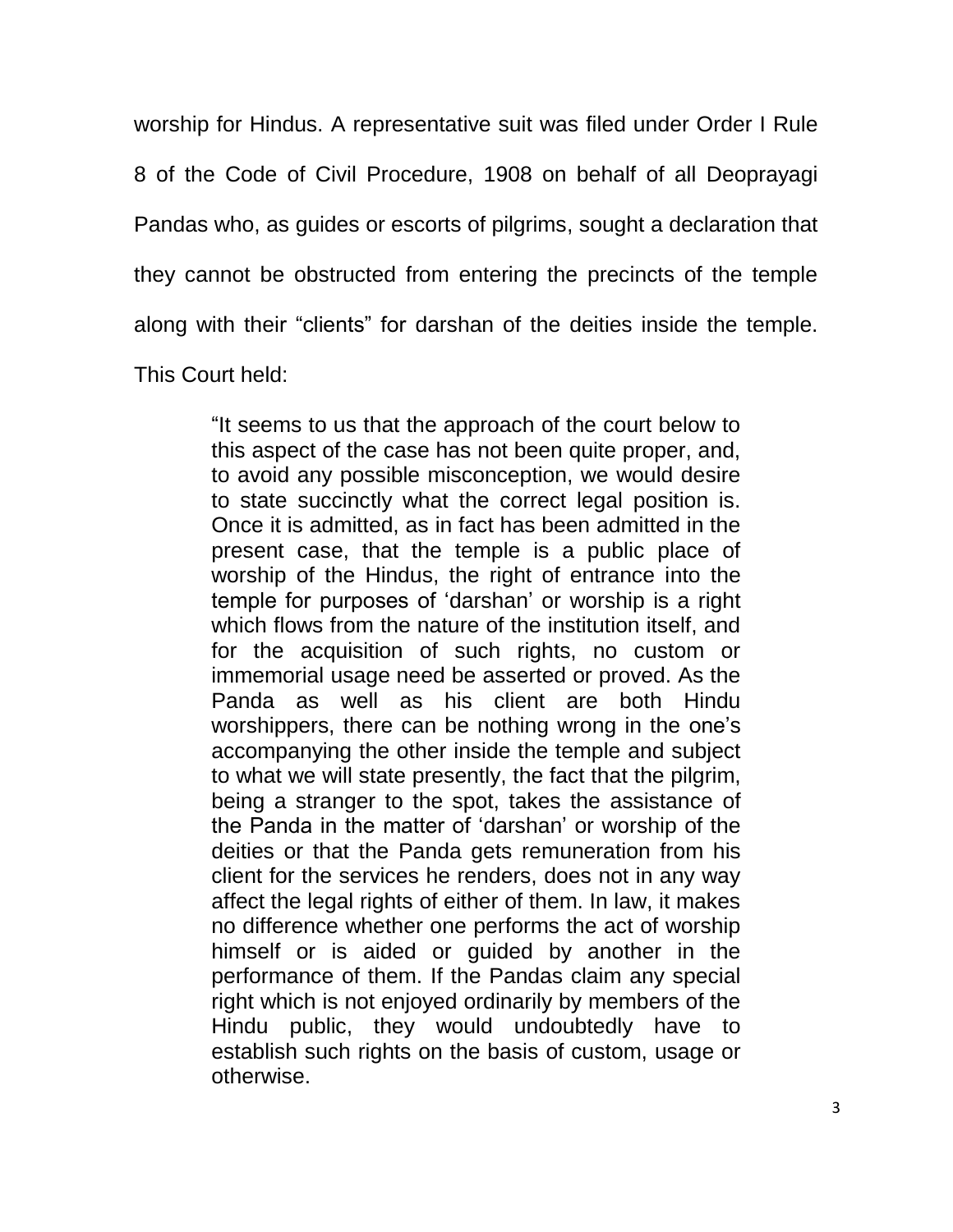worship for Hindus. A representative suit was filed under Order I Rule 8 of the Code of Civil Procedure, 1908 on behalf of all Deoprayagi Pandas who, as guides or escorts of pilgrims, sought a declaration that they cannot be obstructed from entering the precincts of the temple along with their “clients” for darshan of the deities inside the temple. This Court held:

> “It seems to us that the approach of the court below to this aspect of the case has not been quite proper, and, to avoid any possible misconception, we would desire to state succinctly what the correct legal position is. Once it is admitted, as in fact has been admitted in the present case, that the temple is a public place of worship of the Hindus, the right of entrance into the temple for purposes of ‘darshan’ or worship is a right which flows from the nature of the institution itself, and for the acquisition of such rights, no custom or immemorial usage need be asserted or proved. As the Panda as well as his client are both Hindu worshippers, there can be nothing wrong in the one’s accompanying the other inside the temple and subject to what we will state presently, the fact that the pilgrim, being a stranger to the spot, takes the assistance of the Panda in the matter of ‘darshan’ or worship of the deities or that the Panda gets remuneration from his client for the services he renders, does not in any way affect the legal rights of either of them. In law, it makes no difference whether one performs the act of worship himself or is aided or guided by another in the performance of them. If the Pandas claim any special right which is not enjoyed ordinarily by members of the Hindu public, they would undoubtedly have to establish such rights on the basis of custom, usage or otherwise.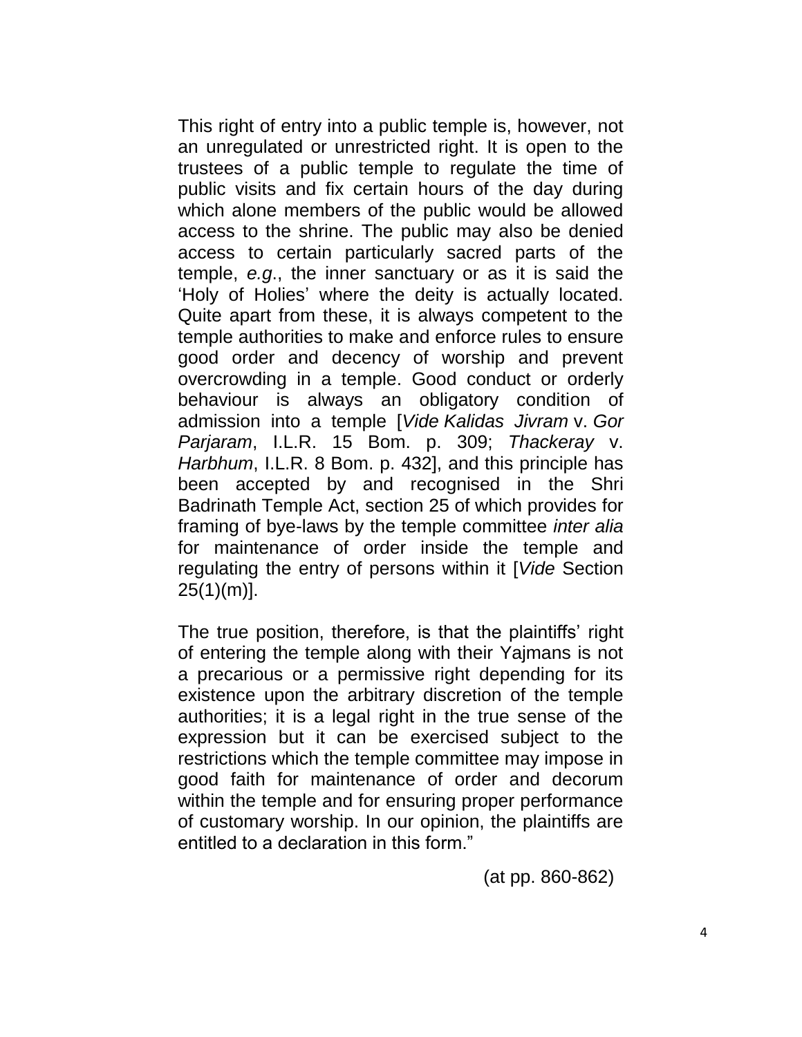This right of entry into a public temple is, however, not an unregulated or unrestricted right. It is open to the trustees of a public temple to regulate the time of public visits and fix certain hours of the day during which alone members of the public would be allowed access to the shrine. The public may also be denied access to certain particularly sacred parts of the temple, *e.g.*, the inner sanctuary or as it is said the 'Holy of Holies' where the deity is actually located. Quite apart from these, it is always competent to the temple authorities to make and enforce rules to ensure good order and decency of worship and prevent overcrowding in a temple. Good conduct or orderly behaviour is always an obligatory condition of admission into a temple [*Vide Kalidas Jivram* v. *Gor Parjaram*, I.L.R. 15 Bom. p. 309; *Thackeray* v. *Harbhum*, I.L.R. 8 Bom. p. 432], and this principle has been accepted by and recognised in the Shri Badrinath Temple Act, section 25 of which provides for framing of bye-laws by the temple committee *inter alia* for maintenance of order inside the temple and regulating the entry of persons within it [*Vide* Section 25(1)(m)].

The true position, therefore, is that the plaintiffs' right of entering the temple along with their Yajmans is not a precarious or a permissive right depending for its existence upon the arbitrary discretion of the temple authorities; it is a legal right in the true sense of the expression but it can be exercised subject to the restrictions which the temple committee may impose in good faith for maintenance of order and decorum within the temple and for ensuring proper performance of customary worship. In our opinion, the plaintiffs are entitled to a declaration in this form."

(at pp. 860-862)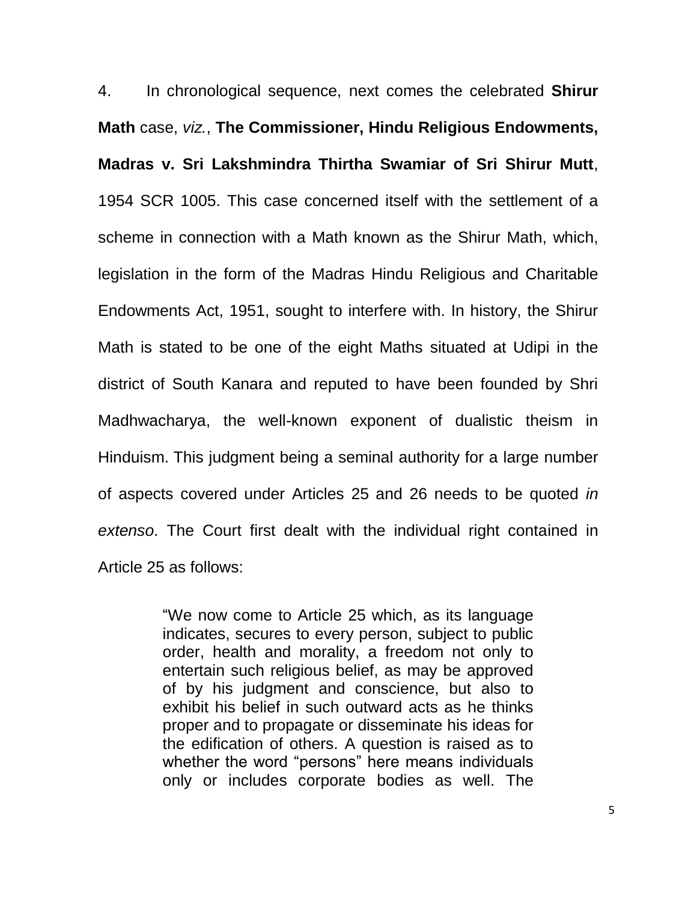4. In chronological sequence, next comes the celebrated **Shirur Math** case, *viz.*, **The Commissioner, Hindu Religious Endowments, Madras v. Sri Lakshmindra Thirtha Swamiar of Sri Shirur Mutt**, 1954 SCR 1005. This case concerned itself with the settlement of a scheme in connection with a Math known as the Shirur Math, which, legislation in the form of the Madras Hindu Religious and Charitable Endowments Act, 1951, sought to interfere with. In history, the Shirur Math is stated to be one of the eight Maths situated at Udipi in the district of South Kanara and reputed to have been founded by Shri Madhwacharya, the well-known exponent of dualistic theism in Hinduism. This judgment being a seminal authority for a large number of aspects covered under Articles 25 and 26 needs to be quoted *in extenso*. The Court first dealt with the individual right contained in Article 25 as follows:

> "We now come to Article 25 which, as its language indicates, secures to every person, subject to public order, health and morality, a freedom not only to entertain such religious belief, as may be approved of by his judgment and conscience, but also to exhibit his belief in such outward acts as he thinks proper and to propagate or disseminate his ideas for the edification of others. A question is raised as to whether the word "persons" here means individuals only or includes corporate bodies as well. The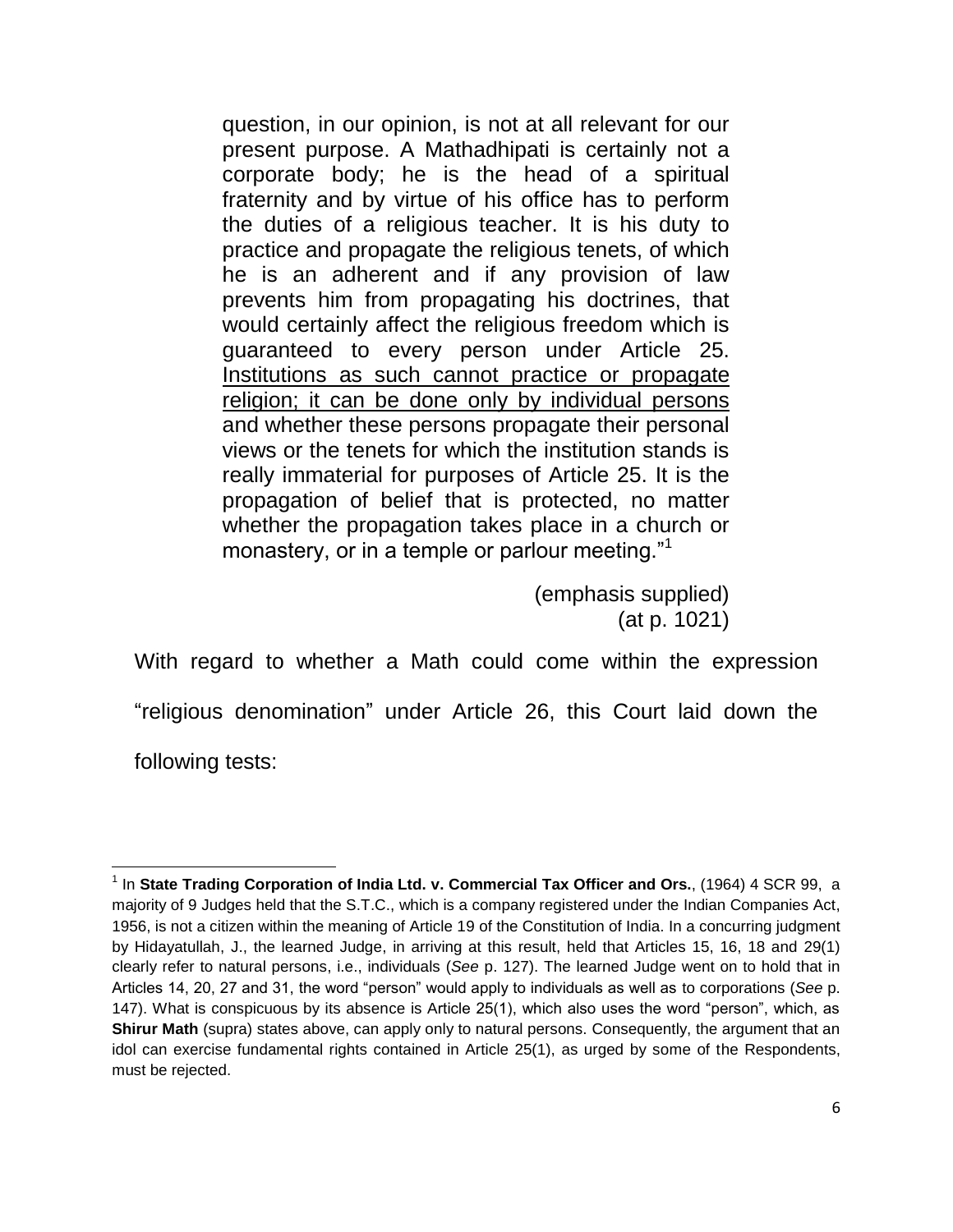> question, in our opinion, is not at all relevant for our present purpose. A Mathadhipati is certainly not a corporate body; he is the head of a spiritual fraternity and by virtue of his office has to perform the duties of a religious teacher. It is his duty to practice and propagate the religious tenets, of which he is an adherent and if any provision of law prevents him from propagating his doctrines, that would certainly affect the religious freedom which is guaranteed to every person under Article 25. <u>Institutions as such cannot practice or propagate religion; it can be done only by individual persons</u> and whether these persons propagate their personal views or the tenets for which the institution stands is really immaterial for purposes of Article 25. It is the propagation of belief that is protected, no matter whether the propagation takes place in a church or monastery, or in a temple or parlour meeting."[1]
>
> (emphasis supplied)
> (at p. 1021)

With regard to whether a Math could come within the expression "religious denomination" under Article 26, this Court laid down the following tests:

---

[1] In **State Trading Corporation of India Ltd. v. Commercial Tax Officer and Ors.**, (1964) 4 SCR 99, a majority of 9 Judges held that the S.T.C., which is a company registered under the Indian Companies Act, 1956, is not a citizen within the meaning of Article 19 of the Constitution of India. In a concurring judgment by Hidayatullah, J., the learned Judge, in arriving at this result, held that Articles 15, 16, 18 and 29(1) clearly refer to natural persons, i.e., individuals (*See* p. 127). The learned Judge went on to hold that in Articles 14, 20, 27 and 31, the word "person" would apply to individuals as well as to corporations (*See* p. 147). What is conspicuous by its absence is Article 25(1), which also uses the word "person", which, as **Shirur Math** (supra) states above, can apply only to natural persons. Consequently, the argument that an idol can exercise fundamental rights contained in Article 25(1), as urged by some of the Respondents, must be rejected.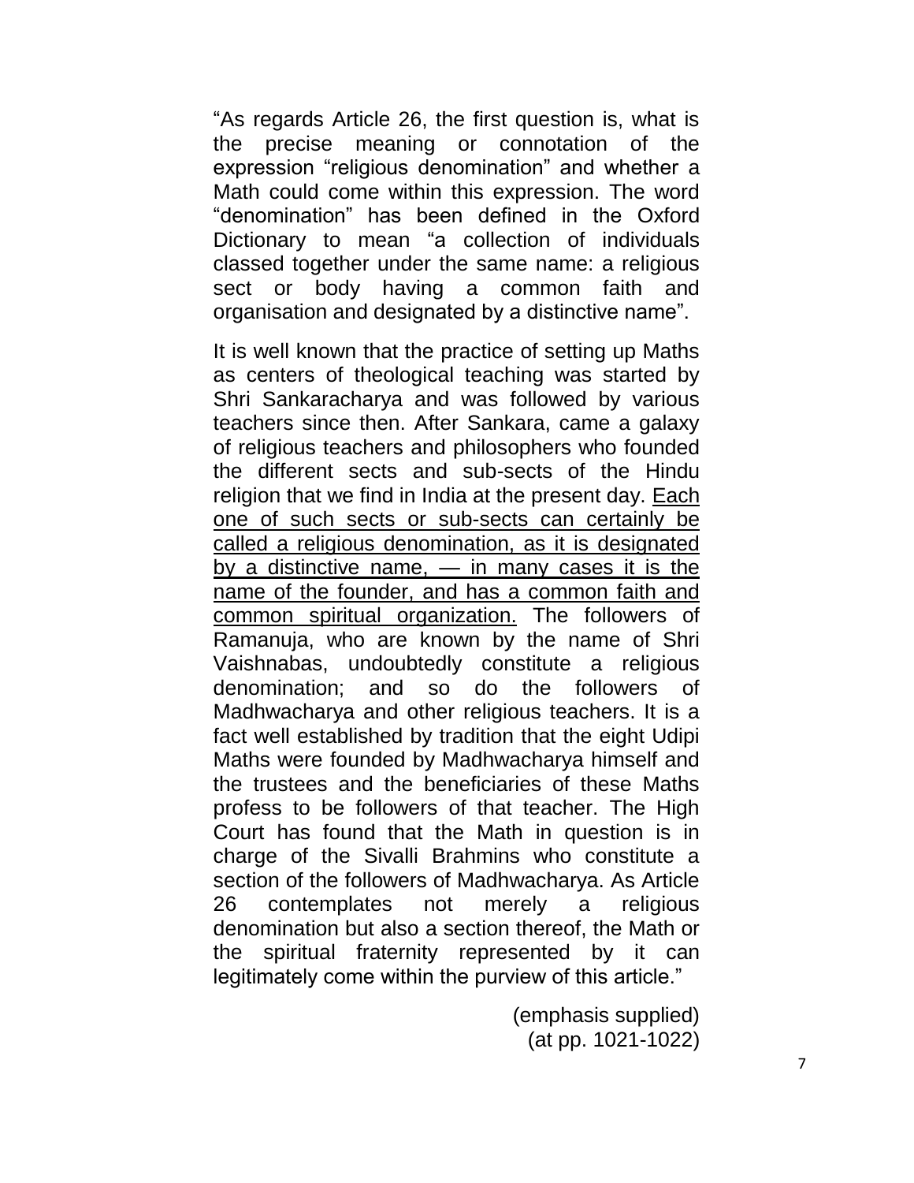"As regards Article 26, the first question is, what is the precise meaning or connotation of the expression "religious denomination" and whether a Math could come within this expression. The word "denomination" has been defined in the Oxford Dictionary to mean "a collection of individuals classed together under the same name: a religious sect or body having a common faith and organisation and designated by a distinctive name".

It is well known that the practice of setting up Maths as centers of theological teaching was started by Shri Sankaracharya and was followed by various teachers since then. After Sankara, came a galaxy of religious teachers and philosophers who founded the different sects and sub-sects of the Hindu religion that we find in India at the present day. <u>Each one of such sects or sub-sects can certainly be called a religious denomination, as it is designated by a distinctive name, — in many cases it is the name of the founder, and has a common faith and common spiritual organization.</u> The followers of Ramanuja, who are known by the name of Shri Vaishnabas, undoubtedly constitute a religious denomination; and so do the followers of Madhwacharya and other religious teachers. It is a fact well established by tradition that the eight Udipi Maths were founded by Madhwacharya himself and the trustees and the beneficiaries of these Maths profess to be followers of that teacher. The High Court has found that the Math in question is in charge of the Sivalli Brahmins who constitute a section of the followers of Madhwacharya. As Article 26 contemplates not merely a religious denomination but also a section thereof, the Math or the spiritual fraternity represented by it can legitimately come within the purview of this article."

(emphasis supplied)
(at pp. 1021-1022)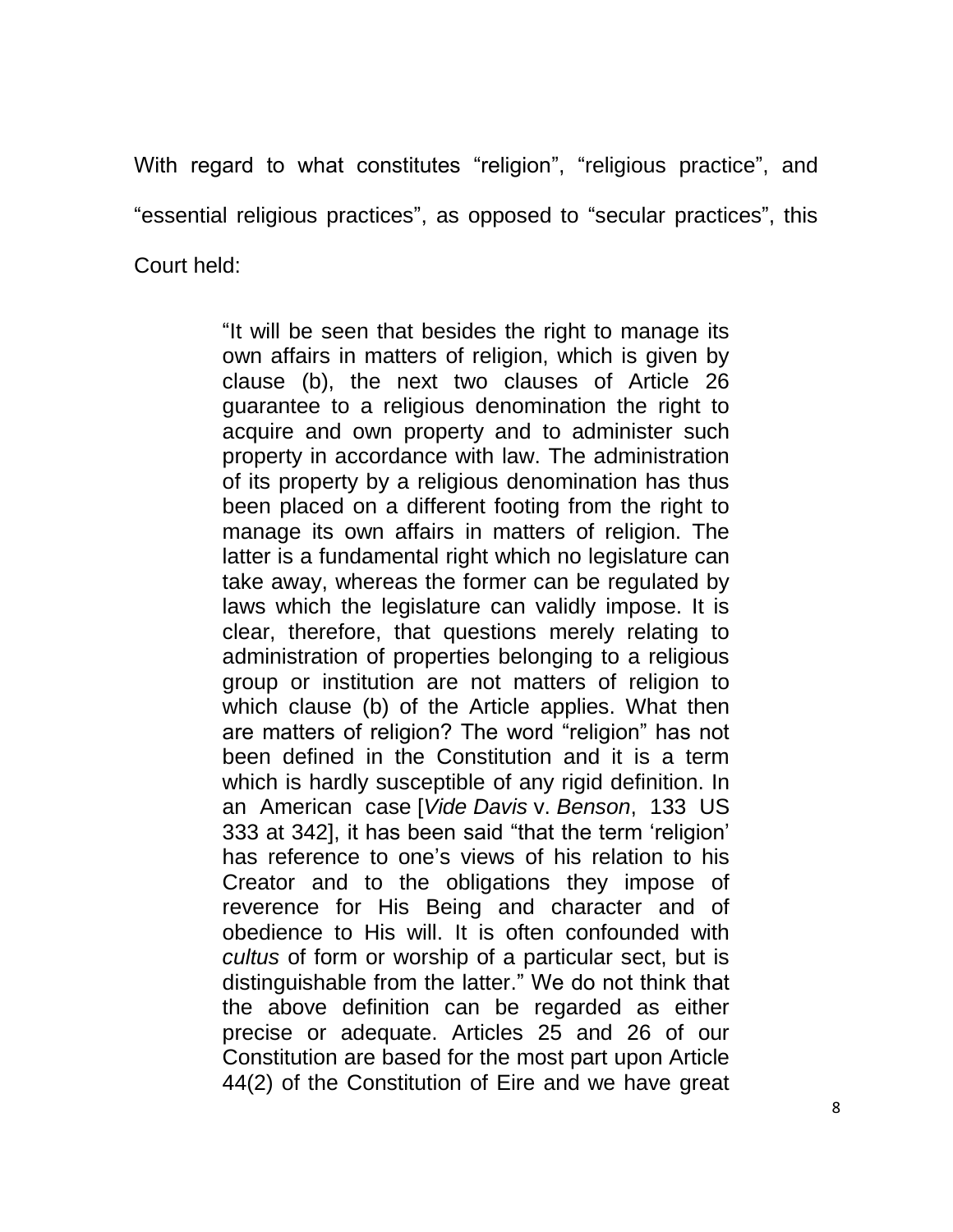With regard to what constitutes "religion", "religious practice", and "essential religious practices", as opposed to "secular practices", this Court held:

> "It will be seen that besides the right to manage its own affairs in matters of religion, which is given by clause (b), the next two clauses of Article 26 guarantee to a religious denomination the right to acquire and own property and to administer such property in accordance with law. The administration of its property by a religious denomination has thus been placed on a different footing from the right to manage its own affairs in matters of religion. The latter is a fundamental right which no legislature can take away, whereas the former can be regulated by laws which the legislature can validly impose. It is clear, therefore, that questions merely relating to administration of properties belonging to a religious group or institution are not matters of religion to which clause (b) of the Article applies. What then are matters of religion? The word "religion" has not been defined in the Constitution and it is a term which is hardly susceptible of any rigid definition. In an American case [*Vide Davis* v. *Benson*, 133 US 333 at 342], it has been said "that the term 'religion' has reference to one's views of his relation to his Creator and to the obligations they impose of reverence for His Being and character and of obedience to His will. It is often confounded with *cultus* of form or worship of a particular sect, but is distinguishable from the latter." We do not think that the above definition can be regarded as either precise or adequate. Articles 25 and 26 of our Constitution are based for the most part upon Article 44(2) of the Constitution of Eire and we have great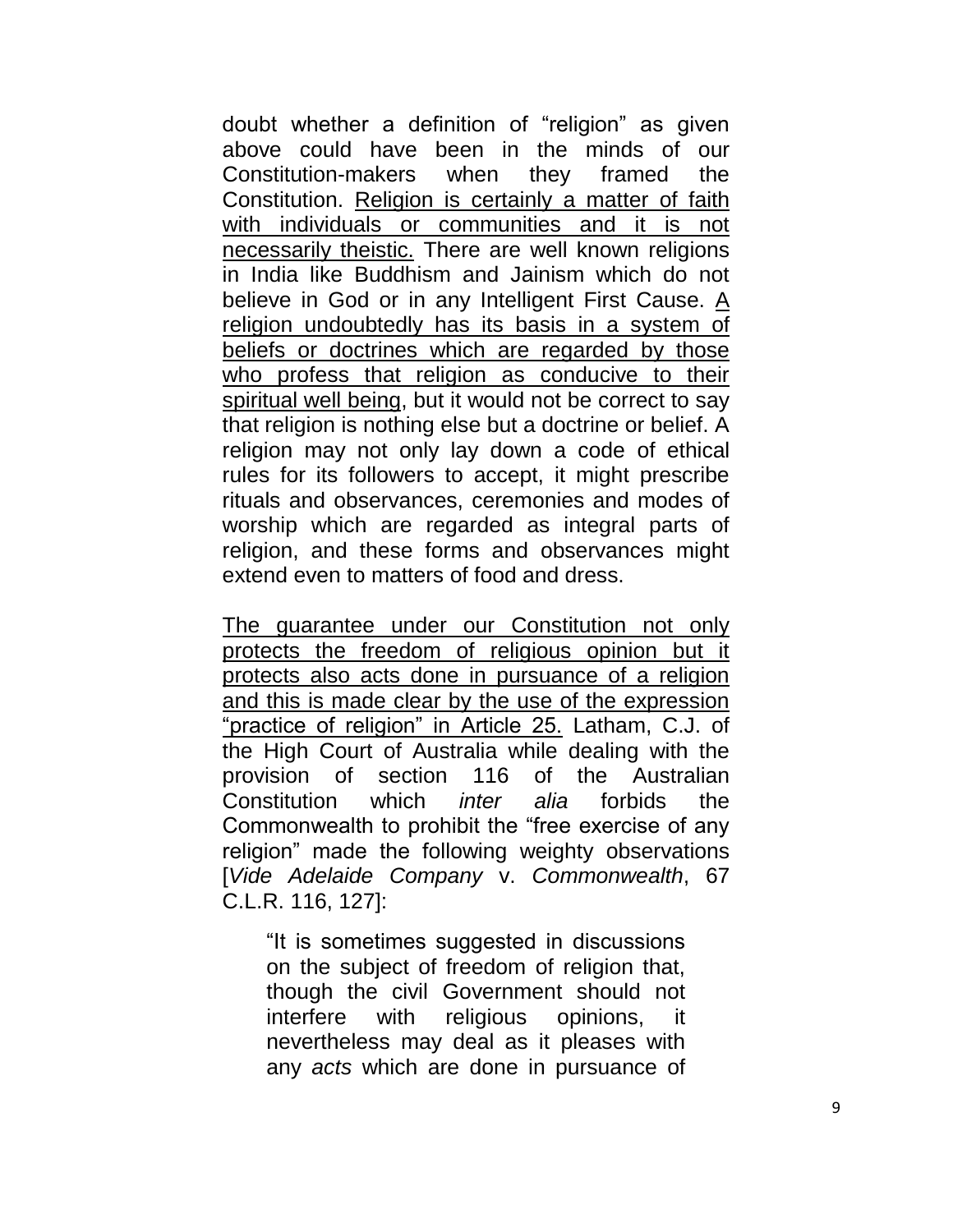doubt whether a definition of "religion" as given above could have been in the minds of our Constitution-makers when they framed the Constitution. <u>Religion is certainly a matter of faith with individuals or communities and it is not necessarily theistic.</u> There are well known religions in India like Buddhism and Jainism which do not believe in God or in any Intelligent First Cause. <u>A religion undoubtedly has its basis in a system of beliefs or doctrines which are regarded by those who profess that religion as conducive to their spiritual well being</u>, but it would not be correct to say that religion is nothing else but a doctrine or belief. A religion may not only lay down a code of ethical rules for its followers to accept, it might prescribe rituals and observances, ceremonies and modes of worship which are regarded as integral parts of religion, and these forms and observances might extend even to matters of food and dress.

<u>The guarantee under our Constitution not only protects the freedom of religious opinion but it protects also acts done in pursuance of a religion and this is made clear by the use of the expression "practice of religion" in Article 25.</u> Latham, C.J. of the High Court of Australia while dealing with the provision of section 116 of the Australian Constitution which *inter alia* forbids the Commonwealth to prohibit the "free exercise of any religion" made the following weighty observations [*Vide Adelaide Company* v. *Commonwealth*, 67 C.L.R. 116, 127]:

> "It is sometimes suggested in discussions on the subject of freedom of religion that, though the civil Government should not interfere with religious opinions, it nevertheless may deal as it pleases with any *acts* which are done in pursuance of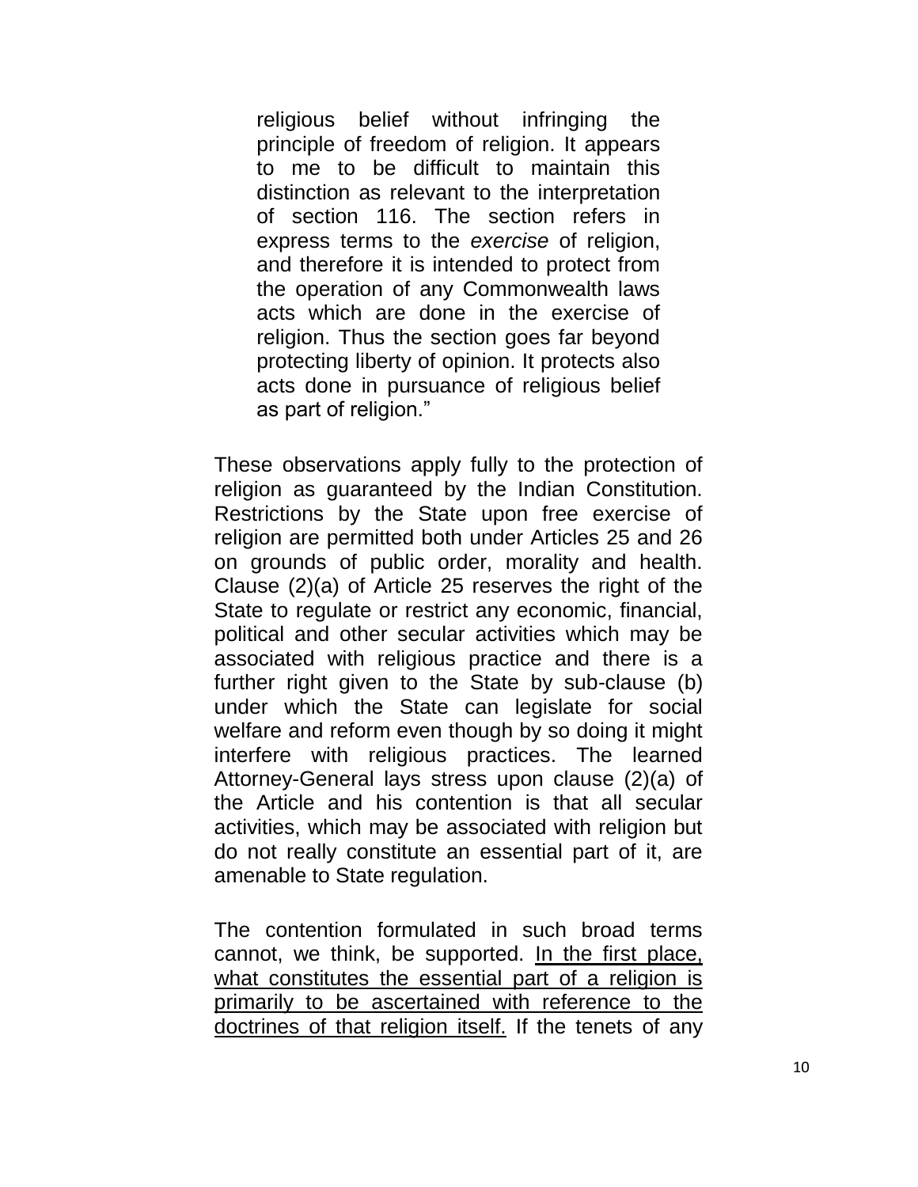> religious belief without infringing the principle of freedom of religion. It appears to me to be difficult to maintain this distinction as relevant to the interpretation of section 116. The section refers in express terms to the *exercise* of religion, and therefore it is intended to protect from the operation of any Commonwealth laws acts which are done in the exercise of religion. Thus the section goes far beyond protecting liberty of opinion. It protects also acts done in pursuance of religious belief as part of religion."

These observations apply fully to the protection of religion as guaranteed by the Indian Constitution. Restrictions by the State upon free exercise of religion are permitted both under Articles 25 and 26 on grounds of public order, morality and health. Clause (2)(a) of Article 25 reserves the right of the State to regulate or restrict any economic, financial, political and other secular activities which may be associated with religious practice and there is a further right given to the State by sub-clause (b) under which the State can legislate for social welfare and reform even though by so doing it might interfere with religious practices. The learned Attorney-General lays stress upon clause (2)(a) of the Article and his contention is that all secular activities, which may be associated with religion but do not really constitute an essential part of it, are amenable to State regulation.

The contention formulated in such broad terms cannot, we think, be supported. <u>In the first place, what constitutes the essential part of a religion is primarily to be ascertained with reference to the doctrines of that religion itself.</u> If the tenets of any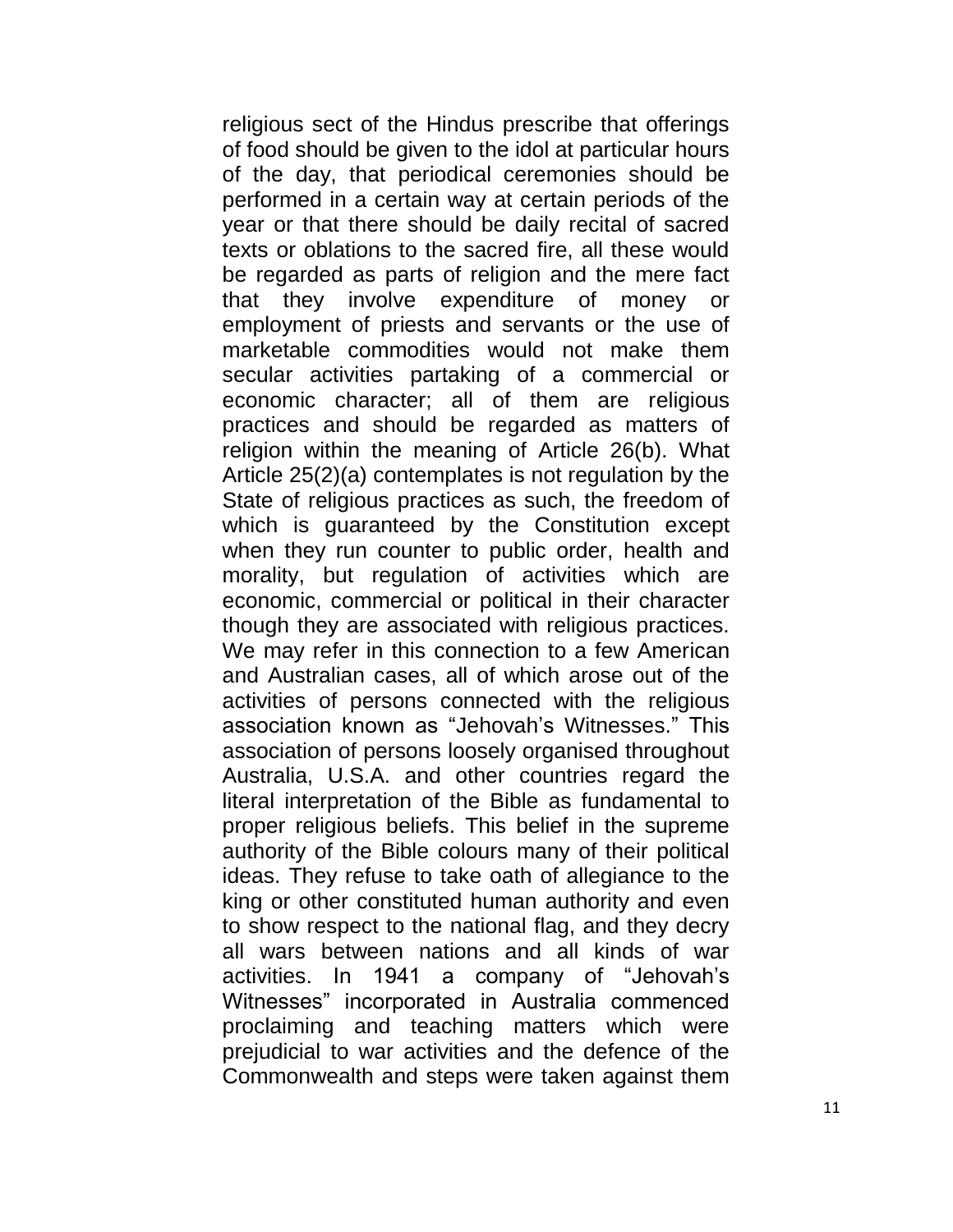religious sect of the Hindus prescribe that offerings of food should be given to the idol at particular hours of the day, that periodical ceremonies should be performed in a certain way at certain periods of the year or that there should be daily recital of sacred texts or oblations to the sacred fire, all these would be regarded as parts of religion and the mere fact that they involve expenditure of money or employment of priests and servants or the use of marketable commodities would not make them secular activities partaking of a commercial or economic character; all of them are religious practices and should be regarded as matters of religion within the meaning of Article 26(b). What Article 25(2)(a) contemplates is not regulation by the State of religious practices as such, the freedom of which is guaranteed by the Constitution except when they run counter to public order, health and morality, but regulation of activities which are economic, commercial or political in their character though they are associated with religious practices. We may refer in this connection to a few American and Australian cases, all of which arose out of the activities of persons connected with the religious association known as "Jehovah's Witnesses." This association of persons loosely organised throughout Australia, U.S.A. and other countries regard the literal interpretation of the Bible as fundamental to proper religious beliefs. This belief in the supreme authority of the Bible colours many of their political ideas. They refuse to take oath of allegiance to the king or other constituted human authority and even to show respect to the national flag, and they decry all wars between nations and all kinds of war activities. In 1941 a company of "Jehovah's Witnesses" incorporated in Australia commenced proclaiming and teaching matters which were prejudicial to war activities and the defence of the Commonwealth and steps were taken against them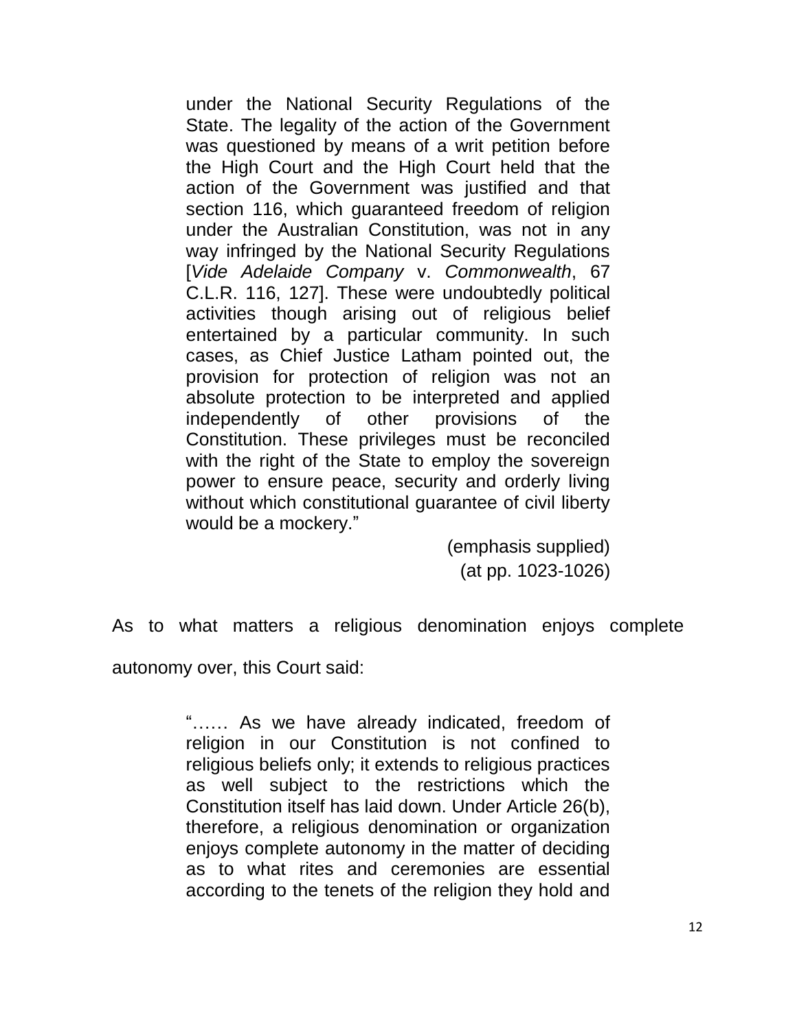> under the National Security Regulations of the State. The legality of the action of the Government was questioned by means of a writ petition before the High Court and the High Court held that the action of the Government was justified and that section 116, which guaranteed freedom of religion under the Australian Constitution, was not in any way infringed by the National Security Regulations [*Vide Adelaide Company* v. *Commonwealth*, 67 C.L.R. 116, 127]. These were undoubtedly political activities though arising out of religious belief entertained by a particular community. In such cases, as Chief Justice Latham pointed out, the provision for protection of religion was not an absolute protection to be interpreted and applied independently of other provisions of the Constitution. These privileges must be reconciled with the right of the State to employ the sovereign power to ensure peace, security and orderly living without which constitutional guarantee of civil liberty would be a mockery."
>
> (emphasis supplied)
> (at pp. 1023-1026)

As to what matters a religious denomination enjoys complete autonomy over, this Court said:

> "…… As we have already indicated, freedom of religion in our Constitution is not confined to religious beliefs only; it extends to religious practices as well subject to the restrictions which the Constitution itself has laid down. Under Article 26(b), therefore, a religious denomination or organization enjoys complete autonomy in the matter of deciding as to what rites and ceremonies are essential according to the tenets of the religion they hold and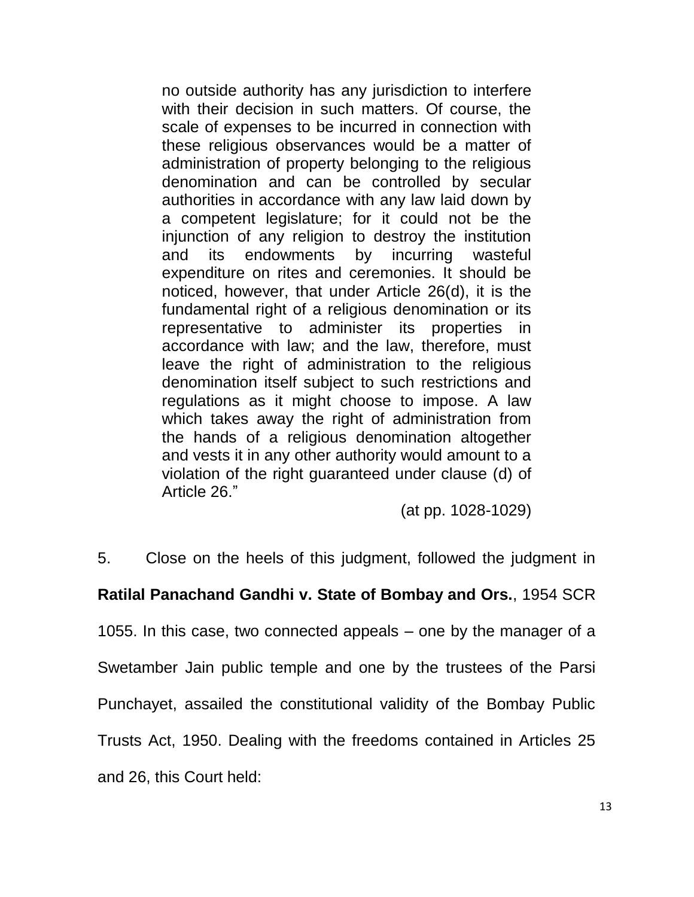> no outside authority has any jurisdiction to interfere with their decision in such matters. Of course, the scale of expenses to be incurred in connection with these religious observances would be a matter of administration of property belonging to the religious denomination and can be controlled by secular authorities in accordance with any law laid down by a competent legislature; for it could not be the injunction of any religion to destroy the institution and its endowments by incurring wasteful expenditure on rites and ceremonies. It should be noticed, however, that under Article 26(d), it is the fundamental right of a religious denomination or its representative to administer its properties in accordance with law; and the law, therefore, must leave the right of administration to the religious denomination itself subject to such restrictions and regulations as it might choose to impose. A law which takes away the right of administration from the hands of a religious denomination altogether and vests it in any other authority would amount to a violation of the right guaranteed under clause (d) of Article 26."
>
> (at pp. 1028-1029)

5. Close on the heels of this judgment, followed the judgment in **Ratilal Panachand Gandhi v. State of Bombay and Ors.**, 1954 SCR 1055. In this case, two connected appeals – one by the manager of a Swetamber Jain public temple and one by the trustees of the Parsi Punchayet, assailed the constitutional validity of the Bombay Public Trusts Act, 1950. Dealing with the freedoms contained in Articles 25 and 26, this Court held: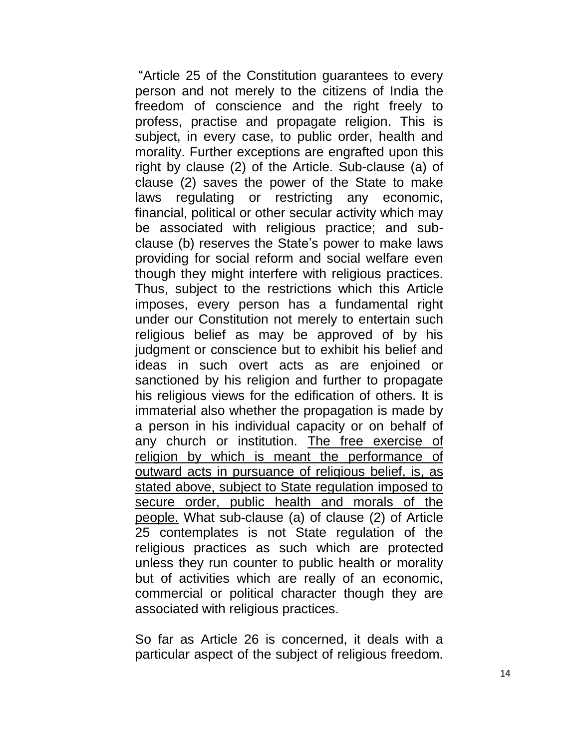"Article 25 of the Constitution guarantees to every person and not merely to the citizens of India the freedom of conscience and the right freely to profess, practise and propagate religion. This is subject, in every case, to public order, health and morality. Further exceptions are engrafted upon this right by clause (2) of the Article. Sub-clause (a) of clause (2) saves the power of the State to make laws regulating or restricting any economic, financial, political or other secular activity which may be associated with religious practice; and sub-clause (b) reserves the State's power to make laws providing for social reform and social welfare even though they might interfere with religious practices. Thus, subject to the restrictions which this Article imposes, every person has a fundamental right under our Constitution not merely to entertain such religious belief as may be approved of by his judgment or conscience but to exhibit his belief and ideas in such overt acts as are enjoined or sanctioned by his religion and further to propagate his religious views for the edification of others. It is immaterial also whether the propagation is made by a person in his individual capacity or on behalf of any church or institution. <u>The free exercise of religion by which is meant the performance of outward acts in pursuance of religious belief, is, as stated above, subject to State regulation imposed to secure order, public health and morals of the people.</u> What sub-clause (a) of clause (2) of Article 25 contemplates is not State regulation of the religious practices as such which are protected unless they run counter to public health or morality but of activities which are really of an economic, commercial or political character though they are associated with religious practices.

So far as Article 26 is concerned, it deals with a particular aspect of the subject of religious freedom.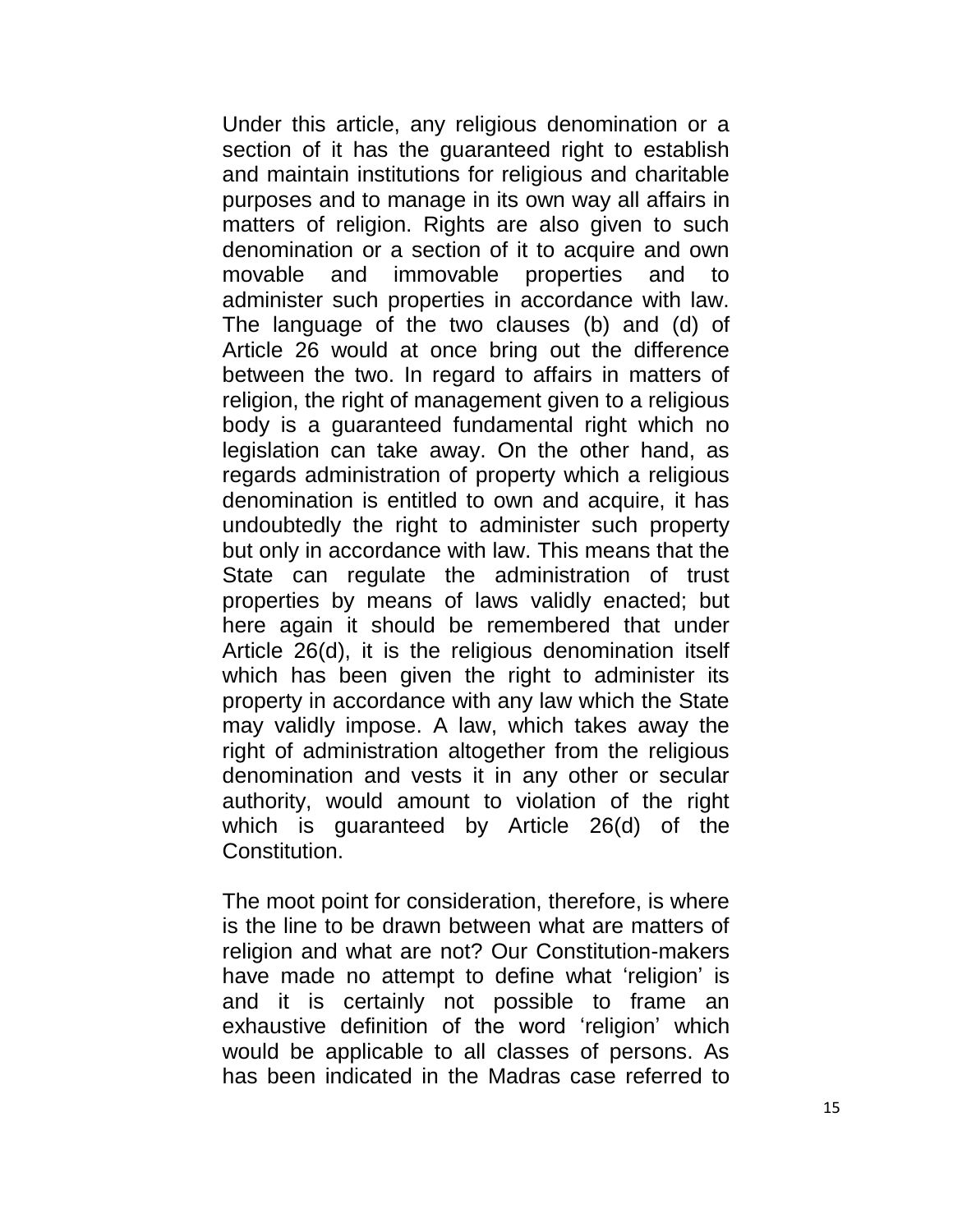Under this article, any religious denomination or a section of it has the guaranteed right to establish and maintain institutions for religious and charitable purposes and to manage in its own way all affairs in matters of religion. Rights are also given to such denomination or a section of it to acquire and own movable and immovable properties and to administer such properties in accordance with law. The language of the two clauses (b) and (d) of Article 26 would at once bring out the difference between the two. In regard to affairs in matters of religion, the right of management given to a religious body is a guaranteed fundamental right which no legislation can take away. On the other hand, as regards administration of property which a religious denomination is entitled to own and acquire, it has undoubtedly the right to administer such property but only in accordance with law. This means that the State can regulate the administration of trust properties by means of laws validly enacted; but here again it should be remembered that under Article 26(d), it is the religious denomination itself which has been given the right to administer its property in accordance with any law which the State may validly impose. A law, which takes away the right of administration altogether from the religious denomination and vests it in any other or secular authority, would amount to violation of the right which is guaranteed by Article 26(d) of the Constitution.

The moot point for consideration, therefore, is where is the line to be drawn between what are matters of religion and what are not? Our Constitution-makers have made no attempt to define what 'religion' is and it is certainly not possible to frame an exhaustive definition of the word 'religion' which would be applicable to all classes of persons. As has been indicated in the Madras case referred to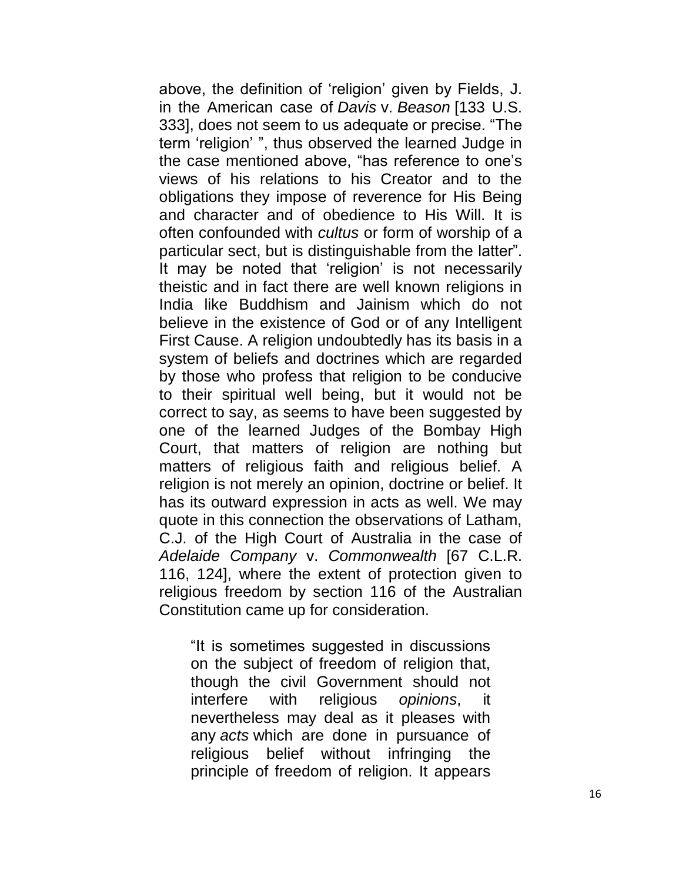above, the definition of 'religion' given by Fields, J. in the American case of *Davis* v. *Beason* [133 U.S. 333], does not seem to us adequate or precise. "The term 'religion' ", thus observed the learned Judge in the case mentioned above, "has reference to one's views of his relations to his Creator and to the obligations they impose of reverence for His Being and character and of obedience to His Will. It is often confounded with *cultus* or form of worship of a particular sect, but is distinguishable from the latter". It may be noted that 'religion' is not necessarily theistic and in fact there are well known religions in India like Buddhism and Jainism which do not believe in the existence of God or of any Intelligent First Cause. A religion undoubtedly has its basis in a system of beliefs and doctrines which are regarded by those who profess that religion to be conducive to their spiritual well being, but it would not be correct to say, as seems to have been suggested by one of the learned Judges of the Bombay High Court, that matters of religion are nothing but matters of religious faith and religious belief. A religion is not merely an opinion, doctrine or belief. It has its outward expression in acts as well. We may quote in this connection the observations of Latham, C.J. of the High Court of Australia in the case of *Adelaide Company* v. *Commonwealth* [67 C.L.R. 116, 124], where the extent of protection given to religious freedom by section 116 of the Australian Constitution came up for consideration.

> "It is sometimes suggested in discussions on the subject of freedom of religion that, though the civil Government should not interfere with religious *opinions*, it nevertheless may deal as it pleases with any *acts* which are done in pursuance of religious belief without infringing the principle of freedom of religion. It appears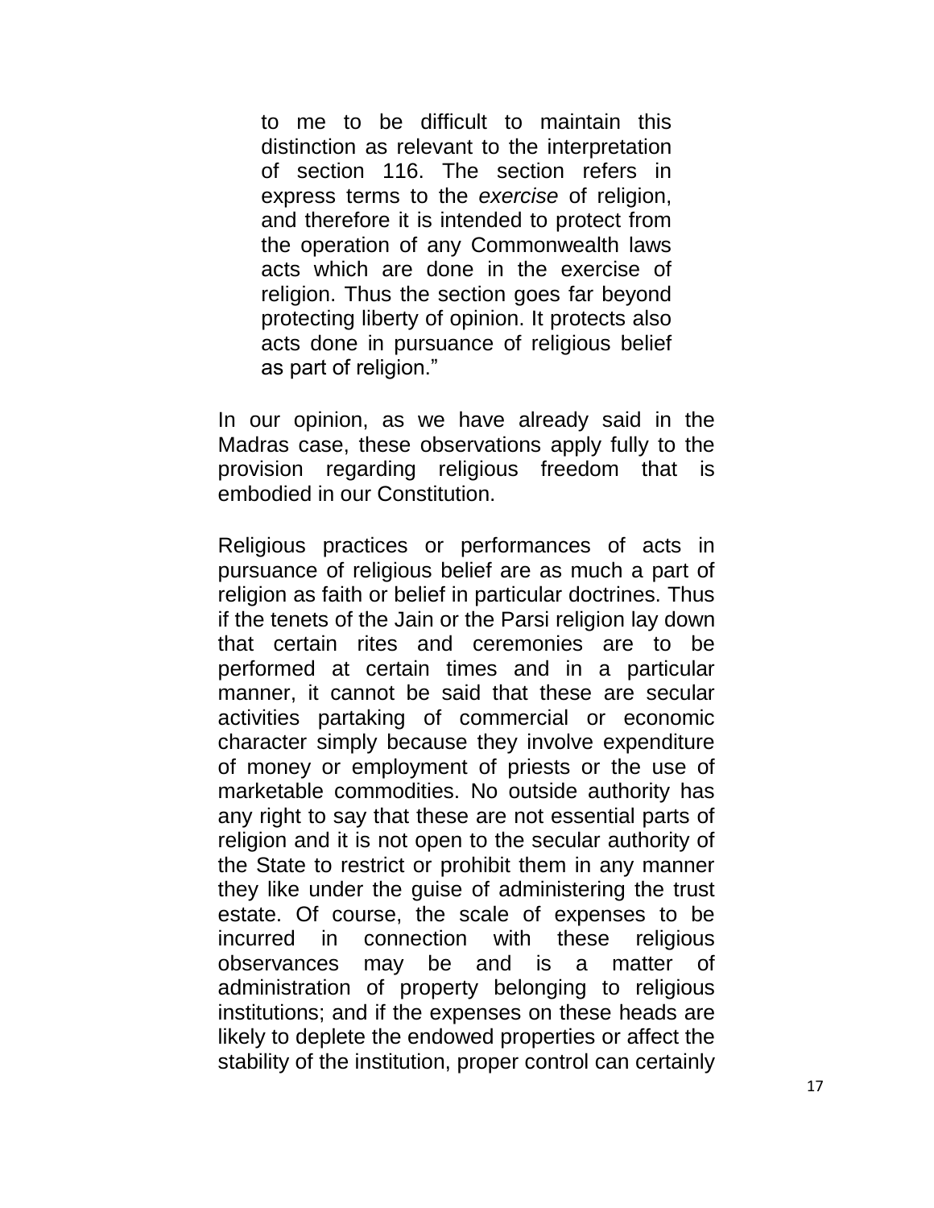> to me to be difficult to maintain this distinction as relevant to the interpretation of section 116. The section refers in express terms to the *exercise* of religion, and therefore it is intended to protect from the operation of any Commonwealth laws acts which are done in the exercise of religion. Thus the section goes far beyond protecting liberty of opinion. It protects also acts done in pursuance of religious belief as part of religion."

In our opinion, as we have already said in the Madras case, these observations apply fully to the provision regarding religious freedom that is embodied in our Constitution.

Religious practices or performances of acts in pursuance of religious belief are as much a part of religion as faith or belief in particular doctrines. Thus if the tenets of the Jain or the Parsi religion lay down that certain rites and ceremonies are to be performed at certain times and in a particular manner, it cannot be said that these are secular activities partaking of commercial or economic character simply because they involve expenditure of money or employment of priests or the use of marketable commodities. No outside authority has any right to say that these are not essential parts of religion and it is not open to the secular authority of the State to restrict or prohibit them in any manner they like under the guise of administering the trust estate. Of course, the scale of expenses to be incurred in connection with these religious observances may be and is a matter of administration of property belonging to religious institutions; and if the expenses on these heads are likely to deplete the endowed properties or affect the stability of the institution, proper control can certainly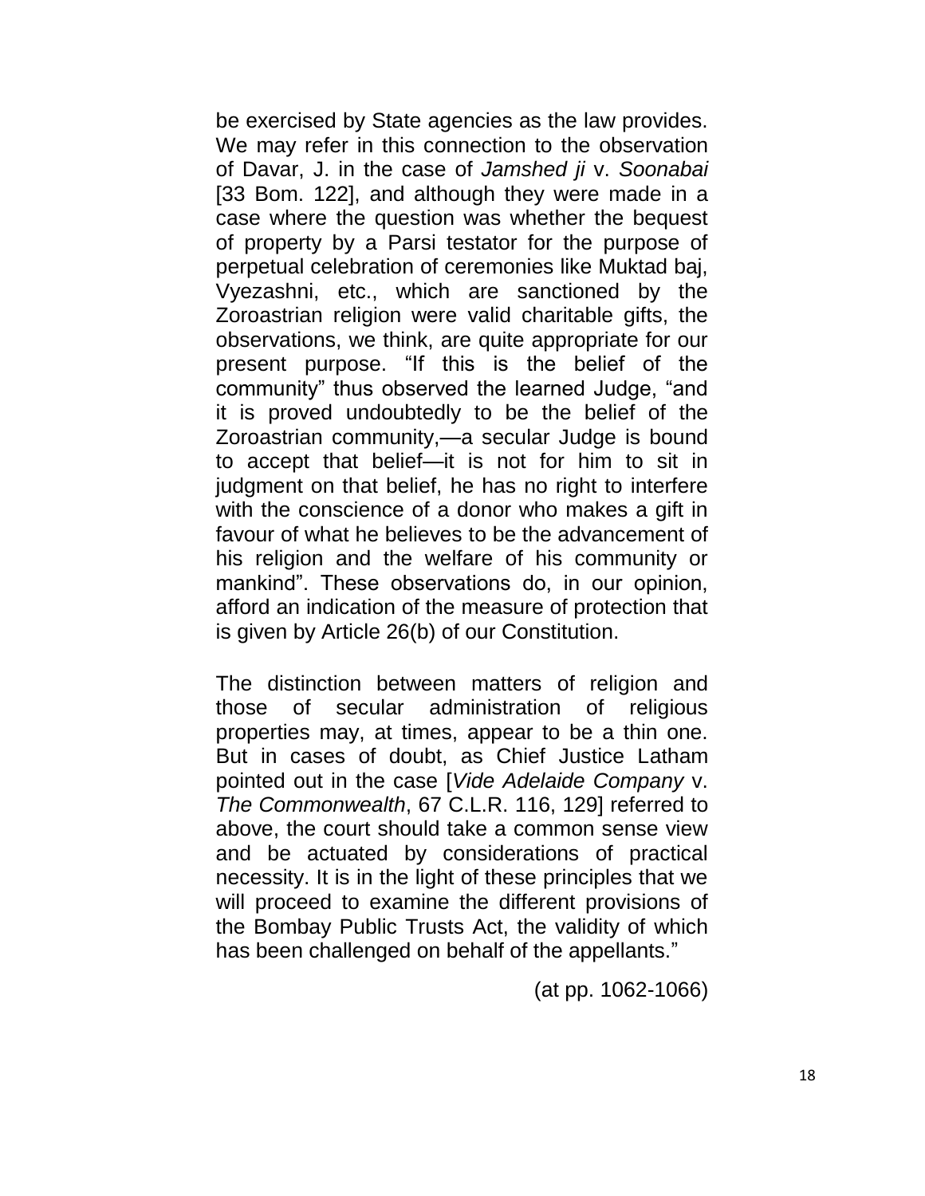be exercised by State agencies as the law provides. We may refer in this connection to the observation of Davar, J. in the case of *Jamshed ji* v. *Soonabai* [33 Bom. 122], and although they were made in a case where the question was whether the bequest of property by a Parsi testator for the purpose of perpetual celebration of ceremonies like Muktad baj, Vyezashni, etc., which are sanctioned by the Zoroastrian religion were valid charitable gifts, the observations, we think, are quite appropriate for our present purpose. "If this is the belief of the community" thus observed the learned Judge, "and it is proved undoubtedly to be the belief of the Zoroastrian community,—a secular Judge is bound to accept that belief—it is not for him to sit in judgment on that belief, he has no right to interfere with the conscience of a donor who makes a gift in favour of what he believes to be the advancement of his religion and the welfare of his community or mankind". These observations do, in our opinion, afford an indication of the measure of protection that is given by Article 26(b) of our Constitution.

The distinction between matters of religion and those of secular administration of religious properties may, at times, appear to be a thin one. But in cases of doubt, as Chief Justice Latham pointed out in the case [*Vide Adelaide Company* v. *The Commonwealth*, 67 C.L.R. 116, 129] referred to above, the court should take a common sense view and be actuated by considerations of practical necessity. It is in the light of these principles that we will proceed to examine the different provisions of the Bombay Public Trusts Act, the validity of which has been challenged on behalf of the appellants."

(at pp. 1062-1066)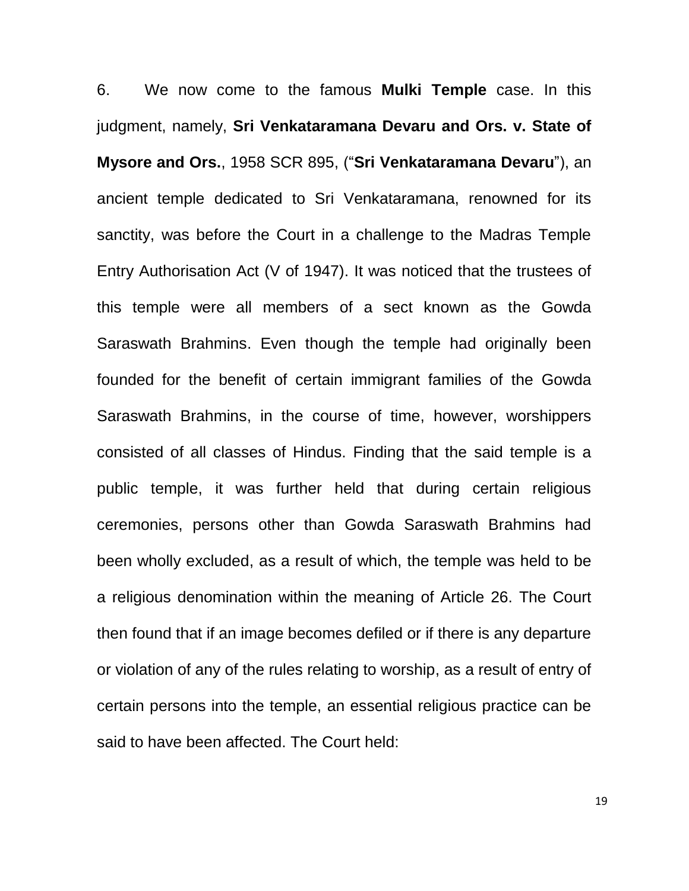6. We now come to the famous **Mulki Temple** case. In this judgment, namely, **Sri Venkataramana Devaru and Ors. v. State of Mysore and Ors.**, 1958 SCR 895, ("**Sri Venkataramana Devaru**"), an ancient temple dedicated to Sri Venkataramana, renowned for its sanctity, was before the Court in a challenge to the Madras Temple Entry Authorisation Act (V of 1947). It was noticed that the trustees of this temple were all members of a sect known as the Gowda Saraswath Brahmins. Even though the temple had originally been founded for the benefit of certain immigrant families of the Gowda Saraswath Brahmins, in the course of time, however, worshippers consisted of all classes of Hindus. Finding that the said temple is a public temple, it was further held that during certain religious ceremonies, persons other than Gowda Saraswath Brahmins had been wholly excluded, as a result of which, the temple was held to be a religious denomination within the meaning of Article 26. The Court then found that if an image becomes defiled or if there is any departure or violation of any of the rules relating to worship, as a result of entry of certain persons into the temple, an essential religious practice can be said to have been affected. The Court held: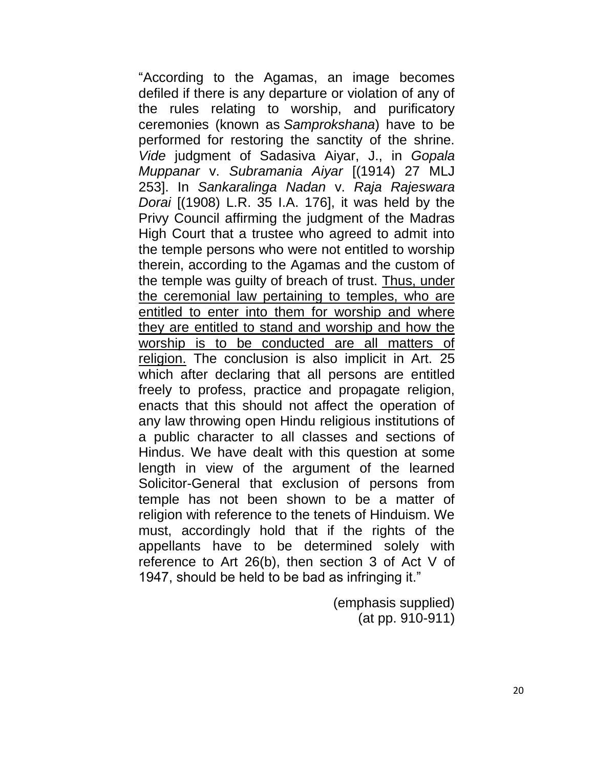"According to the Agamas, an image becomes defiled if there is any departure or violation of any of the rules relating to worship, and purificatory ceremonies (known as *Samprokshana*) have to be performed for restoring the sanctity of the shrine. *Vide* judgment of Sadasiva Aiyar, J., in *Gopala Muppanar* v. *Subramania Aiyar* [(1914) 27 MLJ 253]. In *Sankaralinga Nadan* v. *Raja Rajeswara Dorai* [(1908) L.R. 35 I.A. 176], it was held by the Privy Council affirming the judgment of the Madras High Court that a trustee who agreed to admit into the temple persons who were not entitled to worship therein, according to the Agamas and the custom of the temple was guilty of breach of trust. <u>Thus, under the ceremonial law pertaining to temples, who are entitled to enter into them for worship and where they are entitled to stand and worship and how the worship is to be conducted are all matters of religion.</u> The conclusion is also implicit in Art. 25 which after declaring that all persons are entitled freely to profess, practice and propagate religion, enacts that this should not affect the operation of any law throwing open Hindu religious institutions of a public character to all classes and sections of Hindus. We have dealt with this question at some length in view of the argument of the learned Solicitor-General that exclusion of persons from temple has not been shown to be a matter of religion with reference to the tenets of Hinduism. We must, accordingly hold that if the rights of the appellants have to be determined solely with reference to Art 26(b), then section 3 of Act V of 1947, should be held to be bad as infringing it."

(emphasis supplied)
(at pp. 910-911)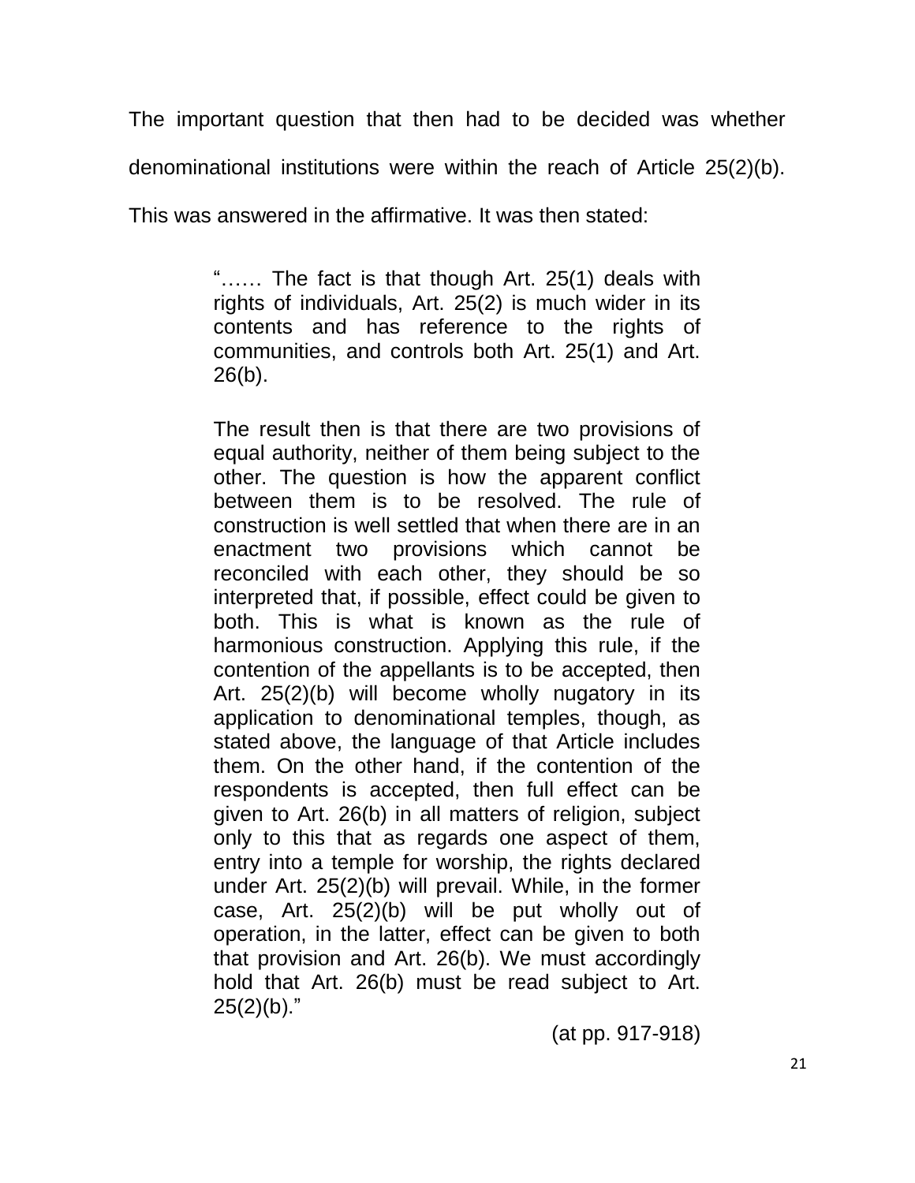The important question that then had to be decided was whether denominational institutions were within the reach of Article 25(2)(b). This was answered in the affirmative. It was then stated:

> "…… The fact is that though Art. 25(1) deals with rights of individuals, Art. 25(2) is much wider in its contents and has reference to the rights of communities, and controls both Art. 25(1) and Art. 26(b).
>
> The result then is that there are two provisions of equal authority, neither of them being subject to the other. The question is how the apparent conflict between them is to be resolved. The rule of construction is well settled that when there are in an enactment two provisions which cannot be reconciled with each other, they should be so interpreted that, if possible, effect could be given to both. This is what is known as the rule of harmonious construction. Applying this rule, if the contention of the appellants is to be accepted, then Art. 25(2)(b) will become wholly nugatory in its application to denominational temples, though, as stated above, the language of that Article includes them. On the other hand, if the contention of the respondents is accepted, then full effect can be given to Art. 26(b) in all matters of religion, subject only to this that as regards one aspect of them, entry into a temple for worship, the rights declared under Art. 25(2)(b) will prevail. While, in the former case, Art. 25(2)(b) will be put wholly out of operation, in the latter, effect can be given to both that provision and Art. 26(b). We must accordingly hold that Art. 26(b) must be read subject to Art. 25(2)(b)."
>
> (at pp. 917-918)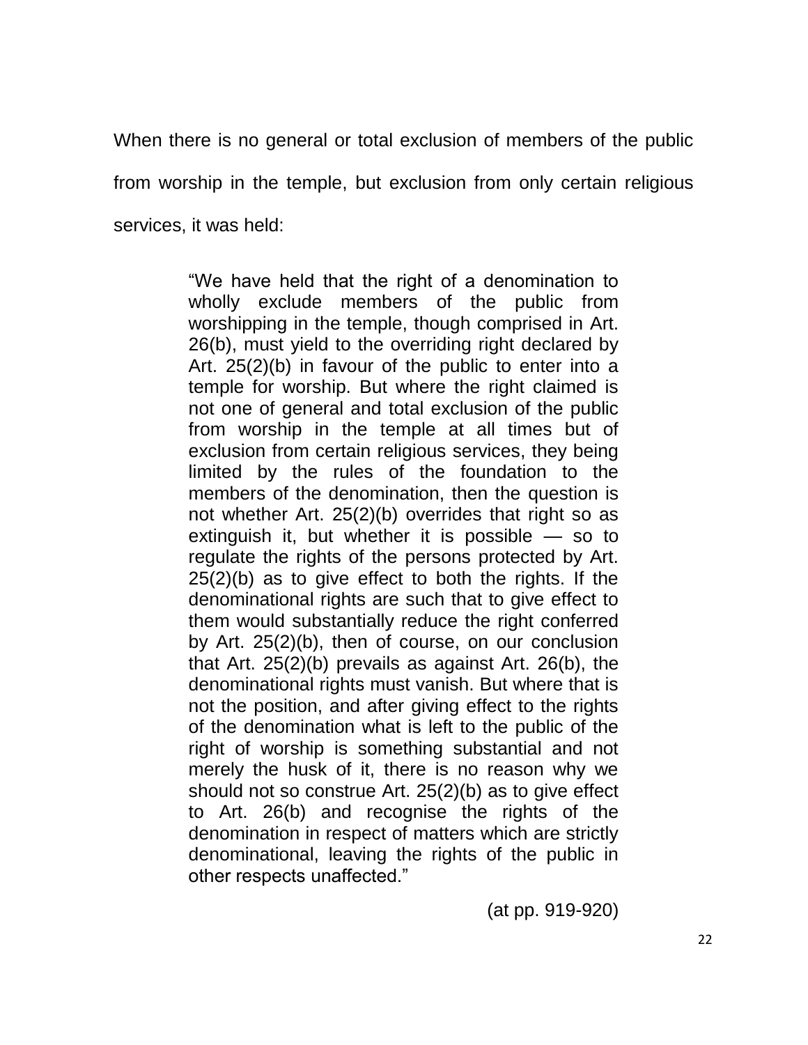When there is no general or total exclusion of members of the public from worship in the temple, but exclusion from only certain religious services, it was held:

> "We have held that the right of a denomination to wholly exclude members of the public from worshipping in the temple, though comprised in Art. 26(b), must yield to the overriding right declared by Art. 25(2)(b) in favour of the public to enter into a temple for worship. But where the right claimed is not one of general and total exclusion of the public from worship in the temple at all times but of exclusion from certain religious services, they being limited by the rules of the foundation to the members of the denomination, then the question is not whether Art. 25(2)(b) overrides that right so as extinguish it, but whether it is possible — so to regulate the rights of the persons protected by Art. 25(2)(b) as to give effect to both the rights. If the denominational rights are such that to give effect to them would substantially reduce the right conferred by Art. 25(2)(b), then of course, on our conclusion that Art. 25(2)(b) prevails as against Art. 26(b), the denominational rights must vanish. But where that is not the position, and after giving effect to the rights of the denomination what is left to the public of the right of worship is something substantial and not merely the husk of it, there is no reason why we should not so construe Art. 25(2)(b) as to give effect to Art. 26(b) and recognise the rights of the denomination in respect of matters which are strictly denominational, leaving the rights of the public in other respects unaffected."
>
> (at pp. 919-920)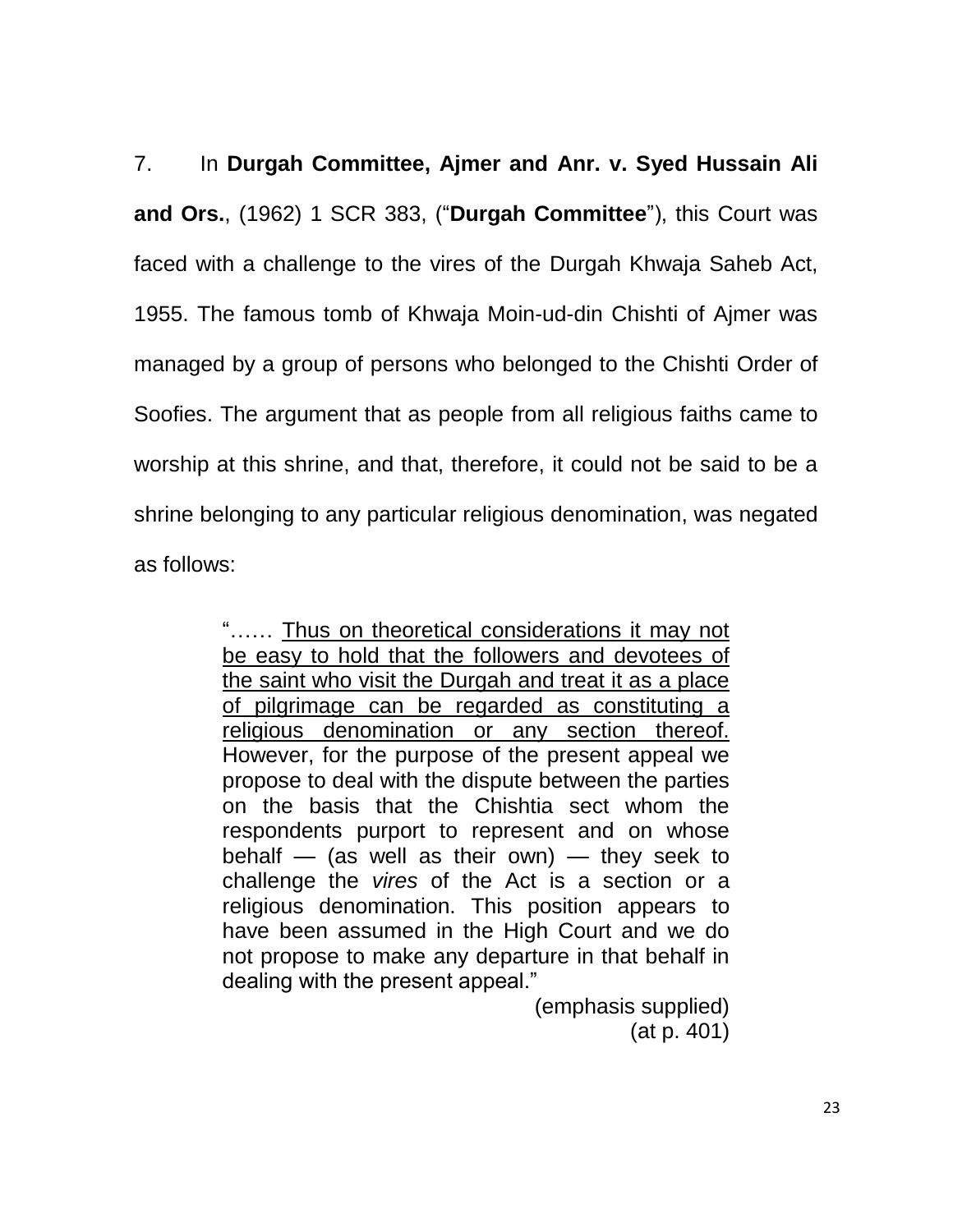7. In **Durgah Committee, Ajmer and Anr. v. Syed Hussain Ali and Ors.**, (1962) 1 SCR 383, ("**Durgah Committee**"), this Court was faced with a challenge to the vires of the Durgah Khwaja Saheb Act, 1955. The famous tomb of Khwaja Moin-ud-din Chishti of Ajmer was managed by a group of persons who belonged to the Chishti Order of Soofies. The argument that as people from all religious faiths came to worship at this shrine, and that, therefore, it could not be said to be a shrine belonging to any particular religious denomination, was negated as follows:

> "…… <u>Thus on theoretical considerations it may not be easy to hold that the followers and devotees of the saint who visit the Durgah and treat it as a place of pilgrimage can be regarded as constituting a religious denomination or any section thereof.</u> However, for the purpose of the present appeal we propose to deal with the dispute between the parties on the basis that the Chishtia sect whom the respondents purport to represent and on whose behalf — (as well as their own) — they seek to challenge the *vires* of the Act is a section or a religious denomination. This position appears to have been assumed in the High Court and we do not propose to make any departure in that behalf in dealing with the present appeal."
>
> (emphasis supplied)
> (at p. 401)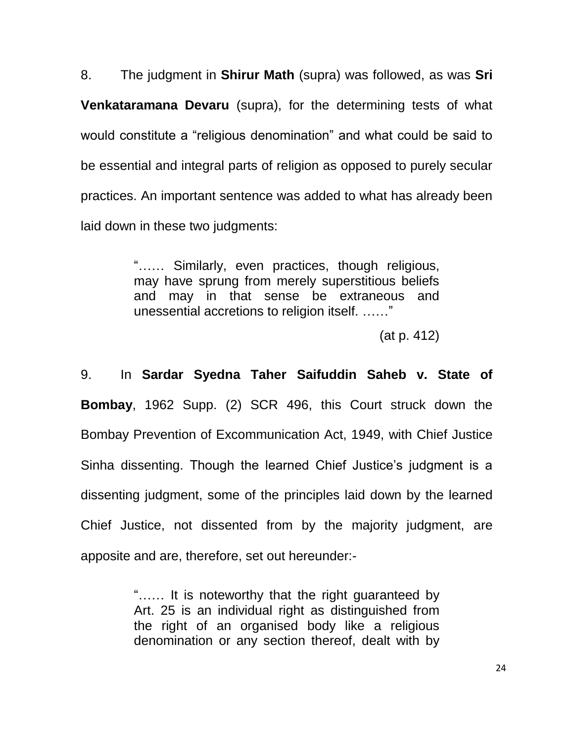8. The judgment in **Shirur Math** (supra) was followed, as was **Sri Venkataramana Devaru** (supra), for the determining tests of what would constitute a "religious denomination" and what could be said to be essential and integral parts of religion as opposed to purely secular practices. An important sentence was added to what has already been laid down in these two judgments:

> "…… Similarly, even practices, though religious, may have sprung from merely superstitious beliefs and may in that sense be extraneous and unessential accretions to religion itself. ……"
>
> (at p. 412)

9. In **Sardar Syedna Taher Saifuddin Saheb v. State of Bombay**, 1962 Supp. (2) SCR 496, this Court struck down the Bombay Prevention of Excommunication Act, 1949, with Chief Justice Sinha dissenting. Though the learned Chief Justice's judgment is a dissenting judgment, some of the principles laid down by the learned Chief Justice, not dissented from by the majority judgment, are apposite and are, therefore, set out hereunder:-

> "…… It is noteworthy that the right guaranteed by Art. 25 is an individual right as distinguished from the right of an organised body like a religious denomination or any section thereof, dealt with by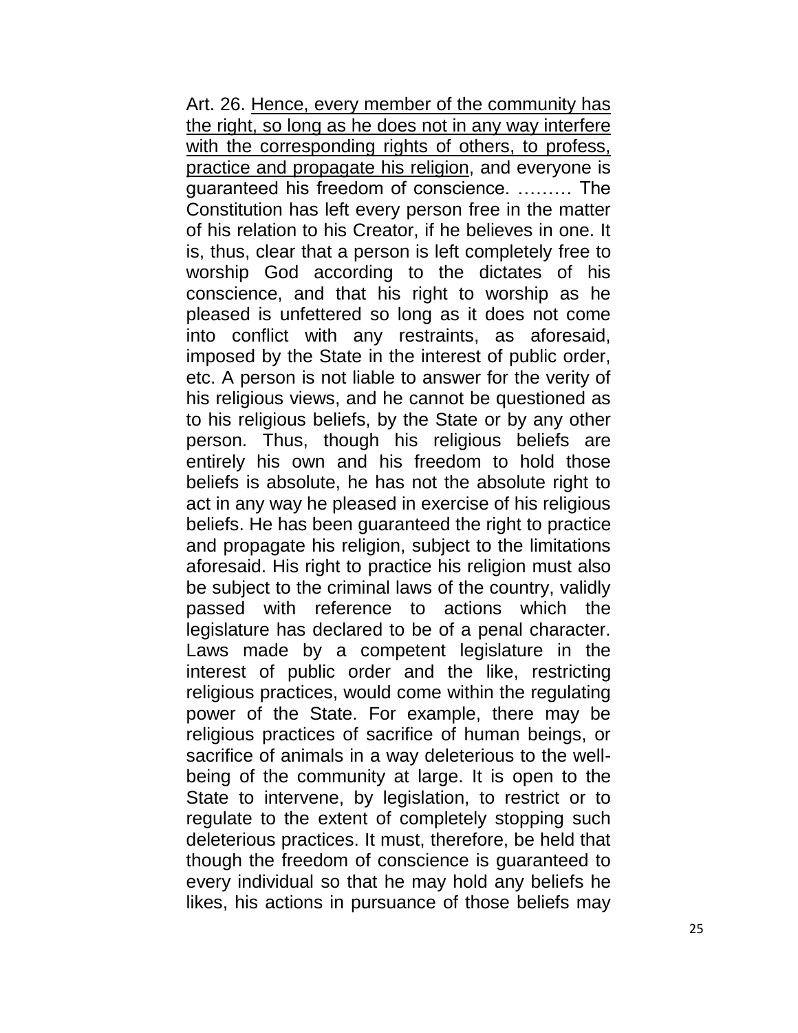Art. 26. <u>Hence, every member of the community has the right, so long as he does not in any way interfere with the corresponding rights of others, to profess, practice and propagate his religion</u>, and everyone is guaranteed his freedom of conscience. ……… The Constitution has left every person free in the matter of his relation to his Creator, if he believes in one. It is, thus, clear that a person is left completely free to worship God according to the dictates of his conscience, and that his right to worship as he pleased is unfettered so long as it does not come into conflict with any restraints, as aforesaid, imposed by the State in the interest of public order, etc. A person is not liable to answer for the verity of his religious views, and he cannot be questioned as to his religious beliefs, by the State or by any other person. Thus, though his religious beliefs are entirely his own and his freedom to hold those beliefs is absolute, he has not the absolute right to act in any way he pleased in exercise of his religious beliefs. He has been guaranteed the right to practice and propagate his religion, subject to the limitations aforesaid. His right to practice his religion must also be subject to the criminal laws of the country, validly passed with reference to actions which the legislature has declared to be of a penal character. Laws made by a competent legislature in the interest of public order and the like, restricting religious practices, would come within the regulating power of the State. For example, there may be religious practices of sacrifice of human beings, or sacrifice of animals in a way deleterious to the well-being of the community at large. It is open to the State to intervene, by legislation, to restrict or to regulate to the extent of completely stopping such deleterious practices. It must, therefore, be held that though the freedom of conscience is guaranteed to every individual so that he may hold any beliefs he likes, his actions in pursuance of those beliefs may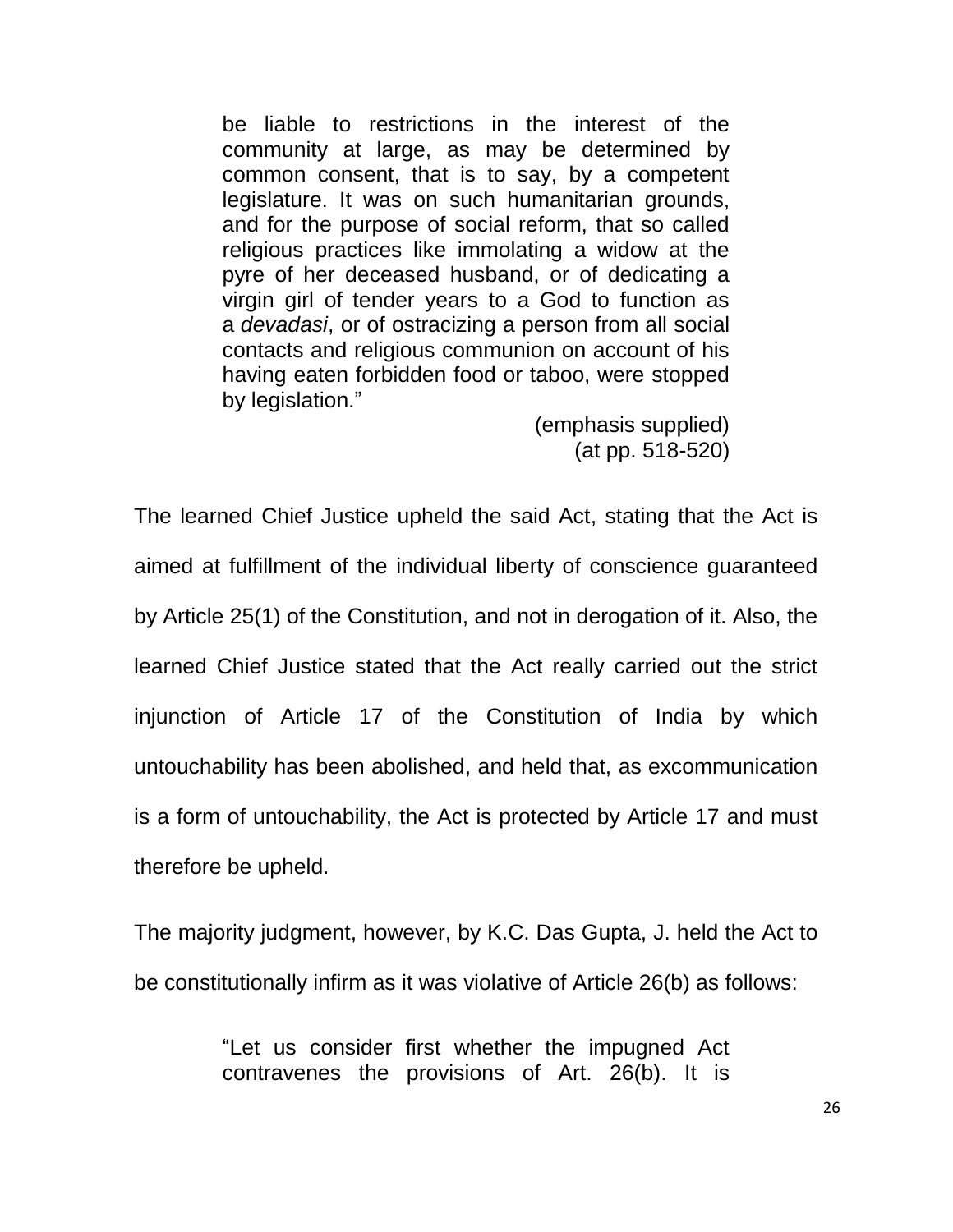> be liable to restrictions in the interest of the community at large, as may be determined by common consent, that is to say, by a competent legislature. It was on such humanitarian grounds, and for the purpose of social reform, that so called religious practices like immolating a widow at the pyre of her deceased husband, or of dedicating a virgin girl of tender years to a God to function as a *devadasi*, or of ostracizing a person from all social contacts and religious communion on account of his having eaten forbidden food or taboo, were stopped by legislation."
>
> (emphasis supplied)
> (at pp. 518-520)

The learned Chief Justice upheld the said Act, stating that the Act is aimed at fulfillment of the individual liberty of conscience guaranteed by Article 25(1) of the Constitution, and not in derogation of it. Also, the learned Chief Justice stated that the Act really carried out the strict injunction of Article 17 of the Constitution of India by which untouchability has been abolished, and held that, as excommunication is a form of untouchability, the Act is protected by Article 17 and must therefore be upheld.

The majority judgment, however, by K.C. Das Gupta, J. held the Act to be constitutionally infirm as it was violative of Article 26(b) as follows:

> "Let us consider first whether the impugned Act contravenes the provisions of Art. 26(b). It is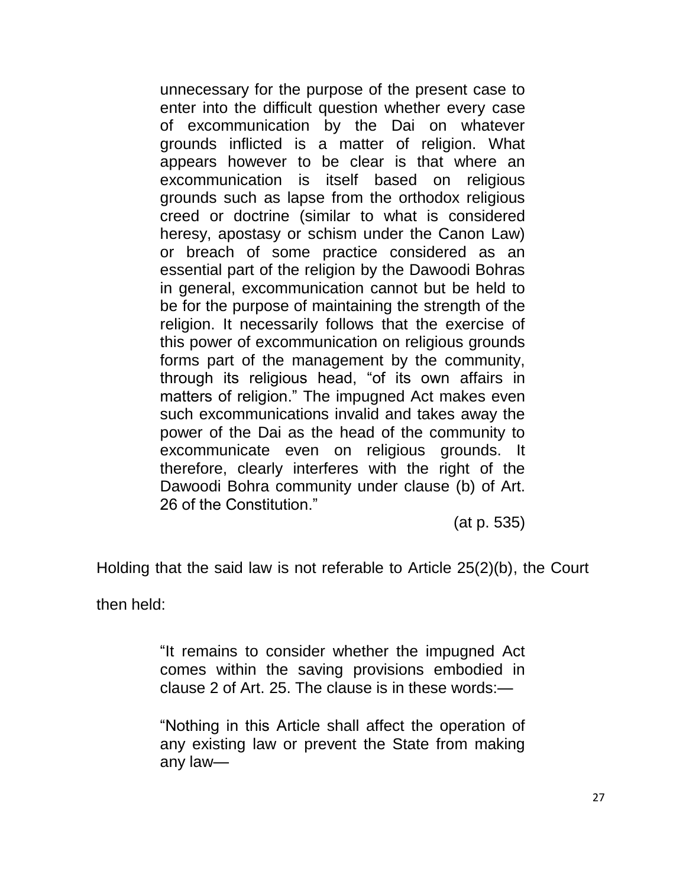> unnecessary for the purpose of the present case to enter into the difficult question whether every case of excommunication by the Dai on whatever grounds inflicted is a matter of religion. What appears however to be clear is that where an excommunication is itself based on religious grounds such as lapse from the orthodox religious creed or doctrine (similar to what is considered heresy, apostasy or schism under the Canon Law) or breach of some practice considered as an essential part of the religion by the Dawoodi Bohras in general, excommunication cannot but be held to be for the purpose of maintaining the strength of the religion. It necessarily follows that the exercise of this power of excommunication on religious grounds forms part of the management by the community, through its religious head, "of its own affairs in matters of religion." The impugned Act makes even such excommunications invalid and takes away the power of the Dai as the head of the community to excommunicate even on religious grounds. It therefore, clearly interferes with the right of the Dawoodi Bohra community under clause (b) of Art. 26 of the Constitution."
>
> (at p. 535)

Holding that the said law is not referable to Article 25(2)(b), the Court then held:

> "It remains to consider whether the impugned Act comes within the saving provisions embodied in clause 2 of Art. 25. The clause is in these words:—
>
> "Nothing in this Article shall affect the operation of any existing law or prevent the State from making any law—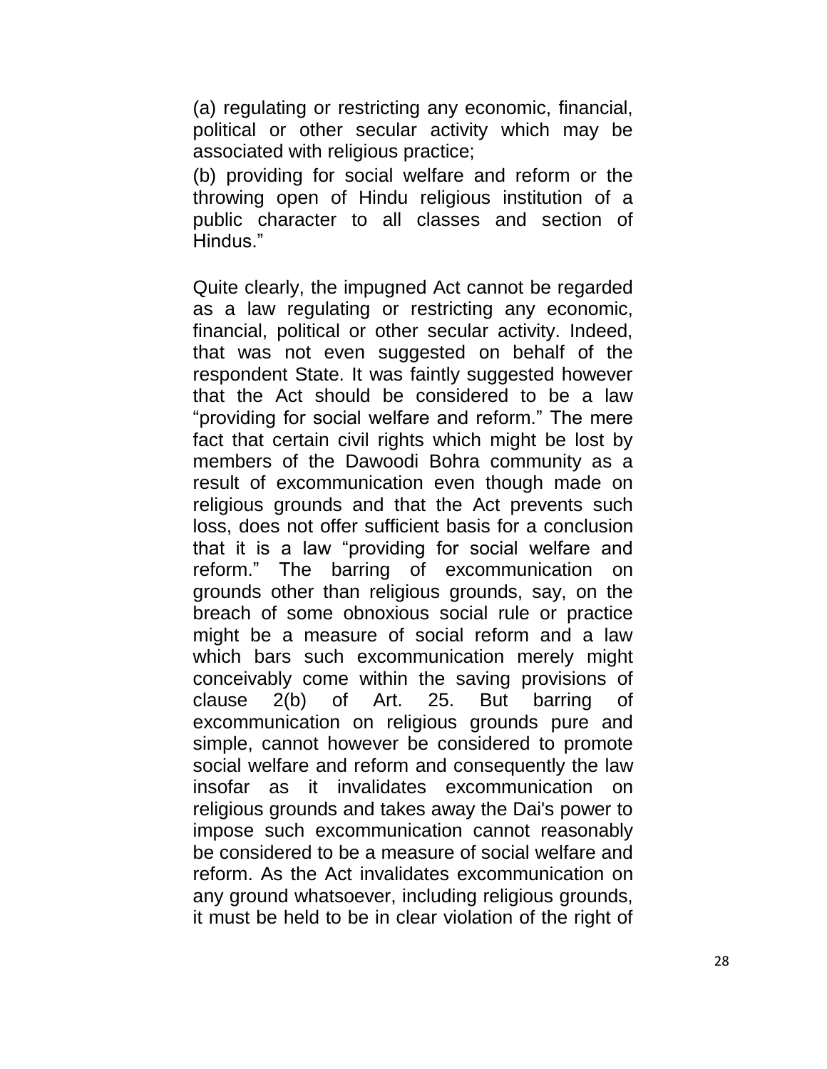(a) regulating or restricting any economic, financial, political or other secular activity which may be associated with religious practice;

(b) providing for social welfare and reform or the throwing open of Hindu religious institution of a public character to all classes and section of Hindus."

Quite clearly, the impugned Act cannot be regarded as a law regulating or restricting any economic, financial, political or other secular activity. Indeed, that was not even suggested on behalf of the respondent State. It was faintly suggested however that the Act should be considered to be a law "providing for social welfare and reform." The mere fact that certain civil rights which might be lost by members of the Dawoodi Bohra community as a result of excommunication even though made on religious grounds and that the Act prevents such loss, does not offer sufficient basis for a conclusion that it is a law "providing for social welfare and reform." The barring of excommunication on grounds other than religious grounds, say, on the breach of some obnoxious social rule or practice might be a measure of social reform and a law which bars such excommunication merely might conceivably come within the saving provisions of clause 2(b) of Art. 25. But barring of excommunication on religious grounds pure and simple, cannot however be considered to promote social welfare and reform and consequently the law insofar as it invalidates excommunication on religious grounds and takes away the Dai's power to impose such excommunication cannot reasonably be considered to be a measure of social welfare and reform. As the Act invalidates excommunication on any ground whatsoever, including religious grounds, it must be held to be in clear violation of the right of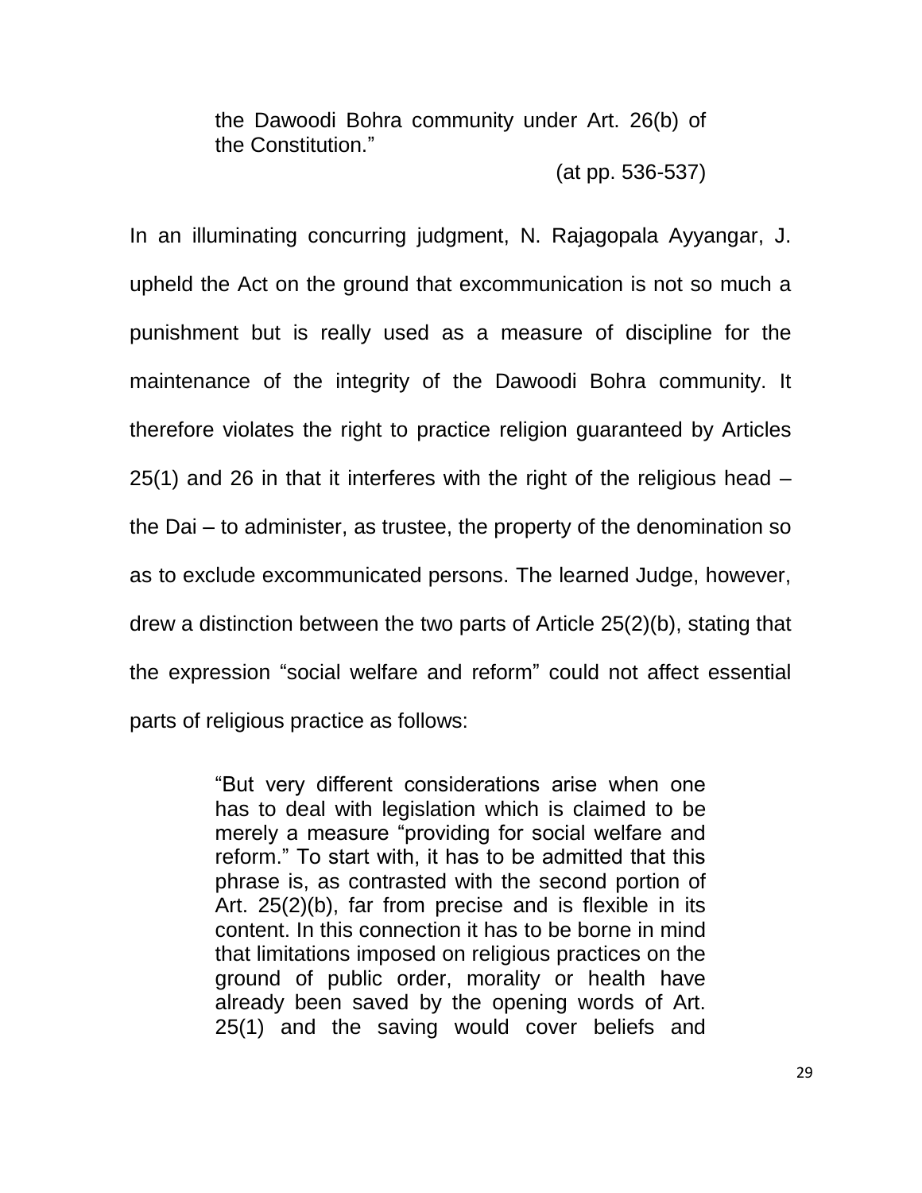> the Dawoodi Bohra community under Art. 26(b) of the Constitution."
>
> (at pp. 536-537)

In an illuminating concurring judgment, N. Rajagopala Ayyangar, J. upheld the Act on the ground that excommunication is not so much a punishment but is really used as a measure of discipline for the maintenance of the integrity of the Dawoodi Bohra community. It therefore violates the right to practice religion guaranteed by Articles 25(1) and 26 in that it interferes with the right of the religious head – the Dai – to administer, as trustee, the property of the denomination so as to exclude excommunicated persons. The learned Judge, however, drew a distinction between the two parts of Article 25(2)(b), stating that the expression "social welfare and reform" could not affect essential parts of religious practice as follows:

> "But very different considerations arise when one has to deal with legislation which is claimed to be merely a measure "providing for social welfare and reform." To start with, it has to be admitted that this phrase is, as contrasted with the second portion of Art. 25(2)(b), far from precise and is flexible in its content. In this connection it has to be borne in mind that limitations imposed on religious practices on the ground of public order, morality or health have already been saved by the opening words of Art. 25(1) and the saving would cover beliefs and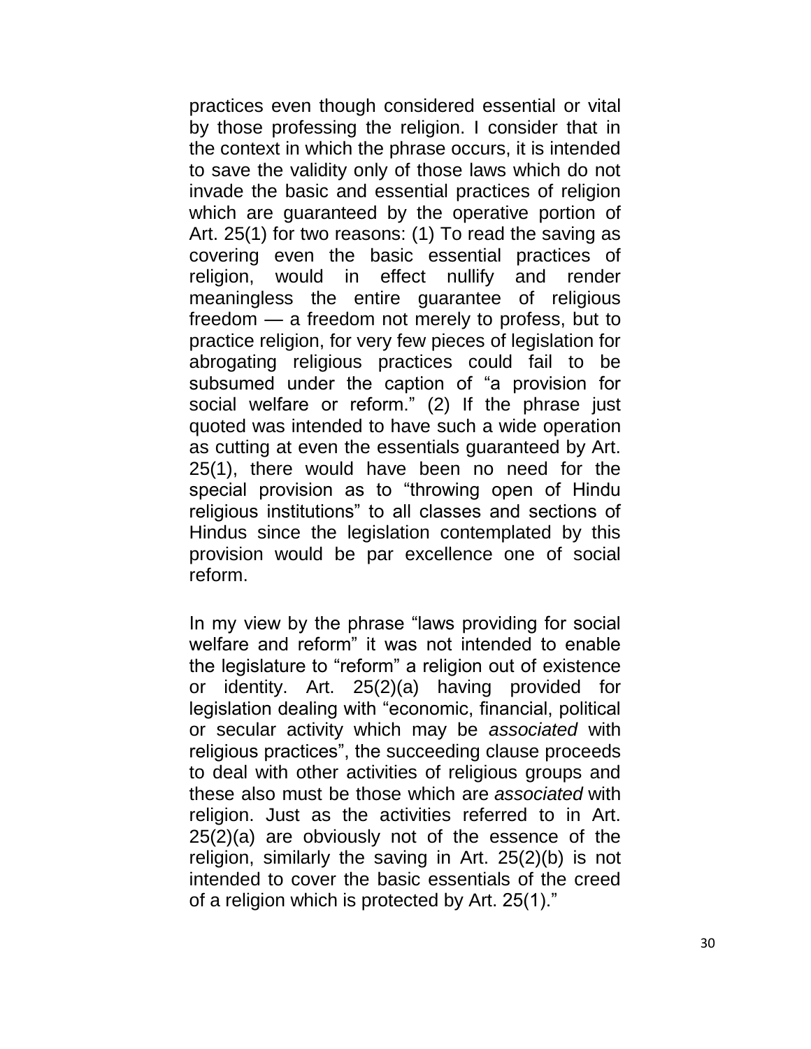practices even though considered essential or vital by those professing the religion. I consider that in the context in which the phrase occurs, it is intended to save the validity only of those laws which do not invade the basic and essential practices of religion which are guaranteed by the operative portion of Art. 25(1) for two reasons: (1) To read the saving as covering even the basic essential practices of religion, would in effect nullify and render meaningless the entire guarantee of religious freedom — a freedom not merely to profess, but to practice religion, for very few pieces of legislation for abrogating religious practices could fail to be subsumed under the caption of "a provision for social welfare or reform." (2) If the phrase just quoted was intended to have such a wide operation as cutting at even the essentials guaranteed by Art. 25(1), there would have been no need for the special provision as to "throwing open of Hindu religious institutions" to all classes and sections of Hindus since the legislation contemplated by this provision would be par excellence one of social reform.

In my view by the phrase "laws providing for social welfare and reform" it was not intended to enable the legislature to "reform" a religion out of existence or identity. Art. 25(2)(a) having provided for legislation dealing with "economic, financial, political or secular activity which may be *associated* with religious practices", the succeeding clause proceeds to deal with other activities of religious groups and these also must be those which are *associated* with religion. Just as the activities referred to in Art. 25(2)(a) are obviously not of the essence of the religion, similarly the saving in Art. 25(2)(b) is not intended to cover the basic essentials of the creed of a religion which is protected by Art. 25(1)."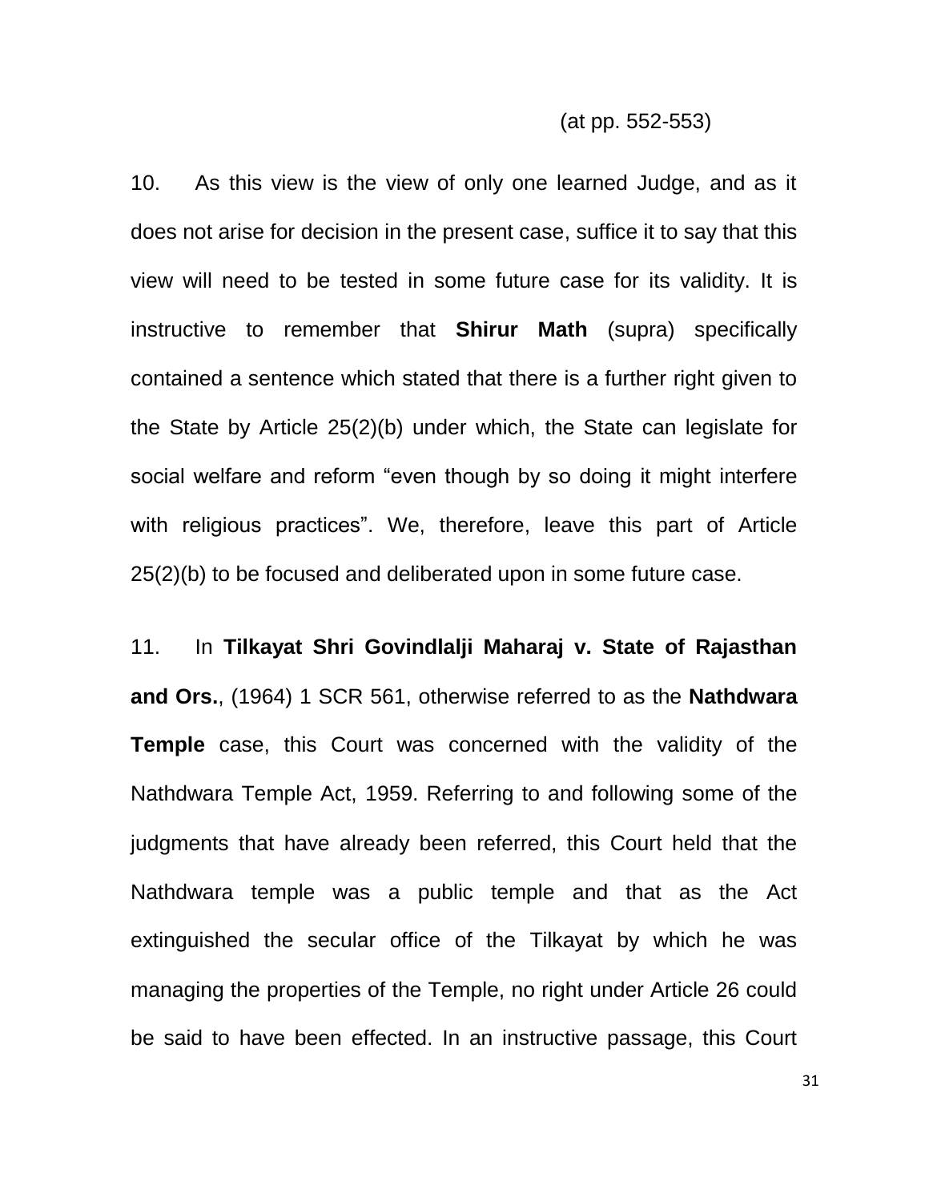(at pp. 552-553)

10. As this view is the view of only one learned Judge, and as it does not arise for decision in the present case, suffice it to say that this view will need to be tested in some future case for its validity. It is instructive to remember that **Shirur Math** (supra) specifically contained a sentence which stated that there is a further right given to the State by Article 25(2)(b) under which, the State can legislate for social welfare and reform "even though by so doing it might interfere with religious practices". We, therefore, leave this part of Article 25(2)(b) to be focused and deliberated upon in some future case.

11. In **Tilkayat Shri Govindlalji Maharaj v. State of Rajasthan and Ors.**, (1964) 1 SCR 561, otherwise referred to as the **Nathdwara Temple** case, this Court was concerned with the validity of the Nathdwara Temple Act, 1959. Referring to and following some of the judgments that have already been referred, this Court held that the Nathdwara temple was a public temple and that as the Act extinguished the secular office of the Tilkayat by which he was managing the properties of the Temple, no right under Article 26 could be said to have been effected. In an instructive passage, this Court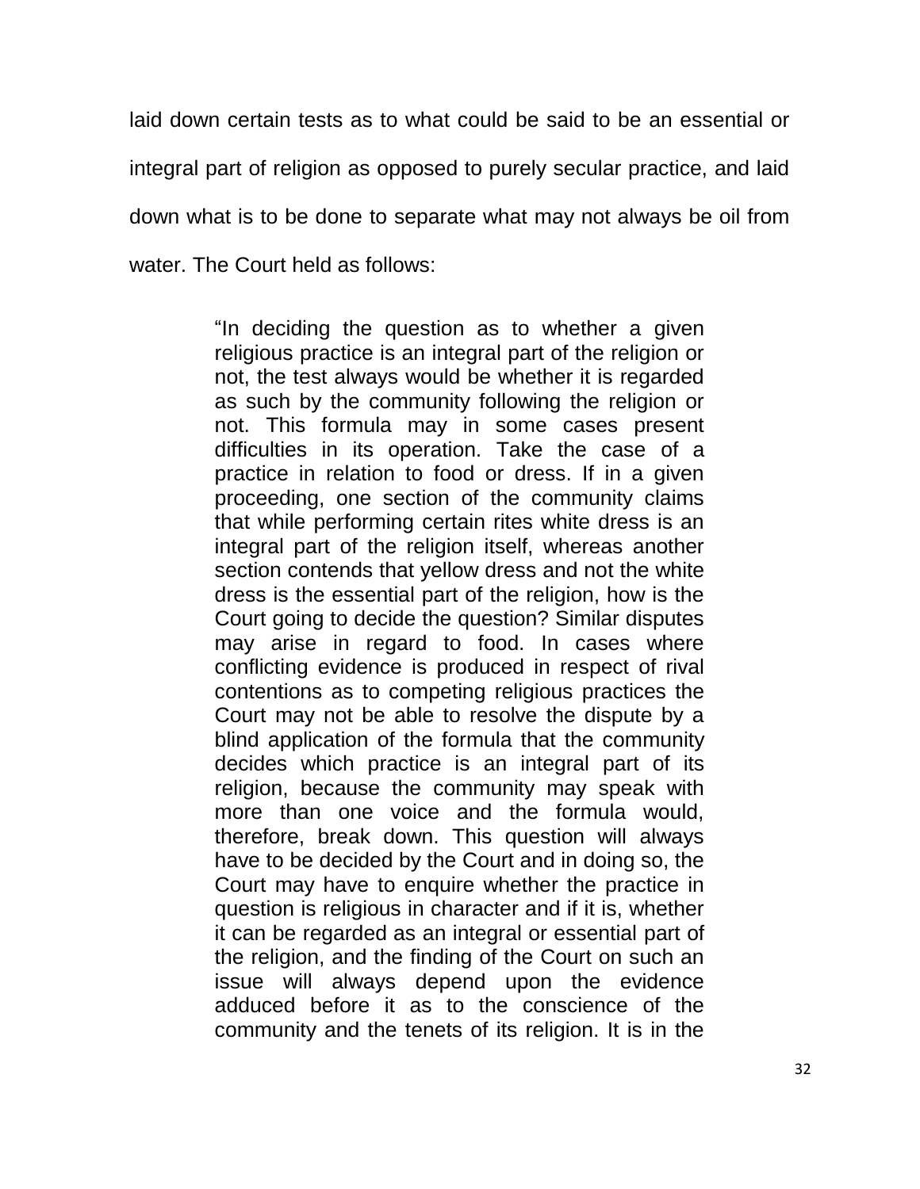laid down certain tests as to what could be said to be an essential or integral part of religion as opposed to purely secular practice, and laid down what is to be done to separate what may not always be oil from water. The Court held as follows:

> "In deciding the question as to whether a given religious practice is an integral part of the religion or not, the test always would be whether it is regarded as such by the community following the religion or not. This formula may in some cases present difficulties in its operation. Take the case of a practice in relation to food or dress. If in a given proceeding, one section of the community claims that while performing certain rites white dress is an integral part of the religion itself, whereas another section contends that yellow dress and not the white dress is the essential part of the religion, how is the Court going to decide the question? Similar disputes may arise in regard to food. In cases where conflicting evidence is produced in respect of rival contentions as to competing religious practices the Court may not be able to resolve the dispute by a blind application of the formula that the community decides which practice is an integral part of its religion, because the community may speak with more than one voice and the formula would, therefore, break down. This question will always have to be decided by the Court and in doing so, the Court may have to enquire whether the practice in question is religious in character and if it is, whether it can be regarded as an integral or essential part of the religion, and the finding of the Court on such an issue will always depend upon the evidence adduced before it as to the conscience of the community and the tenets of its religion. It is in the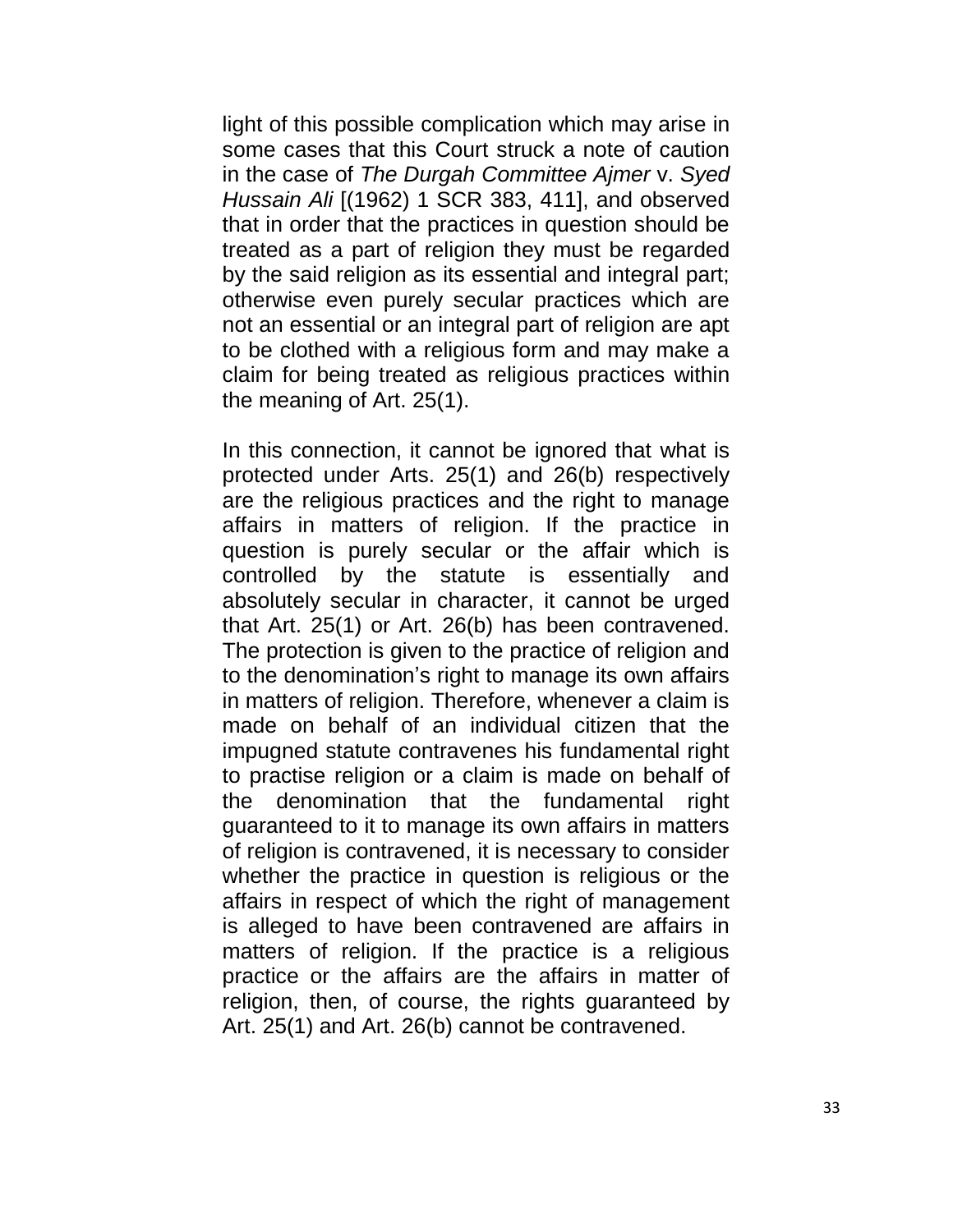light of this possible complication which may arise in some cases that this Court struck a note of caution in the case of *The Durgah Committee Ajmer* v. *Syed Hussain Ali* [(1962) 1 SCR 383, 411], and observed that in order that the practices in question should be treated as a part of religion they must be regarded by the said religion as its essential and integral part; otherwise even purely secular practices which are not an essential or an integral part of religion are apt to be clothed with a religious form and may make a claim for being treated as religious practices within the meaning of Art. 25(1).

In this connection, it cannot be ignored that what is protected under Arts. 25(1) and 26(b) respectively are the religious practices and the right to manage affairs in matters of religion. If the practice in question is purely secular or the affair which is controlled by the statute is essentially and absolutely secular in character, it cannot be urged that Art. 25(1) or Art. 26(b) has been contravened. The protection is given to the practice of religion and to the denomination's right to manage its own affairs in matters of religion. Therefore, whenever a claim is made on behalf of an individual citizen that the impugned statute contravenes his fundamental right to practise religion or a claim is made on behalf of the denomination that the fundamental right guaranteed to it to manage its own affairs in matters of religion is contravened, it is necessary to consider whether the practice in question is religious or the affairs in respect of which the right of management is alleged to have been contravened are affairs in matters of religion. If the practice is a religious practice or the affairs are the affairs in matter of religion, then, of course, the rights guaranteed by Art. 25(1) and Art. 26(b) cannot be contravened.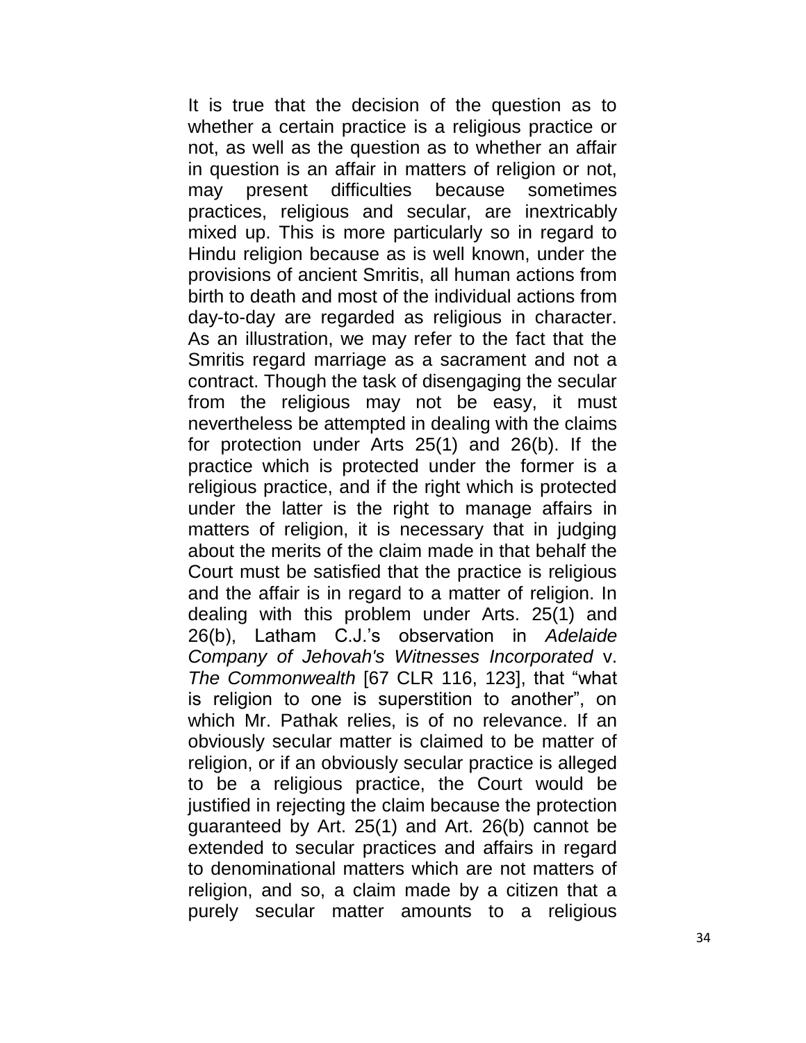It is true that the decision of the question as to whether a certain practice is a religious practice or not, as well as the question as to whether an affair in question is an affair in matters of religion or not, may present difficulties because sometimes practices, religious and secular, are inextricably mixed up. This is more particularly so in regard to Hindu religion because as is well known, under the provisions of ancient Smritis, all human actions from birth to death and most of the individual actions from day-to-day are regarded as religious in character. As an illustration, we may refer to the fact that the Smritis regard marriage as a sacrament and not a contract. Though the task of disengaging the secular from the religious may not be easy, it must nevertheless be attempted in dealing with the claims for protection under Arts 25(1) and 26(b). If the practice which is protected under the former is a religious practice, and if the right which is protected under the latter is the right to manage affairs in matters of religion, it is necessary that in judging about the merits of the claim made in that behalf the Court must be satisfied that the practice is religious and the affair is in regard to a matter of religion. In dealing with this problem under Arts. 25(1) and 26(b), Latham C.J.'s observation in *Adelaide Company of Jehovah's Witnesses Incorporated* v. *The Commonwealth* [67 CLR 116, 123], that "what is religion to one is superstition to another", on which Mr. Pathak relies, is of no relevance. If an obviously secular matter is claimed to be matter of religion, or if an obviously secular practice is alleged to be a religious practice, the Court would be justified in rejecting the claim because the protection guaranteed by Art. 25(1) and Art. 26(b) cannot be extended to secular practices and affairs in regard to denominational matters which are not matters of religion, and so, a claim made by a citizen that a purely secular matter amounts to a religious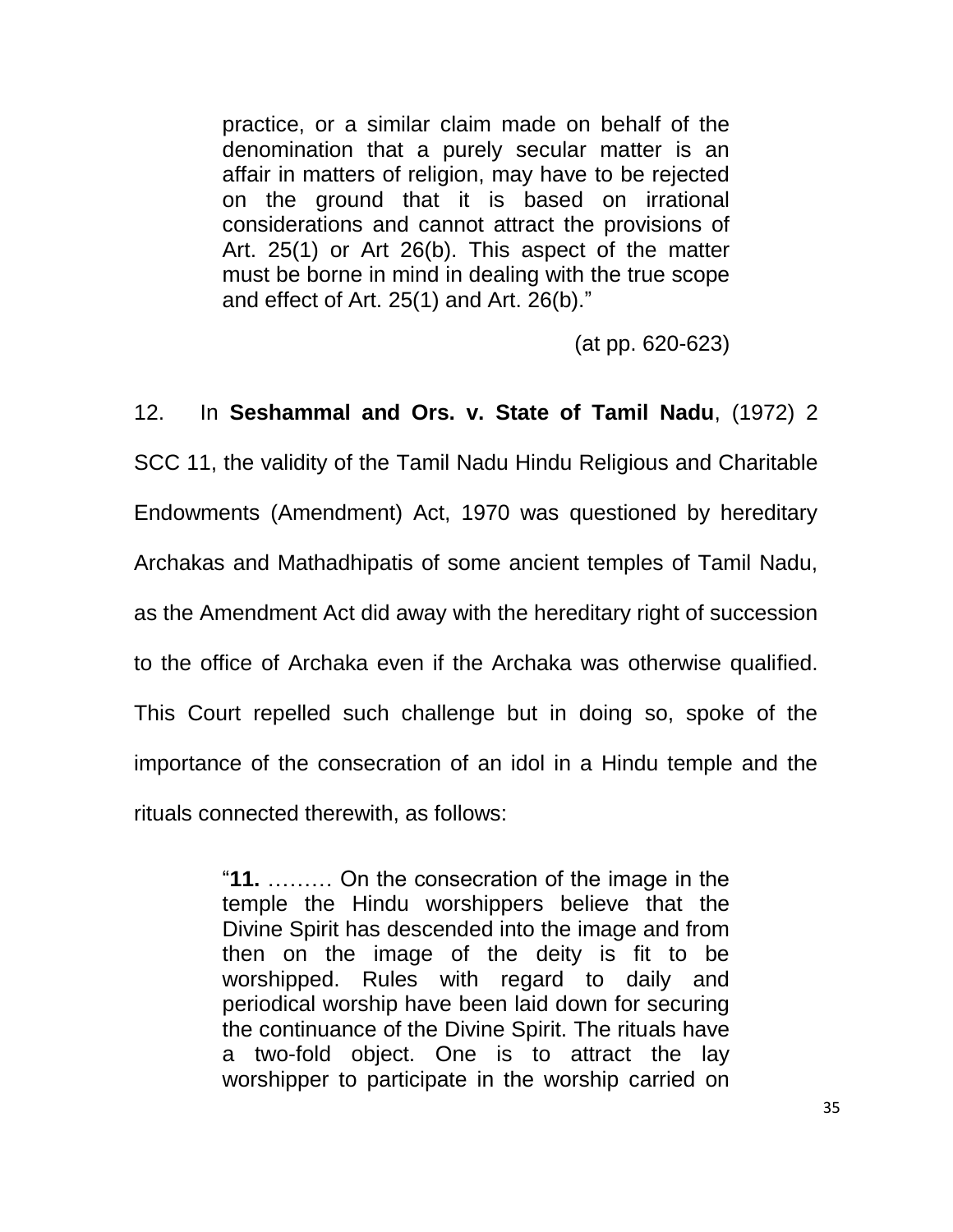> practice, or a similar claim made on behalf of the denomination that a purely secular matter is an affair in matters of religion, may have to be rejected on the ground that it is based on irrational considerations and cannot attract the provisions of Art. 25(1) or Art 26(b). This aspect of the matter must be borne in mind in dealing with the true scope and effect of Art. 25(1) and Art. 26(b)."
>
> (at pp. 620-623)

12. In **Seshammal and Ors. v. State of Tamil Nadu**, (1972) 2 SCC 11, the validity of the Tamil Nadu Hindu Religious and Charitable Endowments (Amendment) Act, 1970 was questioned by hereditary Archakas and Mathadhipatis of some ancient temples of Tamil Nadu, as the Amendment Act did away with the hereditary right of succession to the office of Archaka even if the Archaka was otherwise qualified. This Court repelled such challenge but in doing so, spoke of the importance of the consecration of an idol in a Hindu temple and the rituals connected therewith, as follows:

> "**11.** ……… On the consecration of the image in the temple the Hindu worshippers believe that the Divine Spirit has descended into the image and from then on the image of the deity is fit to be worshipped. Rules with regard to daily and periodical worship have been laid down for securing the continuance of the Divine Spirit. The rituals have a two-fold object. One is to attract the lay worshipper to participate in the worship carried on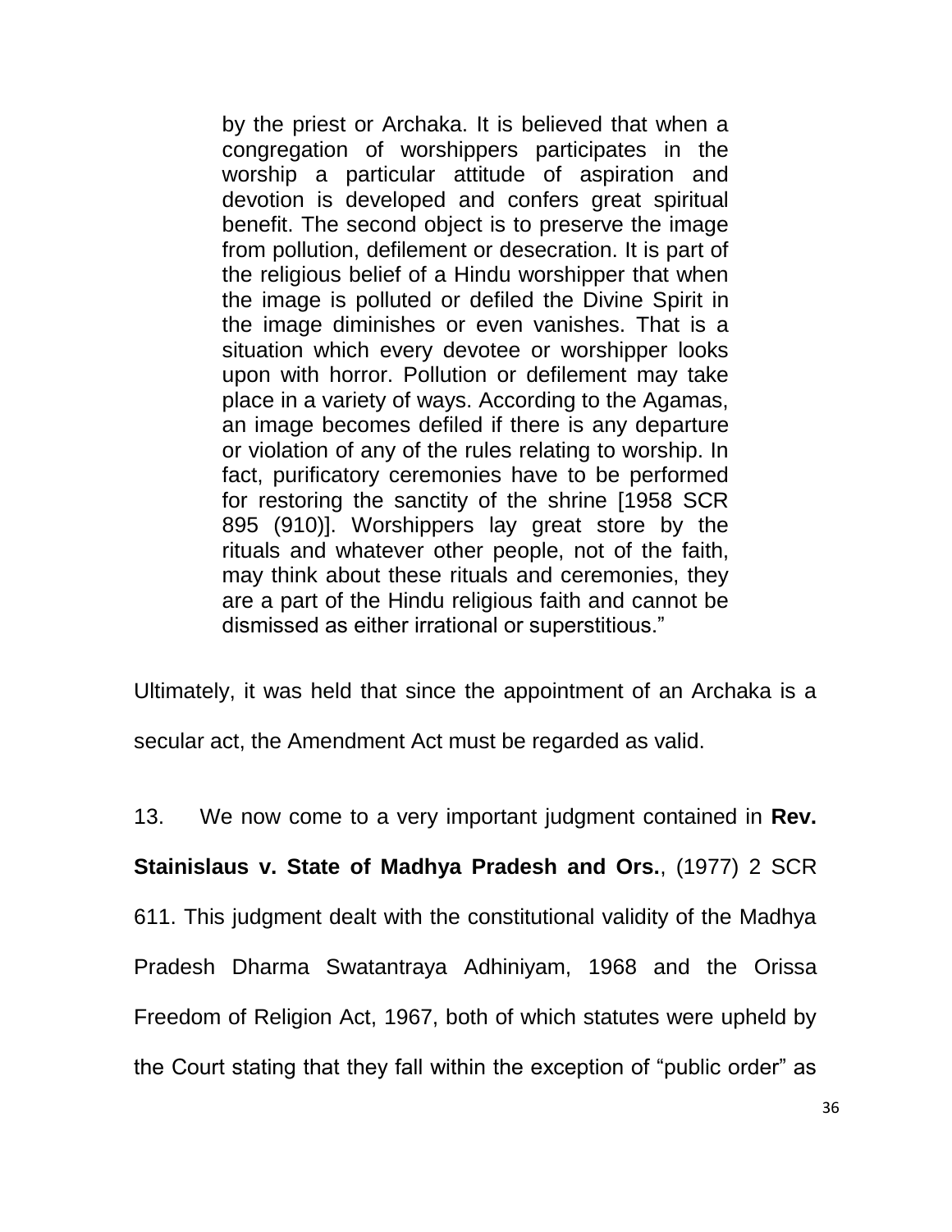> by the priest or Archaka. It is believed that when a congregation of worshippers participates in the worship a particular attitude of aspiration and devotion is developed and confers great spiritual benefit. The second object is to preserve the image from pollution, defilement or desecration. It is part of the religious belief of a Hindu worshipper that when the image is polluted or defiled the Divine Spirit in the image diminishes or even vanishes. That is a situation which every devotee or worshipper looks upon with horror. Pollution or defilement may take place in a variety of ways. According to the Agamas, an image becomes defiled if there is any departure or violation of any of the rules relating to worship. In fact, purificatory ceremonies have to be performed for restoring the sanctity of the shrine [1958 SCR 895 (910)]. Worshippers lay great store by the rituals and whatever other people, not of the faith, may think about these rituals and ceremonies, they are a part of the Hindu religious faith and cannot be dismissed as either irrational or superstitious."

Ultimately, it was held that since the appointment of an Archaka is a secular act, the Amendment Act must be regarded as valid.

13. We now come to a very important judgment contained in **Rev. Stainislaus v. State of Madhya Pradesh and Ors.**, (1977) 2 SCR 611. This judgment dealt with the constitutional validity of the Madhya Pradesh Dharma Swatantraya Adhiniyam, 1968 and the Orissa Freedom of Religion Act, 1967, both of which statutes were upheld by the Court stating that they fall within the exception of "public order" as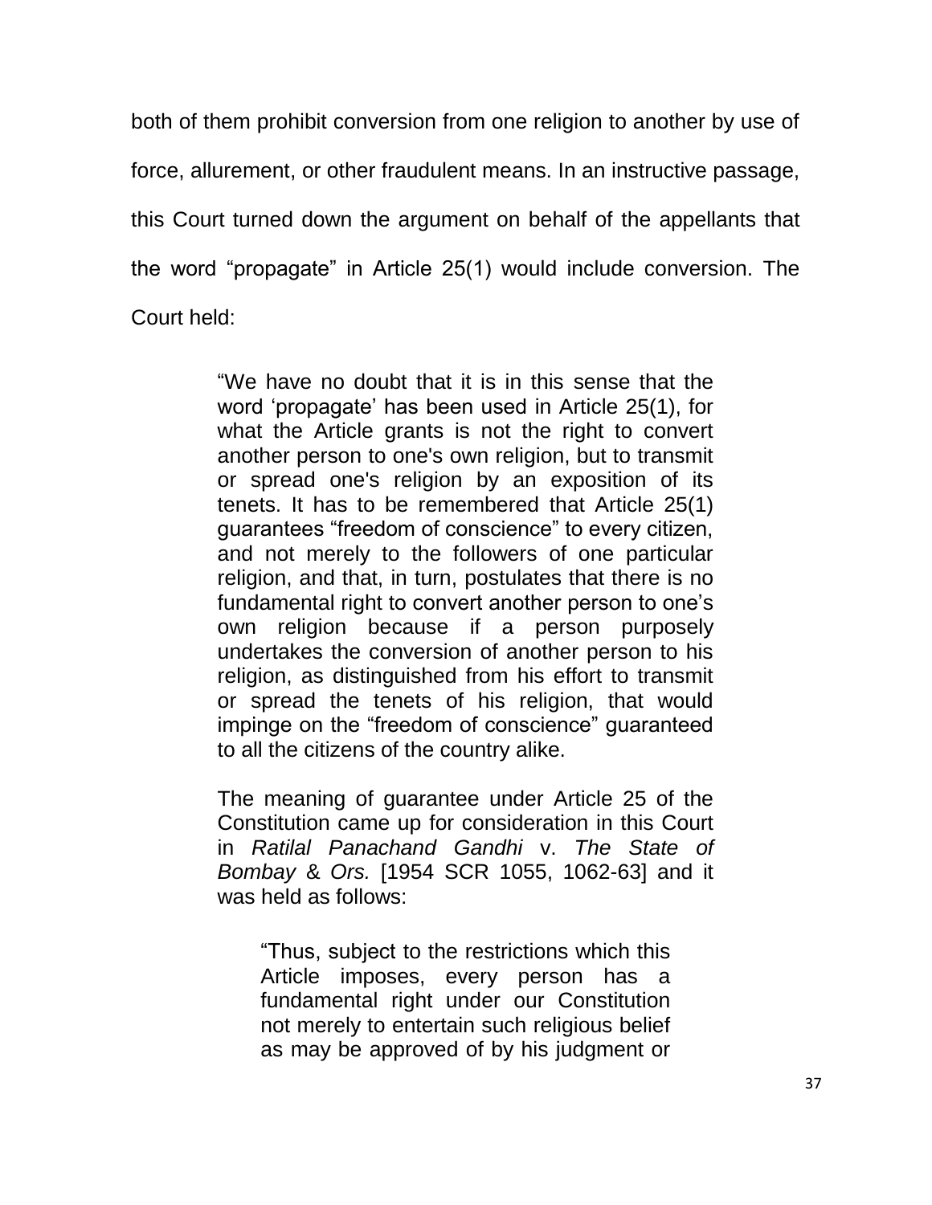both of them prohibit conversion from one religion to another by use of force, allurement, or other fraudulent means. In an instructive passage, this Court turned down the argument on behalf of the appellants that the word "propagate" in Article 25(1) would include conversion. The Court held:

> "We have no doubt that it is in this sense that the word 'propagate' has been used in Article 25(1), for what the Article grants is not the right to convert another person to one's own religion, but to transmit or spread one's religion by an exposition of its tenets. It has to be remembered that Article 25(1) guarantees "freedom of conscience" to every citizen, and not merely to the followers of one particular religion, and that, in turn, postulates that there is no fundamental right to convert another person to one's own religion because if a person purposely undertakes the conversion of another person to his religion, as distinguished from his effort to transmit or spread the tenets of his religion, that would impinge on the "freedom of conscience" guaranteed to all the citizens of the country alike.
>
> The meaning of guarantee under Article 25 of the Constitution came up for consideration in this Court in *Ratilal Panachand Gandhi* v. *The State of Bombay & Ors.* [1954 SCR 1055, 1062-63] and it was held as follows:
>
> > "Thus, subject to the restrictions which this Article imposes, every person has a fundamental right under our Constitution not merely to entertain such religious belief as may be approved of by his judgment or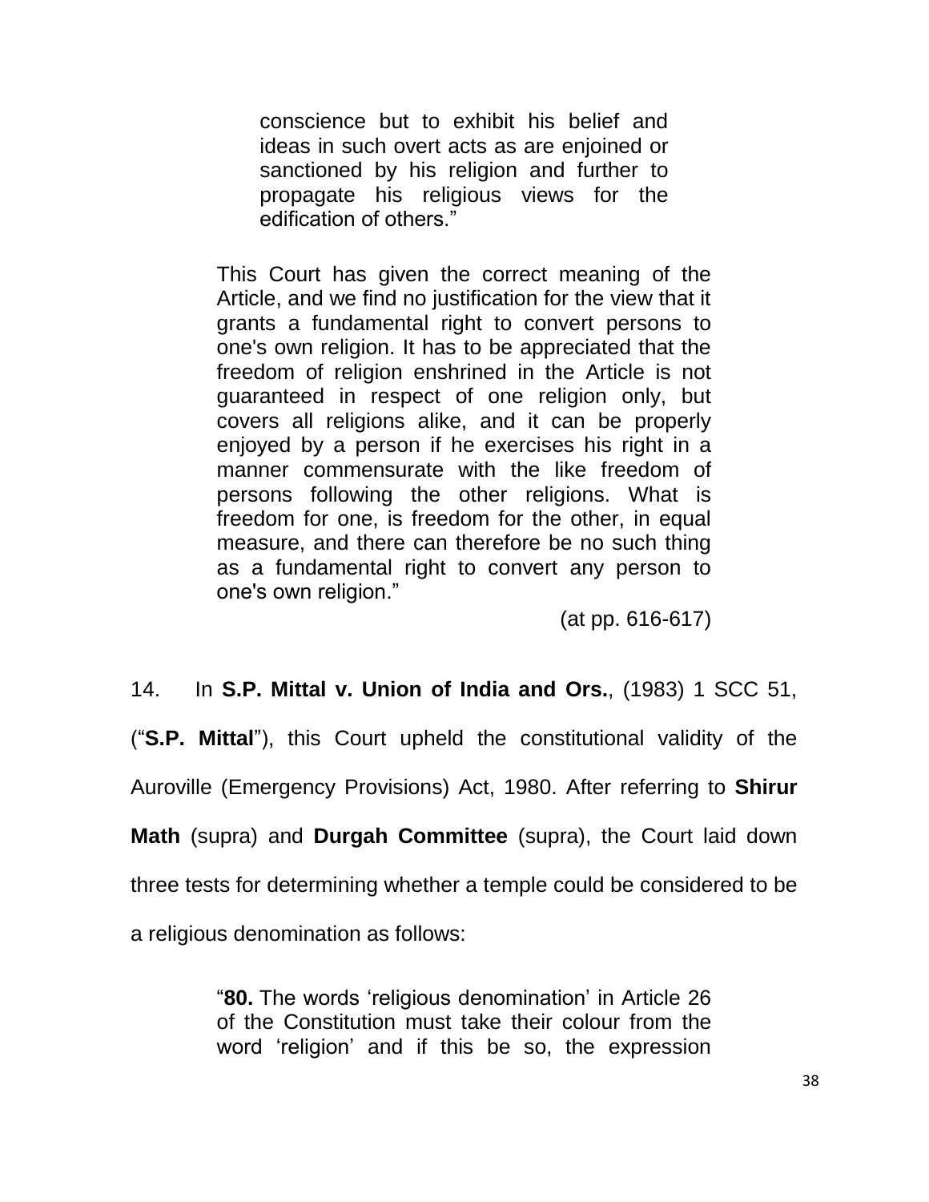> conscience but to exhibit his belief and ideas in such overt acts as are enjoined or sanctioned by his religion and further to propagate his religious views for the edification of others."
>
> This Court has given the correct meaning of the Article, and we find no justification for the view that it grants a fundamental right to convert persons to one's own religion. It has to be appreciated that the freedom of religion enshrined in the Article is not guaranteed in respect of one religion only, but covers all religions alike, and it can be properly enjoyed by a person if he exercises his right in a manner commensurate with the like freedom of persons following the other religions. What is freedom for one, is freedom for the other, in equal measure, and there can therefore be no such thing as a fundamental right to convert any person to one's own religion."
>
> (at pp. 616-617)

14. In **S.P. Mittal v. Union of India and Ors.**, (1983) 1 SCC 51, ("**S.P. Mittal**"), this Court upheld the constitutional validity of the Auroville (Emergency Provisions) Act, 1980. After referring to **Shirur Math** (supra) and **Durgah Committee** (supra), the Court laid down three tests for determining whether a temple could be considered to be a religious denomination as follows:

> "**80.** The words 'religious denomination' in Article 26 of the Constitution must take their colour from the word 'religion' and if this be so, the expression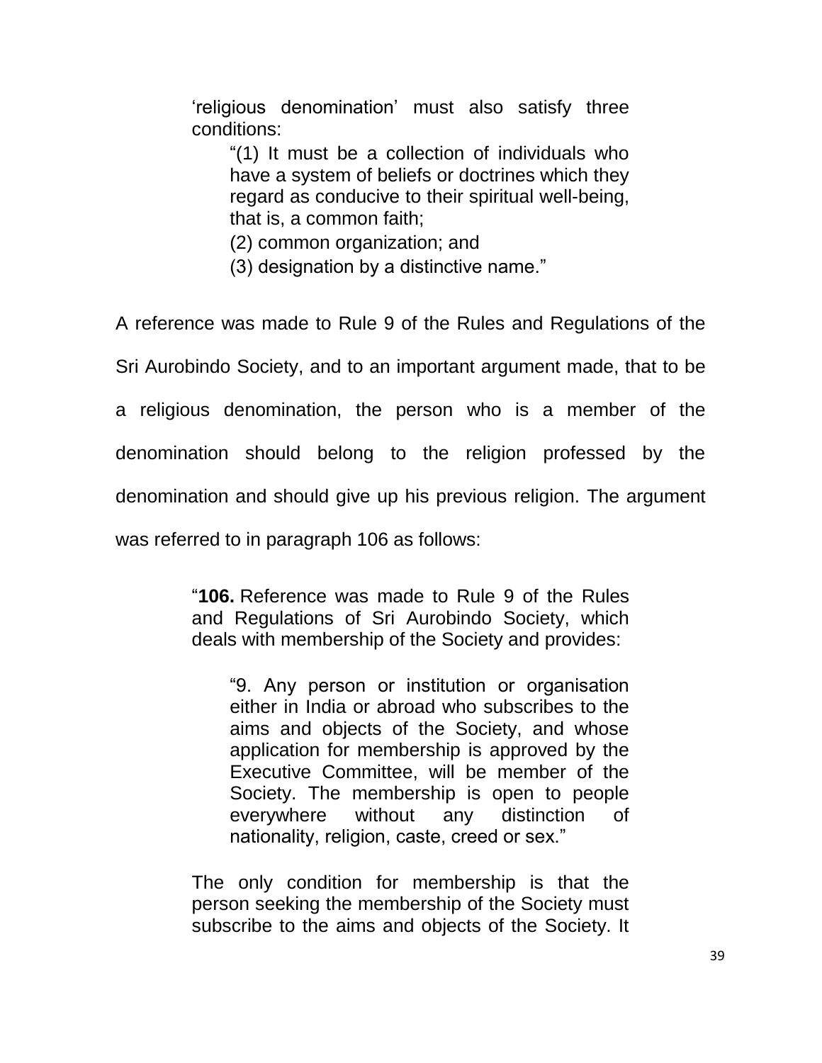> 'religious denomination' must also satisfy three conditions:
>
> > "(1) It must be a collection of individuals who have a system of beliefs or doctrines which they regard as conducive to their spiritual well-being, that is, a common faith;
> >
> > (2) common organization; and
> >
> > (3) designation by a distinctive name."

A reference was made to Rule 9 of the Rules and Regulations of the Sri Aurobindo Society, and to an important argument made, that to be a religious denomination, the person who is a member of the denomination should belong to the religion professed by the denomination and should give up his previous religion. The argument was referred to in paragraph 106 as follows:

> "**106.** Reference was made to Rule 9 of the Rules and Regulations of Sri Aurobindo Society, which deals with membership of the Society and provides:
>
> > "9. Any person or institution or organisation either in India or abroad who subscribes to the aims and objects of the Society, and whose application for membership is approved by the Executive Committee, will be member of the Society. The membership is open to people everywhere without any distinction of nationality, religion, caste, creed or sex."
>
> The only condition for membership is that the person seeking the membership of the Society must subscribe to the aims and objects of the Society. It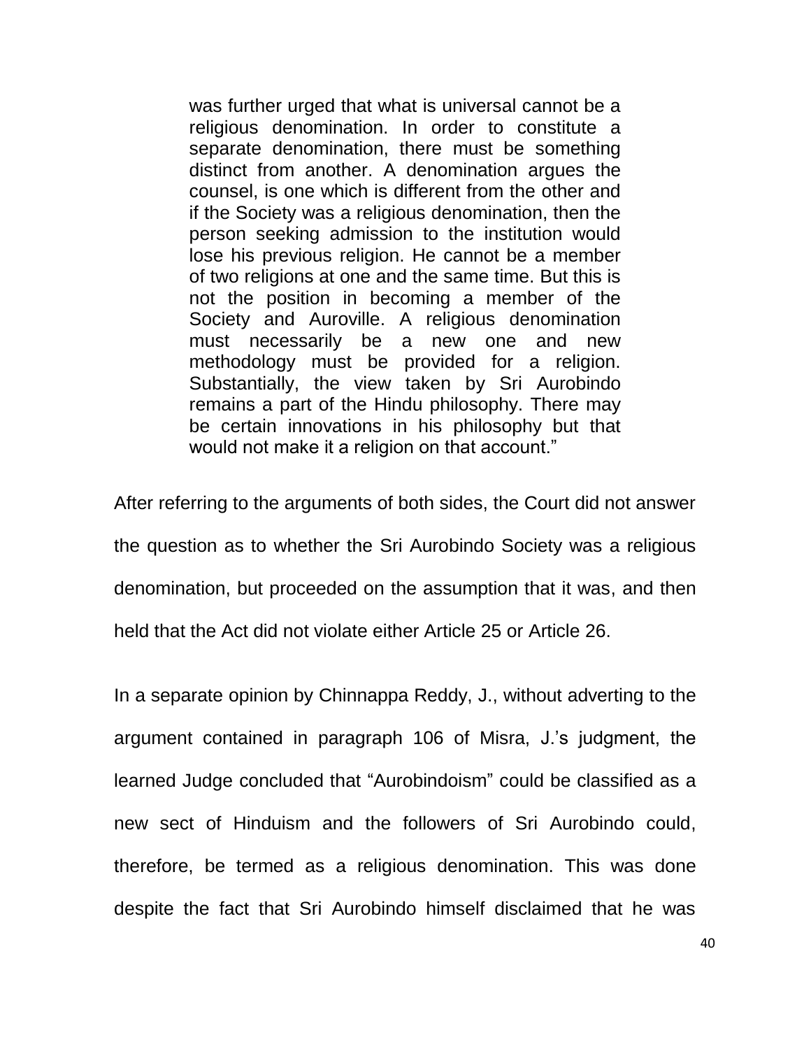> was further urged that what is universal cannot be a religious denomination. In order to constitute a separate denomination, there must be something distinct from another. A denomination argues the counsel, is one which is different from the other and if the Society was a religious denomination, then the person seeking admission to the institution would lose his previous religion. He cannot be a member of two religions at one and the same time. But this is not the position in becoming a member of the Society and Auroville. A religious denomination must necessarily be a new one and new methodology must be provided for a religion. Substantially, the view taken by Sri Aurobindo remains a part of the Hindu philosophy. There may be certain innovations in his philosophy but that would not make it a religion on that account."

After referring to the arguments of both sides, the Court did not answer the question as to whether the Sri Aurobindo Society was a religious denomination, but proceeded on the assumption that it was, and then held that the Act did not violate either Article 25 or Article 26.

In a separate opinion by Chinnappa Reddy, J., without adverting to the argument contained in paragraph 106 of Misra, J.'s judgment, the learned Judge concluded that "Aurobindoism" could be classified as a new sect of Hinduism and the followers of Sri Aurobindo could, therefore, be termed as a religious denomination. This was done despite the fact that Sri Aurobindo himself disclaimed that he was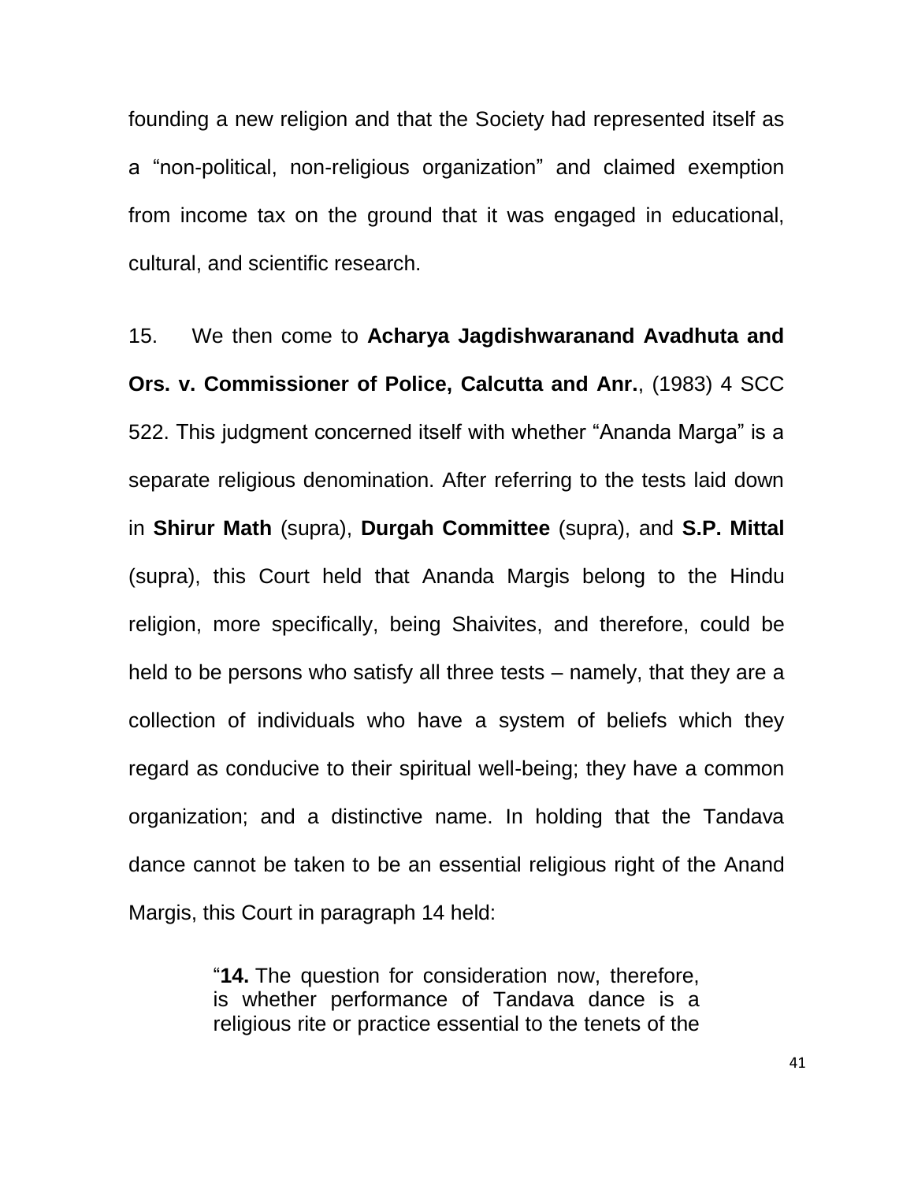founding a new religion and that the Society had represented itself as a "non-political, non-religious organization" and claimed exemption from income tax on the ground that it was engaged in educational, cultural, and scientific research.

15. We then come to **Acharya Jagdishwaranand Avadhuta and Ors. v. Commissioner of Police, Calcutta and Anr.**, (1983) 4 SCC 522. This judgment concerned itself with whether "Ananda Marga" is a separate religious denomination. After referring to the tests laid down in **Shirur Math** (supra), **Durgah Committee** (supra), and **S.P. Mittal** (supra), this Court held that Ananda Margis belong to the Hindu religion, more specifically, being Shaivites, and therefore, could be held to be persons who satisfy all three tests – namely, that they are a collection of individuals who have a system of beliefs which they regard as conducive to their spiritual well-being; they have a common organization; and a distinctive name. In holding that the Tandava dance cannot be taken to be an essential religious right of the Anand Margis, this Court in paragraph 14 held:

> "**14.** The question for consideration now, therefore, is whether performance of Tandava dance is a religious rite or practice essential to the tenets of the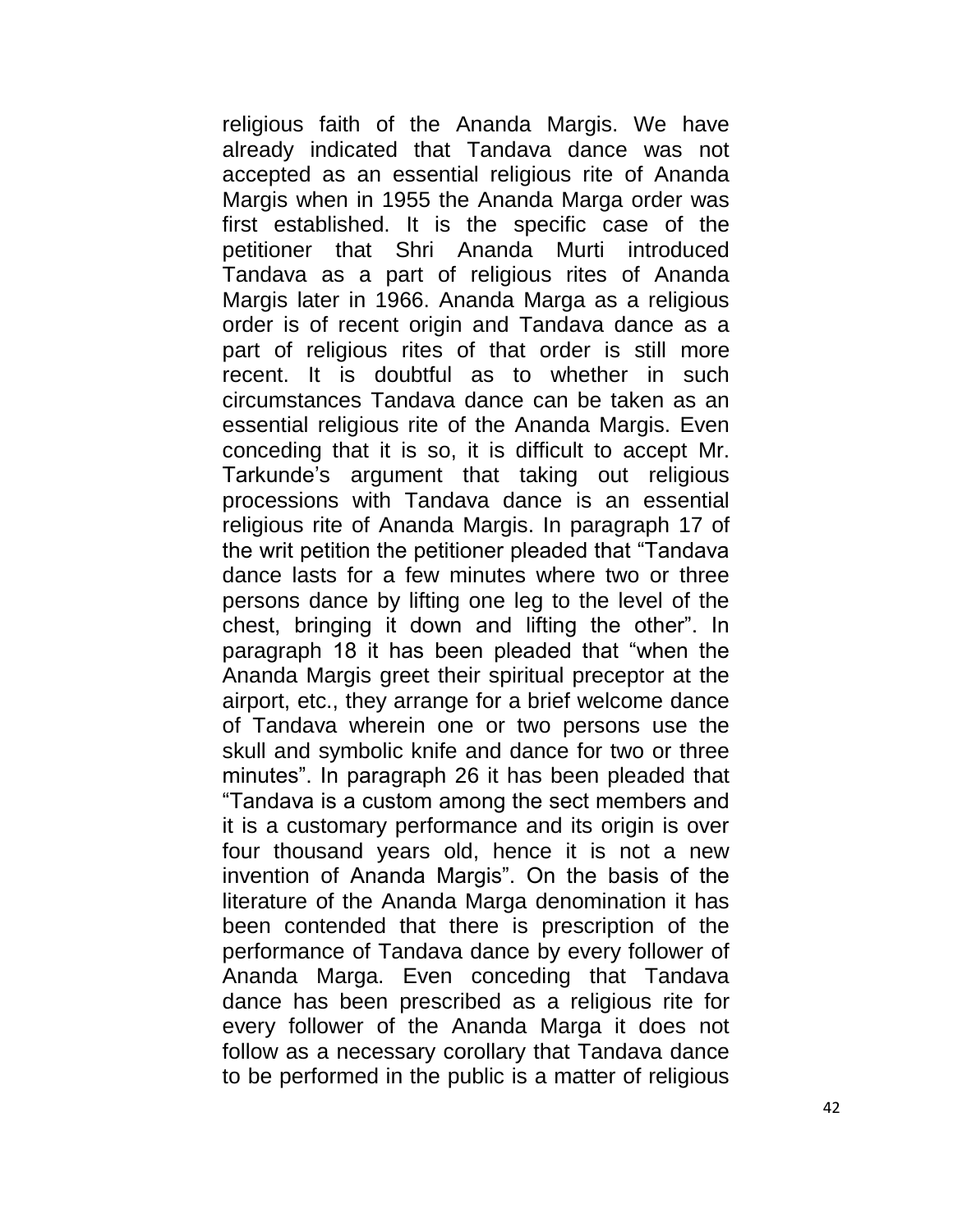religious faith of the Ananda Margis. We have already indicated that Tandava dance was not accepted as an essential religious rite of Ananda Margis when in 1955 the Ananda Marga order was first established. It is the specific case of the petitioner that Shri Ananda Murti introduced Tandava as a part of religious rites of Ananda Margis later in 1966. Ananda Marga as a religious order is of recent origin and Tandava dance as a part of religious rites of that order is still more recent. It is doubtful as to whether in such circumstances Tandava dance can be taken as an essential religious rite of the Ananda Margis. Even conceding that it is so, it is difficult to accept Mr. Tarkunde's argument that taking out religious processions with Tandava dance is an essential religious rite of Ananda Margis. In paragraph 17 of the writ petition the petitioner pleaded that "Tandava dance lasts for a few minutes where two or three persons dance by lifting one leg to the level of the chest, bringing it down and lifting the other". In paragraph 18 it has been pleaded that "when the Ananda Margis greet their spiritual preceptor at the airport, etc., they arrange for a brief welcome dance of Tandava wherein one or two persons use the skull and symbolic knife and dance for two or three minutes". In paragraph 26 it has been pleaded that "Tandava is a custom among the sect members and it is a customary performance and its origin is over four thousand years old, hence it is not a new invention of Ananda Margis". On the basis of the literature of the Ananda Marga denomination it has been contended that there is prescription of the performance of Tandava dance by every follower of Ananda Marga. Even conceding that Tandava dance has been prescribed as a religious rite for every follower of the Ananda Marga it does not follow as a necessary corollary that Tandava dance to be performed in the public is a matter of religious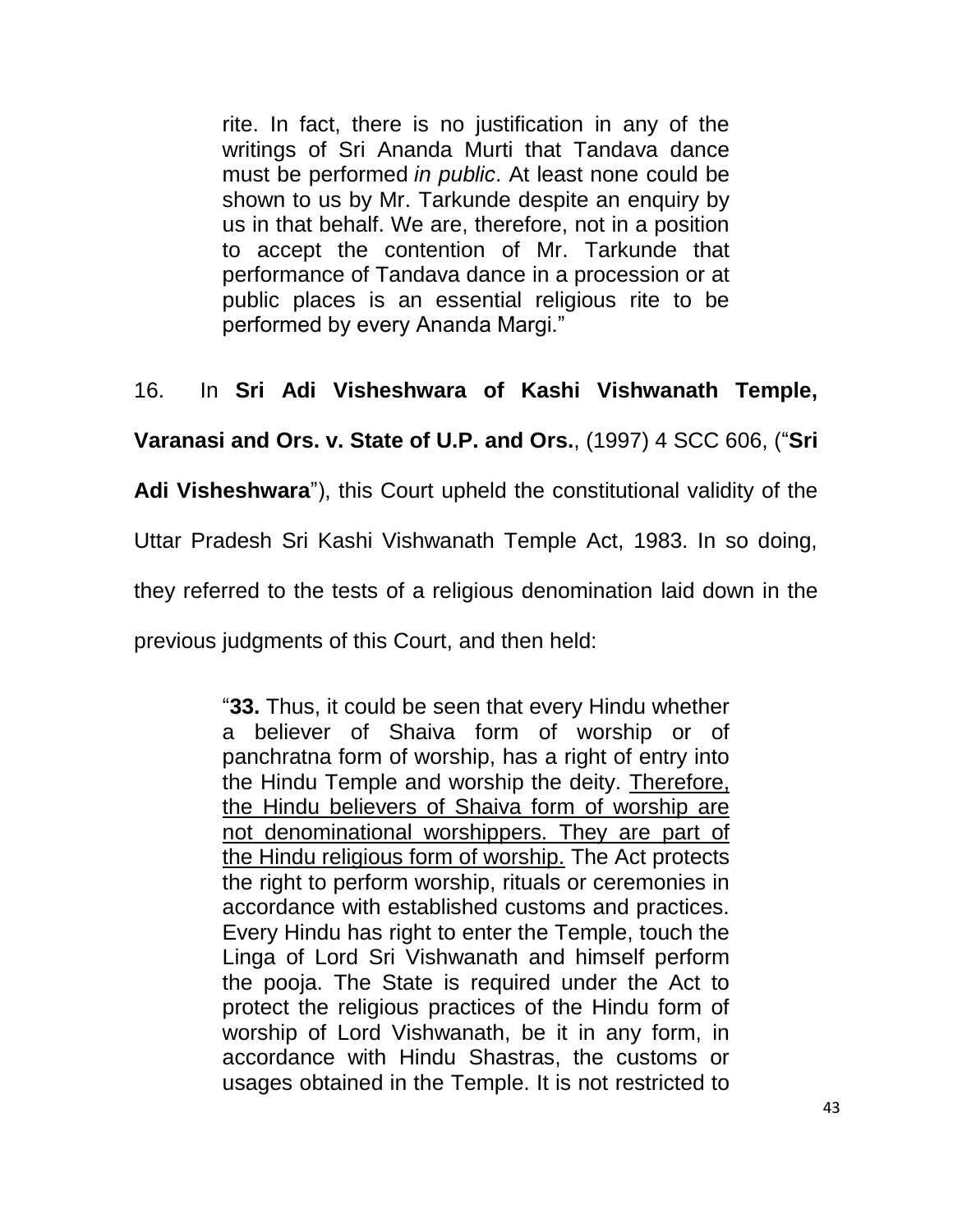> rite. In fact, there is no justification in any of the writings of Sri Ananda Murti that Tandava dance must be performed *in public*. At least none could be shown to us by Mr. Tarkunde despite an enquiry by us in that behalf. We are, therefore, not in a position to accept the contention of Mr. Tarkunde that performance of Tandava dance in a procession or at public places is an essential religious rite to be performed by every Ananda Margi."

16. In **Sri Adi Visheshwara of Kashi Vishwanath Temple, Varanasi and Ors. v. State of U.P. and Ors.**, (1997) 4 SCC 606, ("**Sri Adi Visheshwara**"), this Court upheld the constitutional validity of the Uttar Pradesh Sri Kashi Vishwanath Temple Act, 1983. In so doing, they referred to the tests of a religious denomination laid down in the previous judgments of this Court, and then held:

> "**33.** Thus, it could be seen that every Hindu whether a believer of Shaiva form of worship or of panchratna form of worship, has a right of entry into the Hindu Temple and worship the deity. <u>Therefore, the Hindu believers of Shaiva form of worship are not denominational worshippers. They are part of the Hindu religious form of worship.</u> The Act protects the right to perform worship, rituals or ceremonies in accordance with established customs and practices. Every Hindu has right to enter the Temple, touch the Linga of Lord Sri Vishwanath and himself perform the pooja. The State is required under the Act to protect the religious practices of the Hindu form of worship of Lord Vishwanath, be it in any form, in accordance with Hindu Shastras, the customs or usages obtained in the Temple. It is not restricted to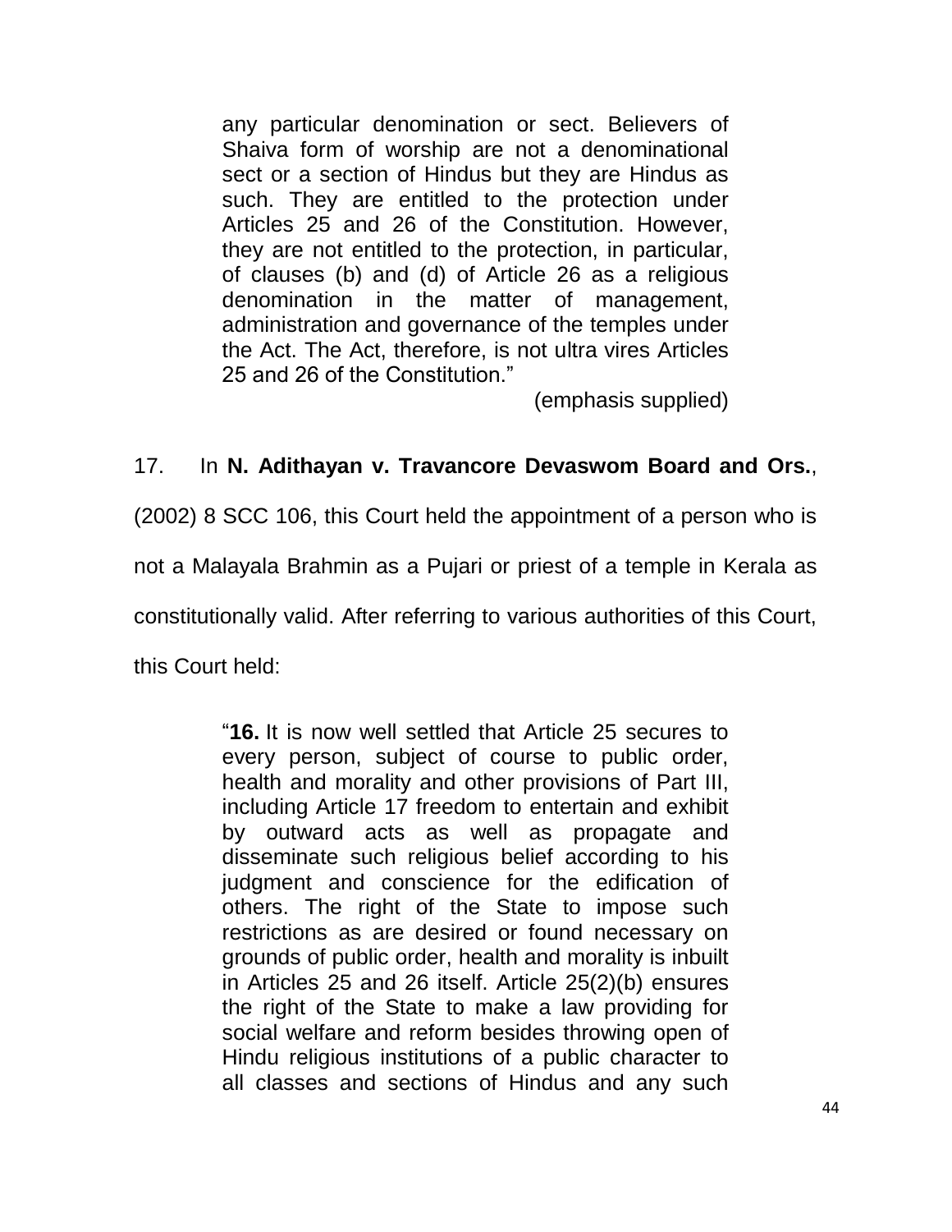> any particular denomination or sect. Believers of Shaiva form of worship are not a denominational sect or a section of Hindus but they are Hindus as such. They are entitled to the protection under Articles 25 and 26 of the Constitution. However, they are not entitled to the protection, in particular, of clauses (b) and (d) of Article 26 as a religious denomination in the matter of management, administration and governance of the temples under the Act. The Act, therefore, is not ultra vires Articles 25 and 26 of the Constitution."
>
> (emphasis supplied)

17. In **N. Adithayan v. Travancore Devaswom Board and Ors.**, (2002) 8 SCC 106, this Court held the appointment of a person who is not a Malayala Brahmin as a Pujari or priest of a temple in Kerala as constitutionally valid. After referring to various authorities of this Court, this Court held:

> "**16.** It is now well settled that Article 25 secures to every person, subject of course to public order, health and morality and other provisions of Part III, including Article 17 freedom to entertain and exhibit by outward acts as well as propagate and disseminate such religious belief according to his judgment and conscience for the edification of others. The right of the State to impose such restrictions as are desired or found necessary on grounds of public order, health and morality is inbuilt in Articles 25 and 26 itself. Article 25(2)(b) ensures the right of the State to make a law providing for social welfare and reform besides throwing open of Hindu religious institutions of a public character to all classes and sections of Hindus and any such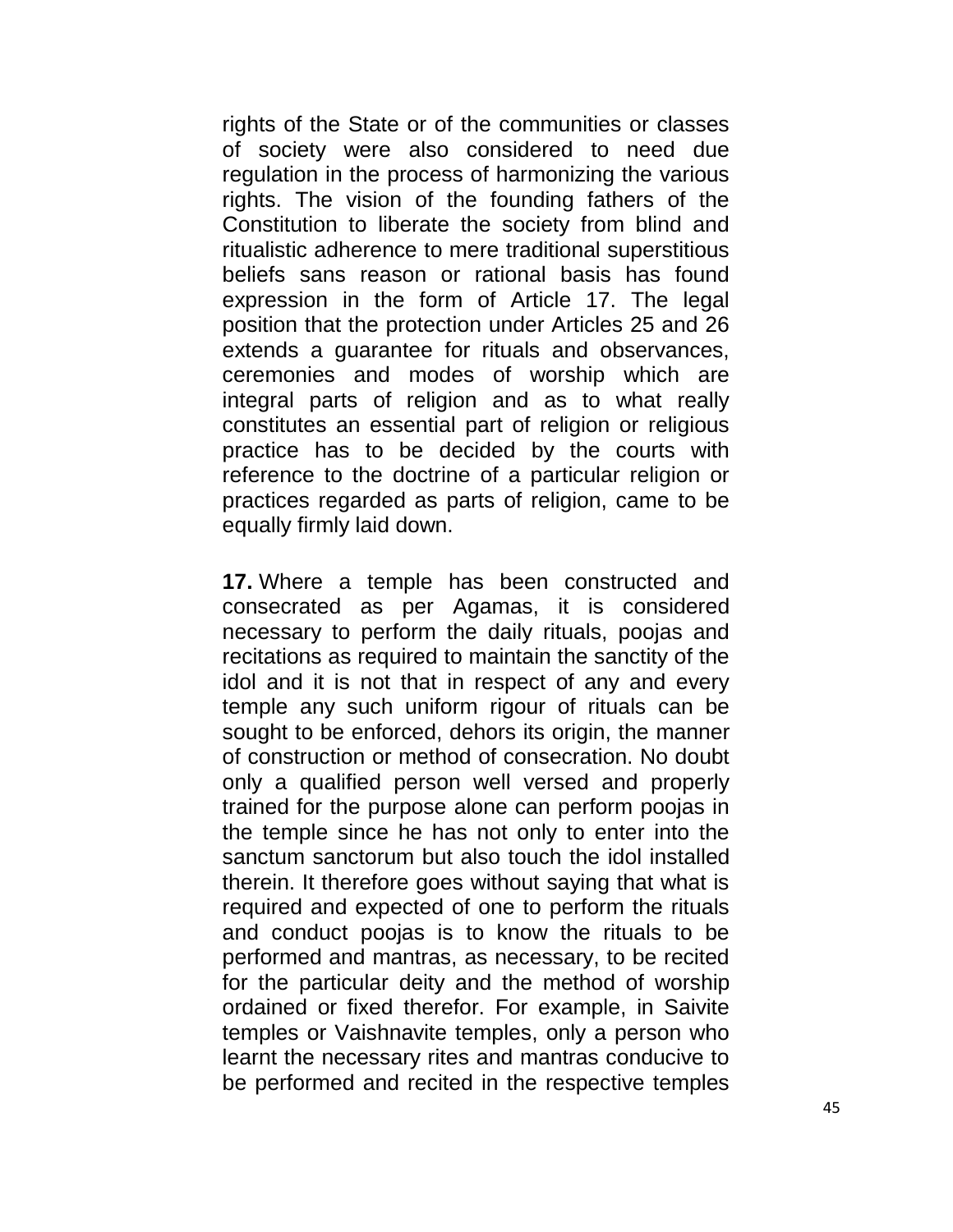rights of the State or of the communities or classes of society were also considered to need due regulation in the process of harmonizing the various rights. The vision of the founding fathers of the Constitution to liberate the society from blind and ritualistic adherence to mere traditional superstitious beliefs sans reason or rational basis has found expression in the form of Article 17. The legal position that the protection under Articles 25 and 26 extends a guarantee for rituals and observances, ceremonies and modes of worship which are integral parts of religion and as to what really constitutes an essential part of religion or religious practice has to be decided by the courts with reference to the doctrine of a particular religion or practices regarded as parts of religion, came to be equally firmly laid down.

**17.** Where a temple has been constructed and consecrated as per Agamas, it is considered necessary to perform the daily rituals, poojas and recitations as required to maintain the sanctity of the idol and it is not that in respect of any and every temple any such uniform rigour of rituals can be sought to be enforced, dehors its origin, the manner of construction or method of consecration. No doubt only a qualified person well versed and properly trained for the purpose alone can perform poojas in the temple since he has not only to enter into the sanctum sanctorum but also touch the idol installed therein. It therefore goes without saying that what is required and expected of one to perform the rituals and conduct poojas is to know the rituals to be performed and mantras, as necessary, to be recited for the particular deity and the method of worship ordained or fixed therefor. For example, in Saivite temples or Vaishnavite temples, only a person who learnt the necessary rites and mantras conducive to be performed and recited in the respective temples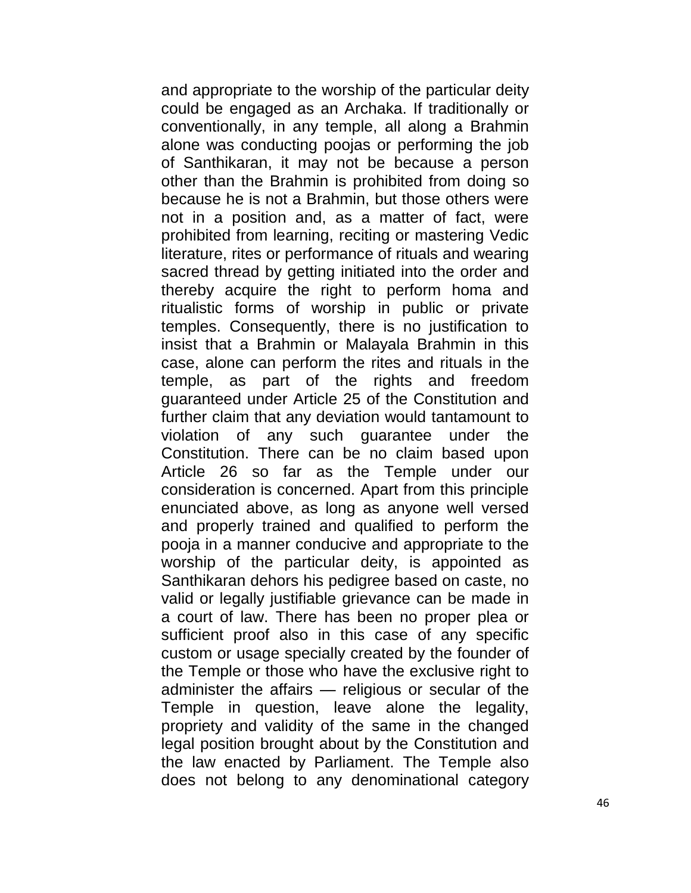and appropriate to the worship of the particular deity could be engaged as an Archaka. If traditionally or conventionally, in any temple, all along a Brahmin alone was conducting poojas or performing the job of Santhikaran, it may not be because a person other than the Brahmin is prohibited from doing so because he is not a Brahmin, but those others were not in a position and, as a matter of fact, were prohibited from learning, reciting or mastering Vedic literature, rites or performance of rituals and wearing sacred thread by getting initiated into the order and thereby acquire the right to perform homa and ritualistic forms of worship in public or private temples. Consequently, there is no justification to insist that a Brahmin or Malayala Brahmin in this case, alone can perform the rites and rituals in the temple, as part of the rights and freedom guaranteed under Article 25 of the Constitution and further claim that any deviation would tantamount to violation of any such guarantee under the Constitution. There can be no claim based upon Article 26 so far as the Temple under our consideration is concerned. Apart from this principle enunciated above, as long as anyone well versed and properly trained and qualified to perform the pooja in a manner conducive and appropriate to the worship of the particular deity, is appointed as Santhikaran dehors his pedigree based on caste, no valid or legally justifiable grievance can be made in a court of law. There has been no proper plea or sufficient proof also in this case of any specific custom or usage specially created by the founder of the Temple or those who have the exclusive right to administer the affairs — religious or secular of the Temple in question, leave alone the legality, propriety and validity of the same in the changed legal position brought about by the Constitution and the law enacted by Parliament. The Temple also does not belong to any denominational category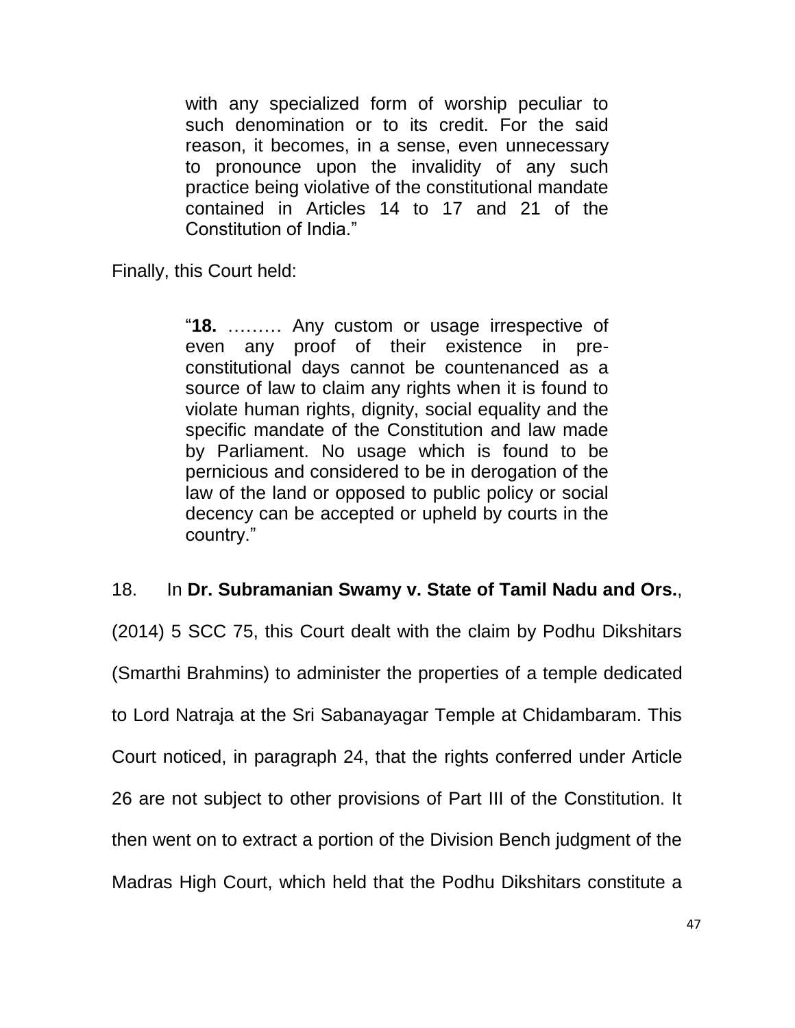> with any specialized form of worship peculiar to such denomination or to its credit. For the said reason, it becomes, in a sense, even unnecessary to pronounce upon the invalidity of any such practice being violative of the constitutional mandate contained in Articles 14 to 17 and 21 of the Constitution of India."

Finally, this Court held:

> "**18.** ……… Any custom or usage irrespective of even any proof of their existence in pre-constitutional days cannot be countenanced as a source of law to claim any rights when it is found to violate human rights, dignity, social equality and the specific mandate of the Constitution and law made by Parliament. No usage which is found to be pernicious and considered to be in derogation of the law of the land or opposed to public policy or social decency can be accepted or upheld by courts in the country."

18. In **Dr. Subramanian Swamy v. State of Tamil Nadu and Ors.**, (2014) 5 SCC 75, this Court dealt with the claim by Podhu Dikshitars (Smarthi Brahmins) to administer the properties of a temple dedicated to Lord Natraja at the Sri Sabanayagar Temple at Chidambaram. This Court noticed, in paragraph 24, that the rights conferred under Article 26 are not subject to other provisions of Part III of the Constitution. It then went on to extract a portion of the Division Bench judgment of the Madras High Court, which held that the Podhu Dikshitars constitute a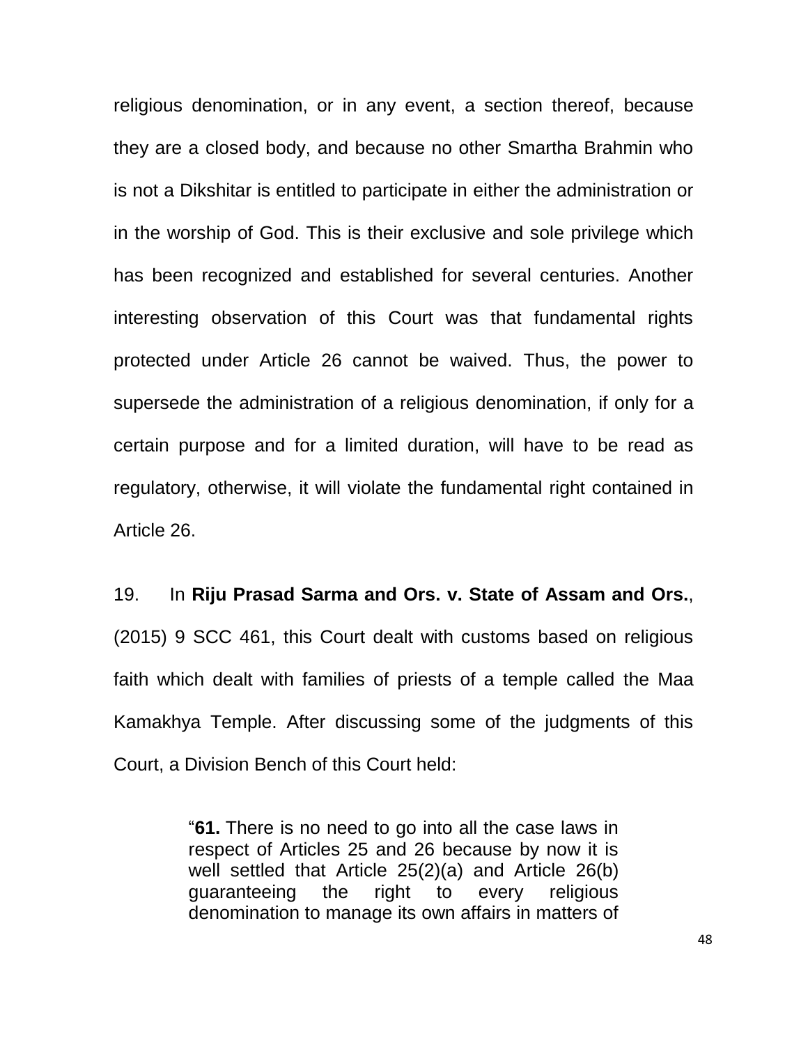religious denomination, or in any event, a section thereof, because they are a closed body, and because no other Smartha Brahmin who is not a Dikshitar is entitled to participate in either the administration or in the worship of God. This is their exclusive and sole privilege which has been recognized and established for several centuries. Another interesting observation of this Court was that fundamental rights protected under Article 26 cannot be waived. Thus, the power to supersede the administration of a religious denomination, if only for a certain purpose and for a limited duration, will have to be read as regulatory, otherwise, it will violate the fundamental right contained in Article 26.

19. In **Riju Prasad Sarma and Ors. v. State of Assam and Ors.**, (2015) 9 SCC 461, this Court dealt with customs based on religious faith which dealt with families of priests of a temple called the Maa Kamakhya Temple. After discussing some of the judgments of this Court, a Division Bench of this Court held:

> "**61.** There is no need to go into all the case laws in respect of Articles 25 and 26 because by now it is well settled that Article 25(2)(a) and Article 26(b) guaranteeing the right to every religious denomination to manage its own affairs in matters of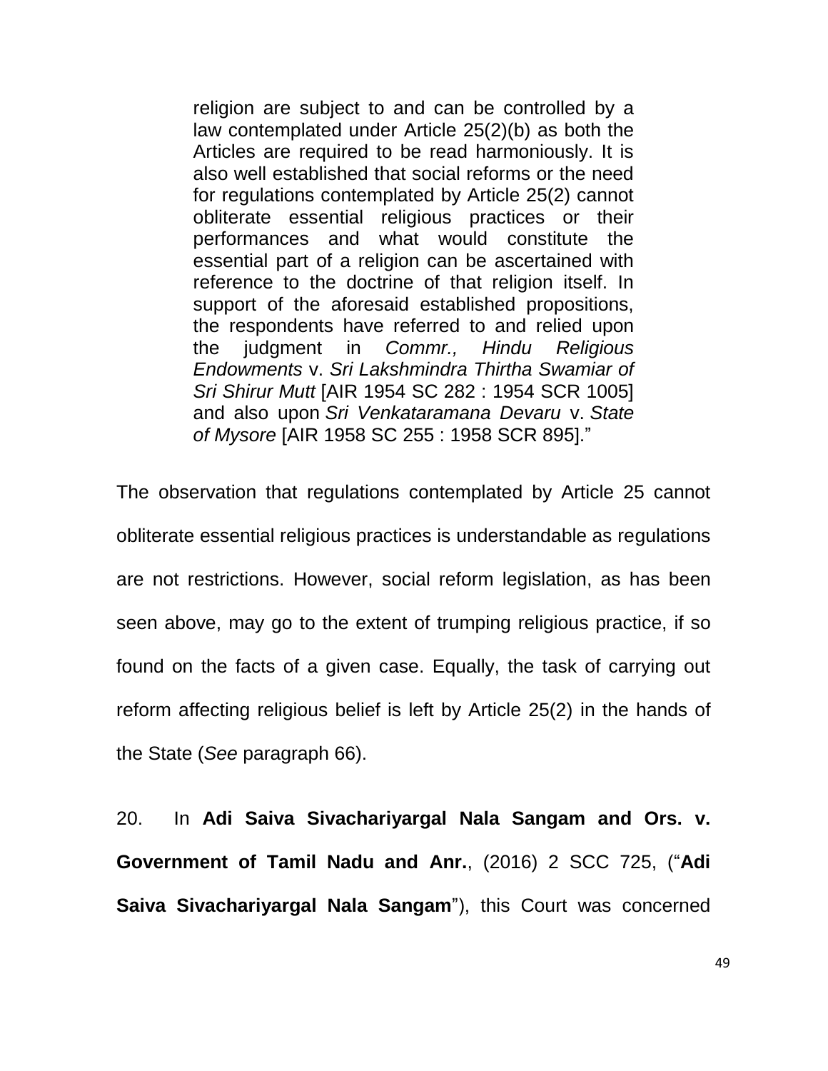> religion are subject to and can be controlled by a law contemplated under Article 25(2)(b) as both the Articles are required to be read harmoniously. It is also well established that social reforms or the need for regulations contemplated by Article 25(2) cannot obliterate essential religious practices or their performances and what would constitute the essential part of a religion can be ascertained with reference to the doctrine of that religion itself. In support of the aforesaid established propositions, the respondents have referred to and relied upon the judgment in *Commr., Hindu Religious Endowments* v. *Sri Lakshmindra Thirtha Swamiar of Sri Shirur Mutt* [AIR 1954 SC 282 : 1954 SCR 1005] and also upon *Sri Venkataramana Devaru* v. *State of Mysore* [AIR 1958 SC 255 : 1958 SCR 895]."

The observation that regulations contemplated by Article 25 cannot obliterate essential religious practices is understandable as regulations are not restrictions. However, social reform legislation, as has been seen above, may go to the extent of trumping religious practice, if so found on the facts of a given case. Equally, the task of carrying out reform affecting religious belief is left by Article 25(2) in the hands of the State (*See* paragraph 66).

20. In **Adi Saiva Sivachariyargal Nala Sangam and Ors. v. Government of Tamil Nadu and Anr.**, (2016) 2 SCC 725, ("**Adi Saiva Sivachariyargal Nala Sangam**"), this Court was concerned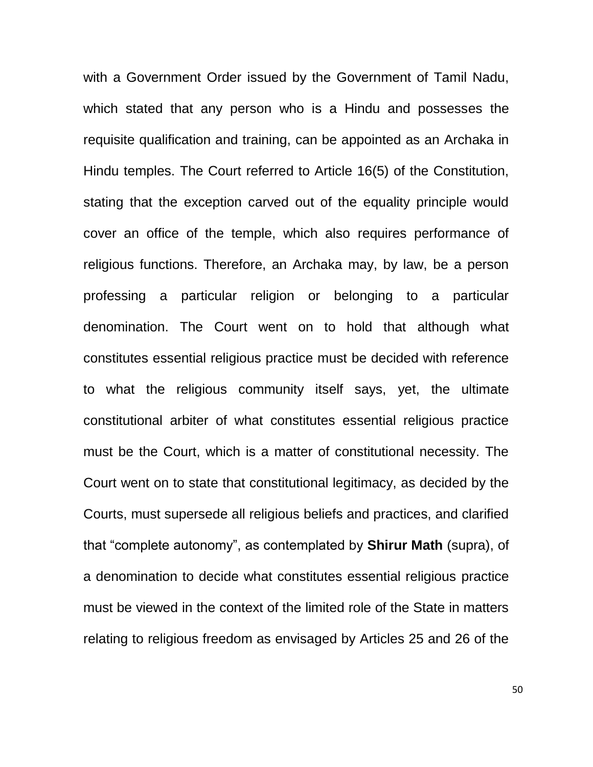with a Government Order issued by the Government of Tamil Nadu, which stated that any person who is a Hindu and possesses the requisite qualification and training, can be appointed as an Archaka in Hindu temples. The Court referred to Article 16(5) of the Constitution, stating that the exception carved out of the equality principle would cover an office of the temple, which also requires performance of religious functions. Therefore, an Archaka may, by law, be a person professing a particular religion or belonging to a particular denomination. The Court went on to hold that although what constitutes essential religious practice must be decided with reference to what the religious community itself says, yet, the ultimate constitutional arbiter of what constitutes essential religious practice must be the Court, which is a matter of constitutional necessity. The Court went on to state that constitutional legitimacy, as decided by the Courts, must supersede all religious beliefs and practices, and clarified that "complete autonomy", as contemplated by **Shirur Math** (supra), of a denomination to decide what constitutes essential religious practice must be viewed in the context of the limited role of the State in matters relating to religious freedom as envisaged by Articles 25 and 26 of the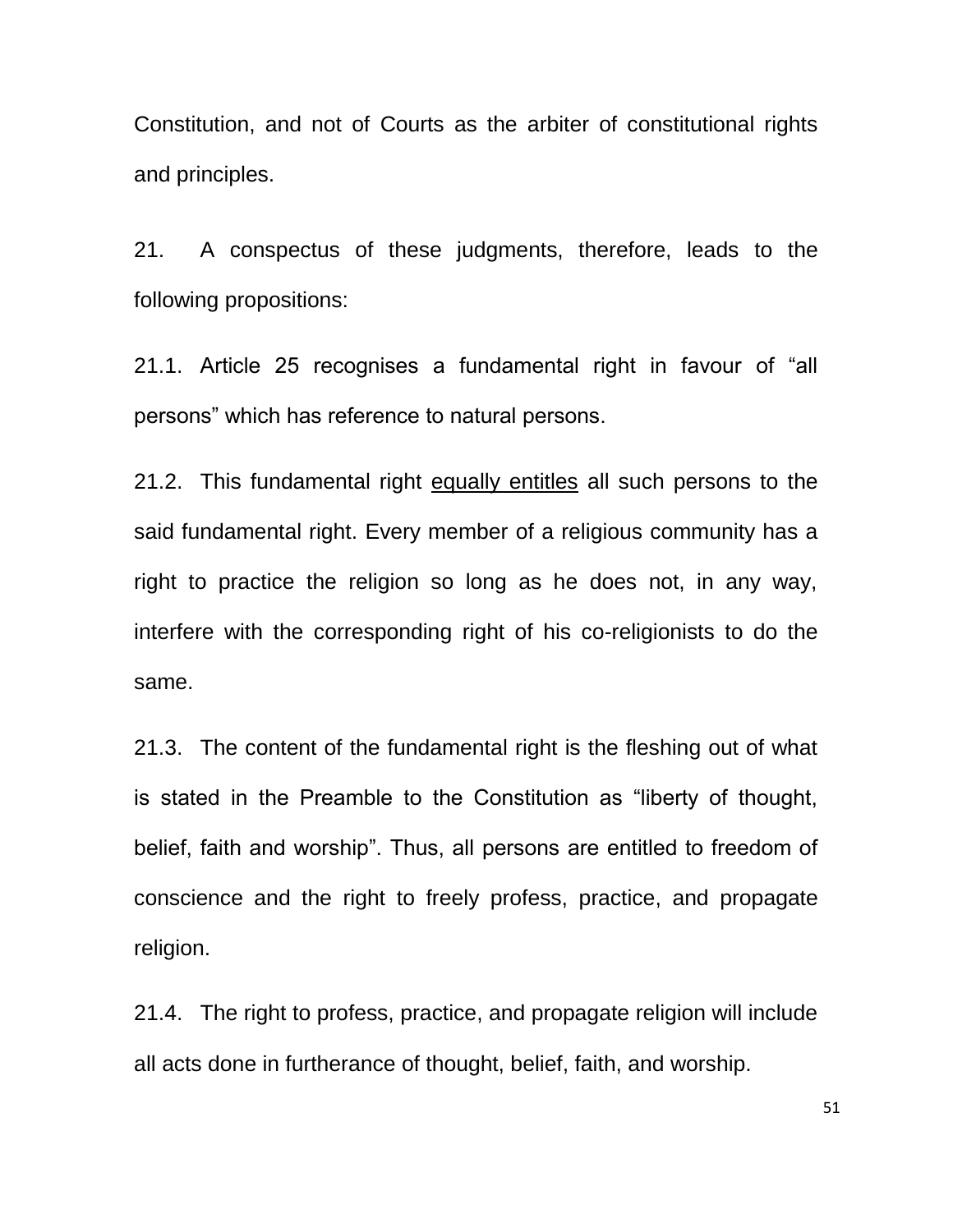Constitution, and not of Courts as the arbiter of constitutional rights and principles.

21. A conspectus of these judgments, therefore, leads to the following propositions:

21.1. Article 25 recognises a fundamental right in favour of "all persons" which has reference to natural persons.

21.2. This fundamental right <u>equally entitles</u> all such persons to the said fundamental right. Every member of a religious community has a right to practice the religion so long as he does not, in any way, interfere with the corresponding right of his co-religionists to do the same.

21.3. The content of the fundamental right is the fleshing out of what is stated in the Preamble to the Constitution as "liberty of thought, belief, faith and worship". Thus, all persons are entitled to freedom of conscience and the right to freely profess, practice, and propagate religion.

21.4. The right to profess, practice, and propagate religion will include all acts done in furtherance of thought, belief, faith, and worship.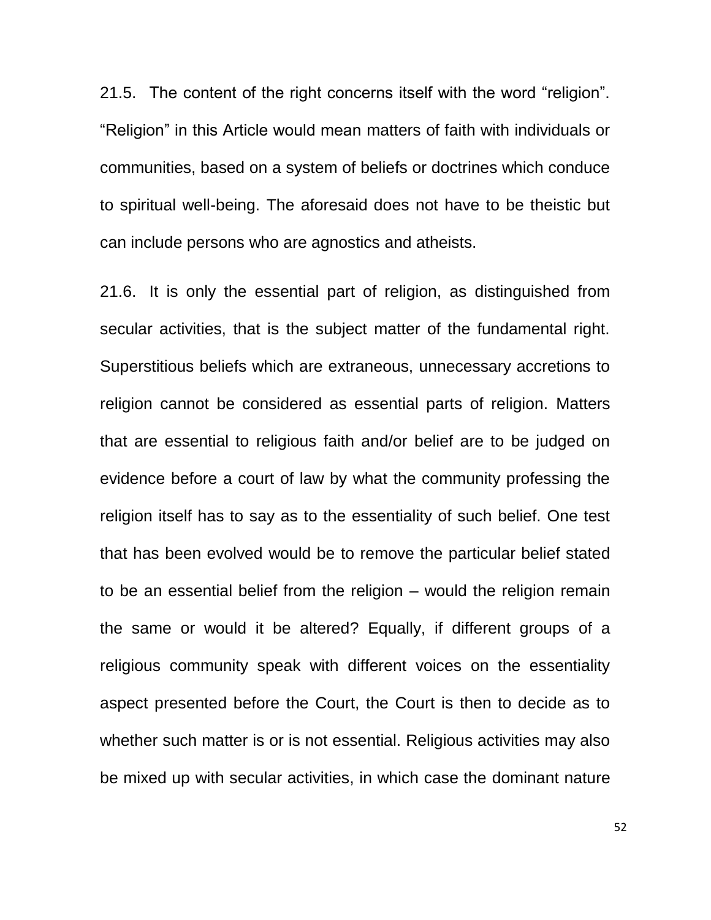21.5. The content of the right concerns itself with the word "religion". "Religion" in this Article would mean matters of faith with individuals or communities, based on a system of beliefs or doctrines which conduce to spiritual well-being. The aforesaid does not have to be theistic but can include persons who are agnostics and atheists.

21.6. It is only the essential part of religion, as distinguished from secular activities, that is the subject matter of the fundamental right. Superstitious beliefs which are extraneous, unnecessary accretions to religion cannot be considered as essential parts of religion. Matters that are essential to religious faith and/or belief are to be judged on evidence before a court of law by what the community professing the religion itself has to say as to the essentiality of such belief. One test that has been evolved would be to remove the particular belief stated to be an essential belief from the religion – would the religion remain the same or would it be altered? Equally, if different groups of a religious community speak with different voices on the essentiality aspect presented before the Court, the Court is then to decide as to whether such matter is or is not essential. Religious activities may also be mixed up with secular activities, in which case the dominant nature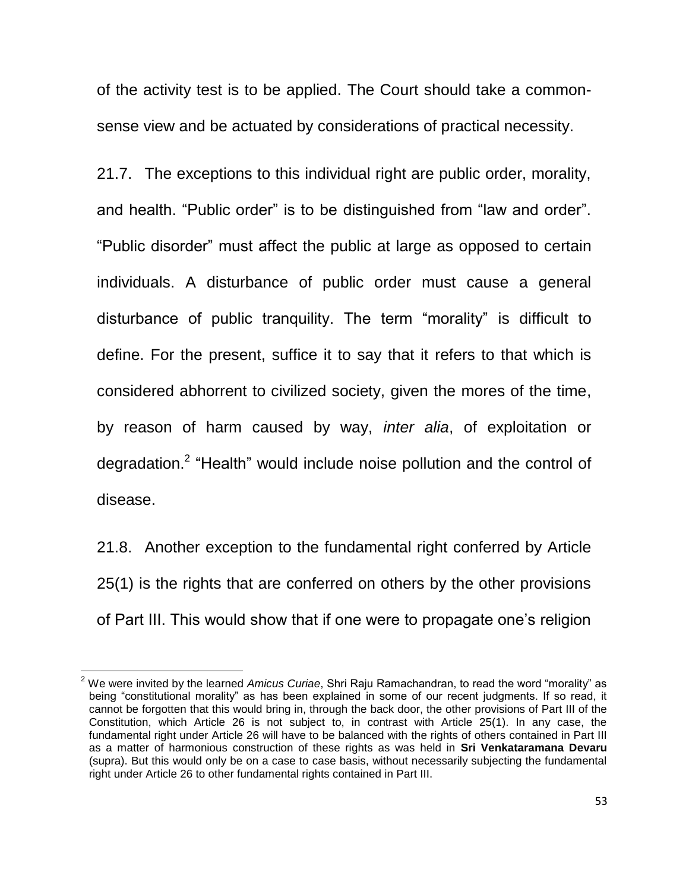of the activity test is to be applied. The Court should take a common-sense view and be actuated by considerations of practical necessity.

21.7. The exceptions to this individual right are public order, morality, and health. "Public order" is to be distinguished from "law and order". "Public disorder" must affect the public at large as opposed to certain individuals. A disturbance of public order must cause a general disturbance of public tranquility. The term "morality" is difficult to define. For the present, suffice it to say that it refers to that which is considered abhorrent to civilized society, given the mores of the time, by reason of harm caused by way, *inter alia*, of exploitation or degradation.[2] "Health" would include noise pollution and the control of disease.

21.8. Another exception to the fundamental right conferred by Article 25(1) is the rights that are conferred on others by the other provisions of Part III. This would show that if one were to propagate one's religion

[2] We were invited by the learned *Amicus Curiae*, Shri Raju Ramachandran, to read the word "morality" as being "constitutional morality" as has been explained in some of our recent judgments. If so read, it cannot be forgotten that this would bring in, through the back door, the other provisions of Part III of the Constitution, which Article 26 is not subject to, in contrast with Article 25(1). In any case, the fundamental right under Article 26 will have to be balanced with the rights of others contained in Part III as a matter of harmonious construction of these rights as was held in **Sri Venkataramana Devaru** (supra). But this would only be on a case to case basis, without necessarily subjecting the fundamental right under Article 26 to other fundamental rights contained in Part III.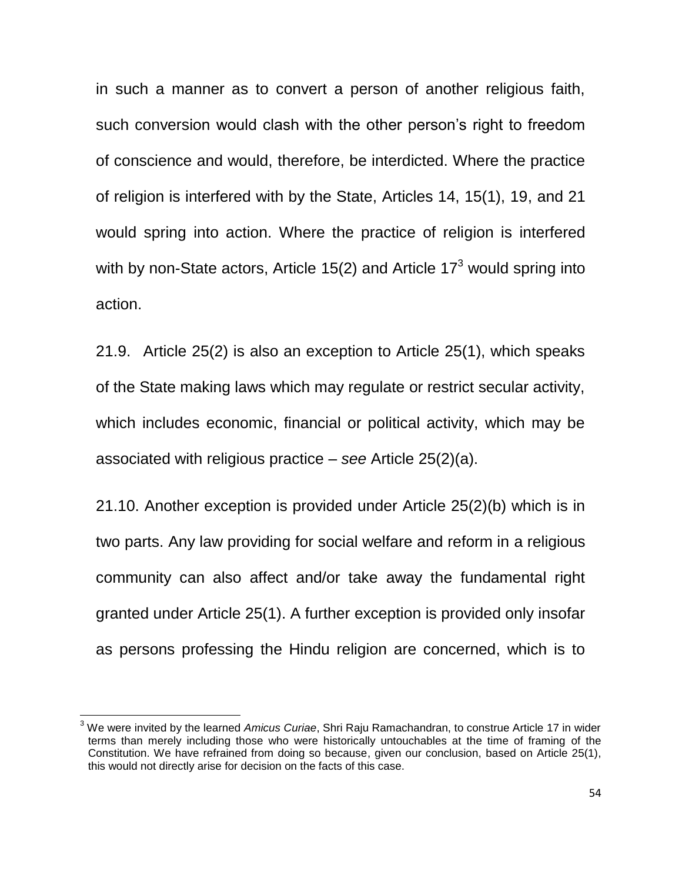in such a manner as to convert a person of another religious faith, such conversion would clash with the other person's right to freedom of conscience and would, therefore, be interdicted. Where the practice of religion is interfered with by the State, Articles 14, 15(1), 19, and 21 would spring into action. Where the practice of religion is interfered with by non-State actors, Article 15(2) and Article 17[3] would spring into action.

21.9. Article 25(2) is also an exception to Article 25(1), which speaks of the State making laws which may regulate or restrict secular activity, which includes economic, financial or political activity, which may be associated with religious practice – *see* Article 25(2)(a).

21.10. Another exception is provided under Article 25(2)(b) which is in two parts. Any law providing for social welfare and reform in a religious community can also affect and/or take away the fundamental right granted under Article 25(1). A further exception is provided only insofar as persons professing the Hindu religion are concerned, which is to

---

[3] We were invited by the learned *Amicus Curiae*, Shri Raju Ramachandran, to construe Article 17 in wider terms than merely including those who were historically untouchables at the time of framing of the Constitution. We have refrained from doing so because, given our conclusion, based on Article 25(1), this would not directly arise for decision on the facts of this case.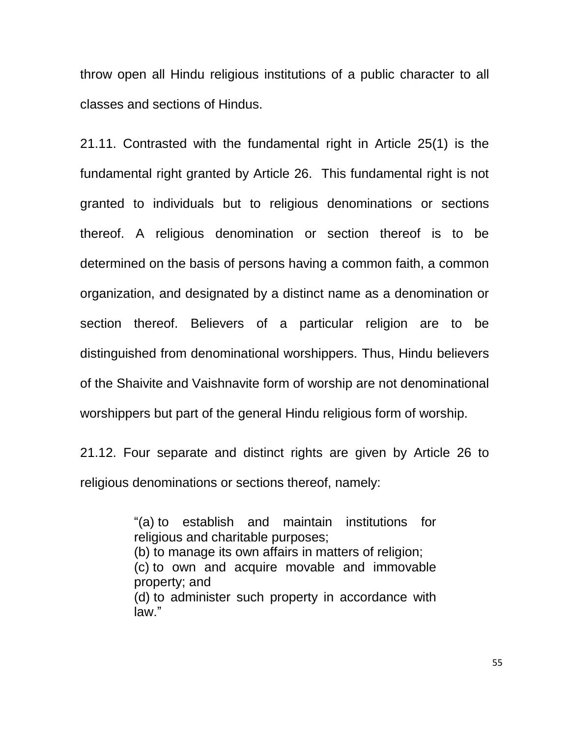throw open all Hindu religious institutions of a public character to all classes and sections of Hindus.

21.11. Contrasted with the fundamental right in Article 25(1) is the fundamental right granted by Article 26. This fundamental right is not granted to individuals but to religious denominations or sections thereof. A religious denomination or section thereof is to be determined on the basis of persons having a common faith, a common organization, and designated by a distinct name as a denomination or section thereof. Believers of a particular religion are to be distinguished from denominational worshippers. Thus, Hindu believers of the Shaivite and Vaishnavite form of worship are not denominational worshippers but part of the general Hindu religious form of worship.

21.12. Four separate and distinct rights are given by Article 26 to religious denominations or sections thereof, namely:

> "(a) to establish and maintain institutions for religious and charitable purposes;
> (b) to manage its own affairs in matters of religion;
> (c) to own and acquire movable and immovable property; and
> (d) to administer such property in accordance with law."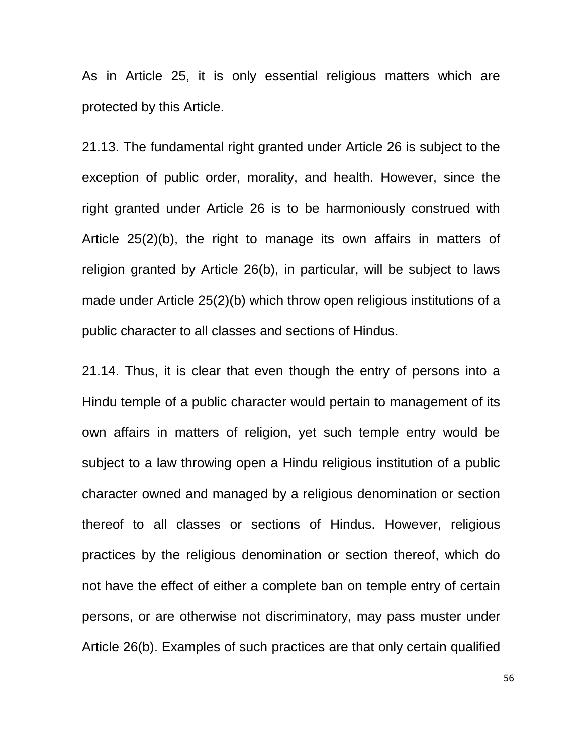As in Article 25, it is only essential religious matters which are protected by this Article.

21.13. The fundamental right granted under Article 26 is subject to the exception of public order, morality, and health. However, since the right granted under Article 26 is to be harmoniously construed with Article 25(2)(b), the right to manage its own affairs in matters of religion granted by Article 26(b), in particular, will be subject to laws made under Article 25(2)(b) which throw open religious institutions of a public character to all classes and sections of Hindus.

21.14. Thus, it is clear that even though the entry of persons into a Hindu temple of a public character would pertain to management of its own affairs in matters of religion, yet such temple entry would be subject to a law throwing open a Hindu religious institution of a public character owned and managed by a religious denomination or section thereof to all classes or sections of Hindus. However, religious practices by the religious denomination or section thereof, which do not have the effect of either a complete ban on temple entry of certain persons, or are otherwise not discriminatory, may pass muster under Article 26(b). Examples of such practices are that only certain qualified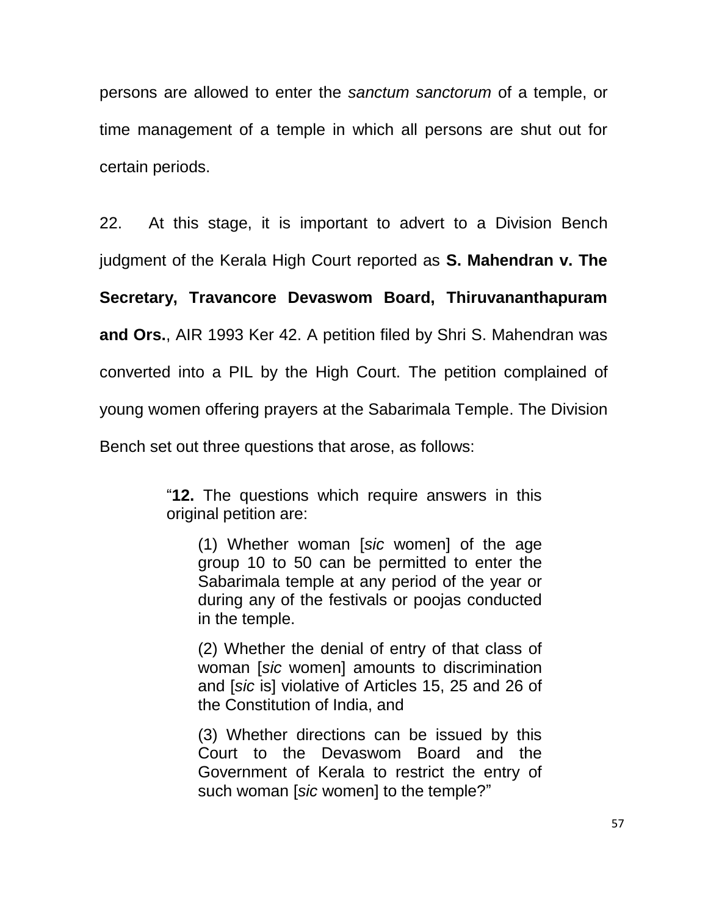persons are allowed to enter the *sanctum sanctorum* of a temple, or time management of a temple in which all persons are shut out for certain periods.

22. At this stage, it is important to advert to a Division Bench judgment of the Kerala High Court reported as **S. Mahendran v. The Secretary, Travancore Devaswom Board, Thiruvananthapuram and Ors.**, AIR 1993 Ker 42. A petition filed by Shri S. Mahendran was converted into a PIL by the High Court. The petition complained of young women offering prayers at the Sabarimala Temple. The Division Bench set out three questions that arose, as follows:

> "**12.** The questions which require answers in this original petition are:
>
> (1) Whether woman [*sic* women] of the age group 10 to 50 can be permitted to enter the Sabarimala temple at any period of the year or during any of the festivals or poojas conducted in the temple.
>
> (2) Whether the denial of entry of that class of woman [*sic* women] amounts to discrimination and [*sic* is] violative of Articles 15, 25 and 26 of the Constitution of India, and
>
> (3) Whether directions can be issued by this Court to the Devaswom Board and the Government of Kerala to restrict the entry of such woman [*sic* women] to the temple?"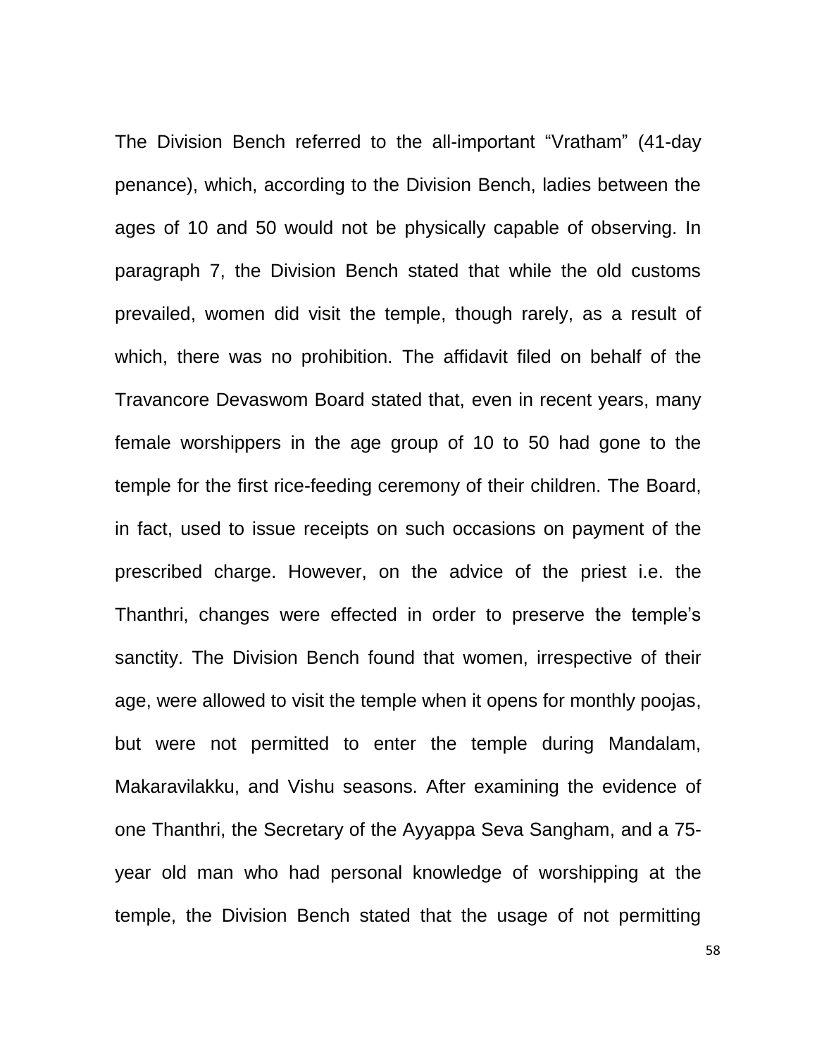The Division Bench referred to the all-important "Vratham" (41-day penance), which, according to the Division Bench, ladies between the ages of 10 and 50 would not be physically capable of observing. In paragraph 7, the Division Bench stated that while the old customs prevailed, women did visit the temple, though rarely, as a result of which, there was no prohibition. The affidavit filed on behalf of the Travancore Devaswom Board stated that, even in recent years, many female worshippers in the age group of 10 to 50 had gone to the temple for the first rice-feeding ceremony of their children. The Board, in fact, used to issue receipts on such occasions on payment of the prescribed charge. However, on the advice of the priest i.e. the Thanthri, changes were effected in order to preserve the temple's sanctity. The Division Bench found that women, irrespective of their age, were allowed to visit the temple when it opens for monthly poojas, but were not permitted to enter the temple during Mandalam, Makaravilakku, and Vishu seasons. After examining the evidence of one Thanthri, the Secretary of the Ayyappa Seva Sangham, and a 75-year old man who had personal knowledge of worshipping at the temple, the Division Bench stated that the usage of not permitting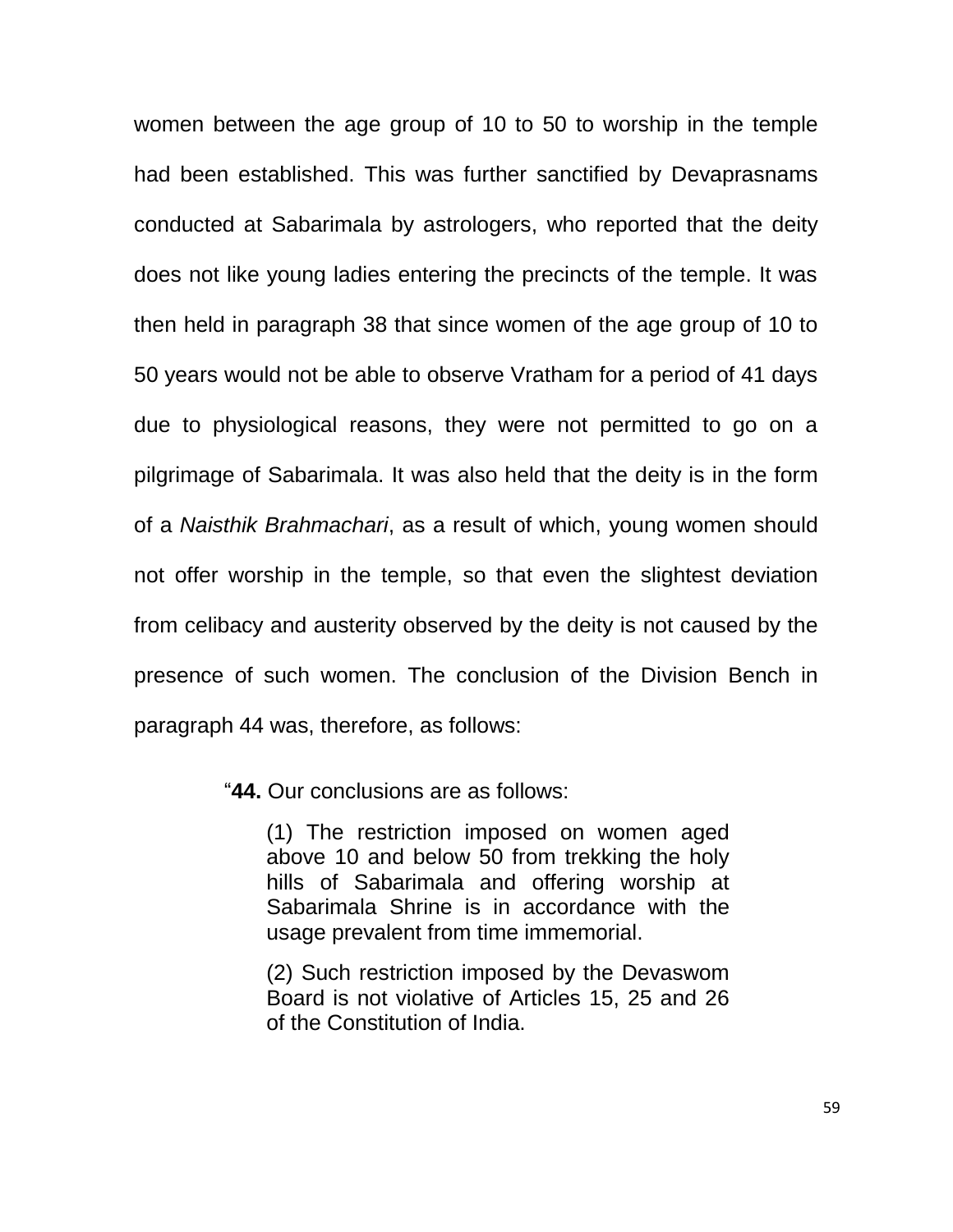women between the age group of 10 to 50 to worship in the temple had been established. This was further sanctified by Devaprasnams conducted at Sabarimala by astrologers, who reported that the deity does not like young ladies entering the precincts of the temple. It was then held in paragraph 38 that since women of the age group of 10 to 50 years would not be able to observe Vratham for a period of 41 days due to physiological reasons, they were not permitted to go on a pilgrimage of Sabarimala. It was also held that the deity is in the form of a *Naisthik Brahmachari*, as a result of which, young women should not offer worship in the temple, so that even the slightest deviation from celibacy and austerity observed by the deity is not caused by the presence of such women. The conclusion of the Division Bench in paragraph 44 was, therefore, as follows:

> "**44.** Our conclusions are as follows:
>
> (1) The restriction imposed on women aged above 10 and below 50 from trekking the holy hills of Sabarimala and offering worship at Sabarimala Shrine is in accordance with the usage prevalent from time immemorial.
>
> (2) Such restriction imposed by the Devaswom Board is not violative of Articles 15, 25 and 26 of the Constitution of India.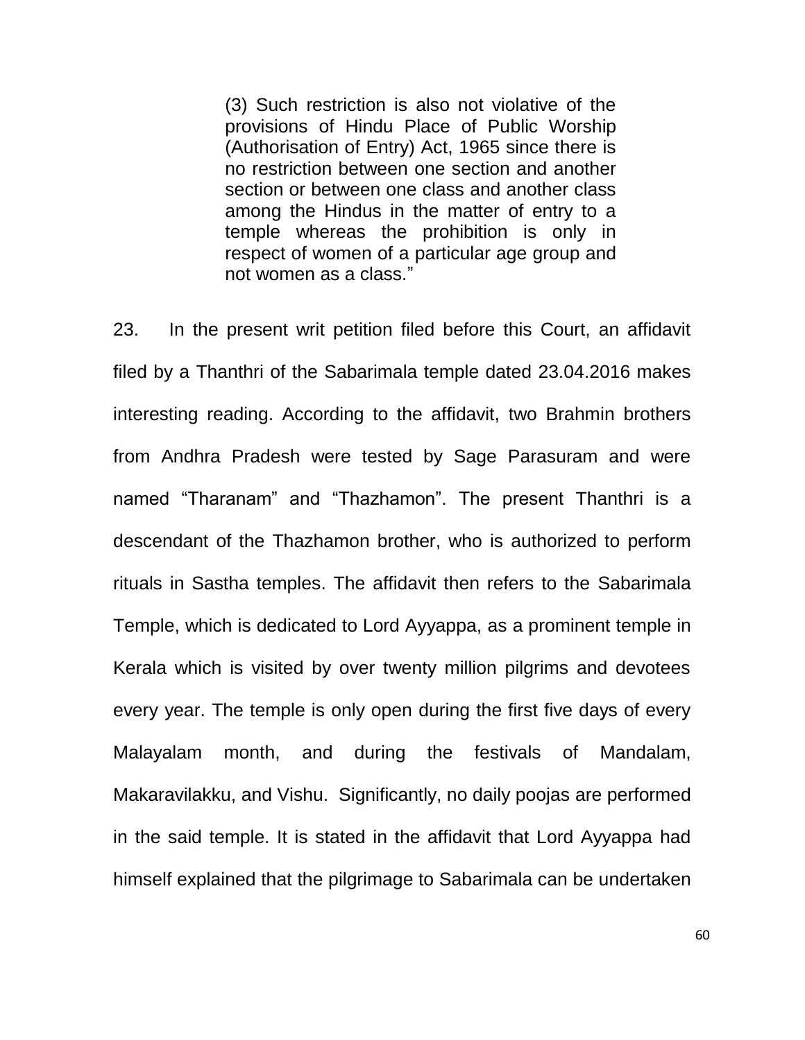> (3) Such restriction is also not violative of the provisions of Hindu Place of Public Worship (Authorisation of Entry) Act, 1965 since there is no restriction between one section and another section or between one class and another class among the Hindus in the matter of entry to a temple whereas the prohibition is only in respect of women of a particular age group and not women as a class."

23. In the present writ petition filed before this Court, an affidavit filed by a Thanthri of the Sabarimala temple dated 23.04.2016 makes interesting reading. According to the affidavit, two Brahmin brothers from Andhra Pradesh were tested by Sage Parasuram and were named "Tharanam" and "Thazhamon". The present Thanthri is a descendant of the Thazhamon brother, who is authorized to perform rituals in Sastha temples. The affidavit then refers to the Sabarimala Temple, which is dedicated to Lord Ayyappa, as a prominent temple in Kerala which is visited by over twenty million pilgrims and devotees every year. The temple is only open during the first five days of every Malayalam month, and during the festivals of Mandalam, Makaravilakku, and Vishu. Significantly, no daily poojas are performed in the said temple. It is stated in the affidavit that Lord Ayyappa had himself explained that the pilgrimage to Sabarimala can be undertaken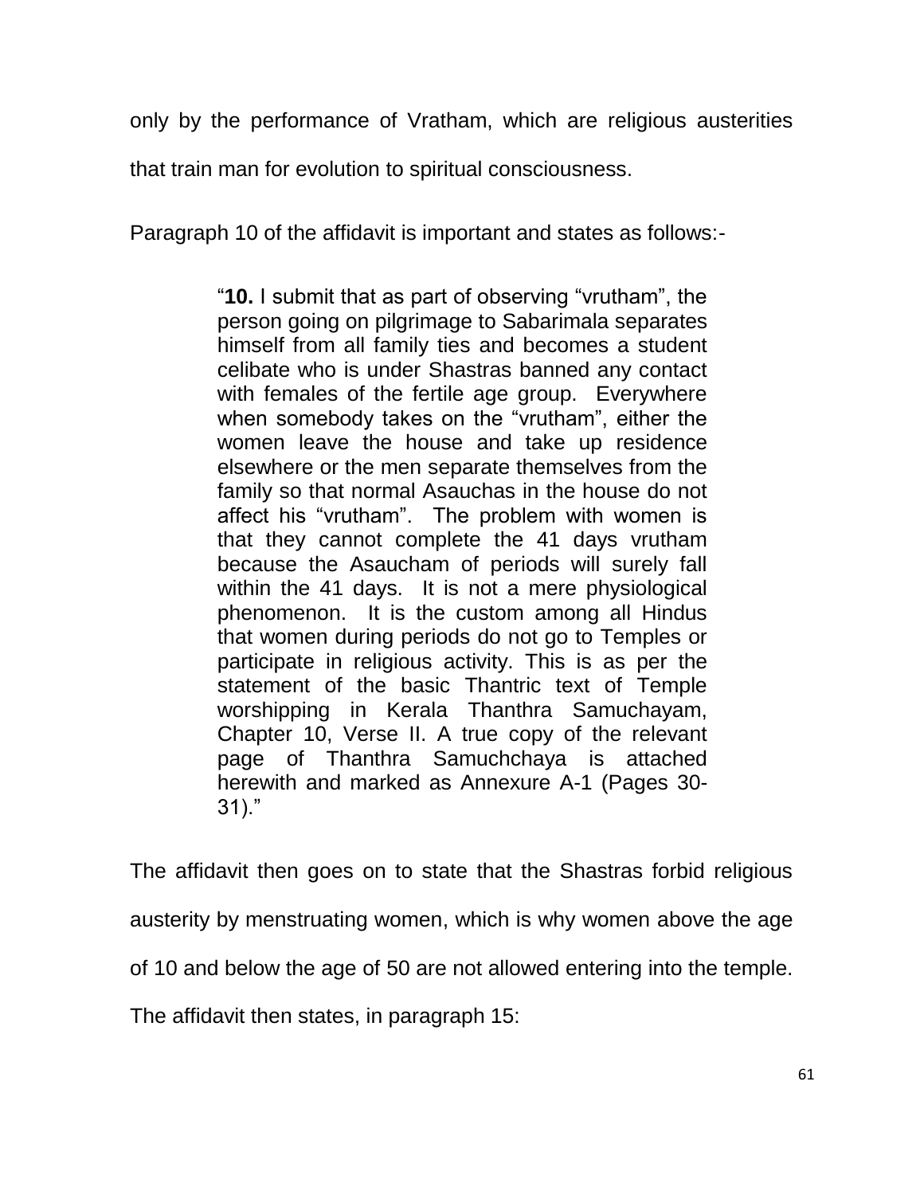only by the performance of Vratham, which are religious austerities that train man for evolution to spiritual consciousness.

Paragraph 10 of the affidavit is important and states as follows:-

> "**10.** I submit that as part of observing "vrutham", the person going on pilgrimage to Sabarimala separates himself from all family ties and becomes a student celibate who is under Shastras banned any contact with females of the fertile age group. Everywhere when somebody takes on the "vrutham", either the women leave the house and take up residence elsewhere or the men separate themselves from the family so that normal Asauchas in the house do not affect his "vrutham". The problem with women is that they cannot complete the 41 days vrutham because the Asaucham of periods will surely fall within the 41 days. It is not a mere physiological phenomenon. It is the custom among all Hindus that women during periods do not go to Temples or participate in religious activity. This is as per the statement of the basic Thantric text of Temple worshipping in Kerala Thanthra Samuchayam, Chapter 10, Verse II. A true copy of the relevant page of Thanthra Samuchchaya is attached herewith and marked as Annexure A-1 (Pages 30-31)."

The affidavit then goes on to state that the Shastras forbid religious austerity by menstruating women, which is why women above the age of 10 and below the age of 50 are not allowed entering into the temple. The affidavit then states, in paragraph 15: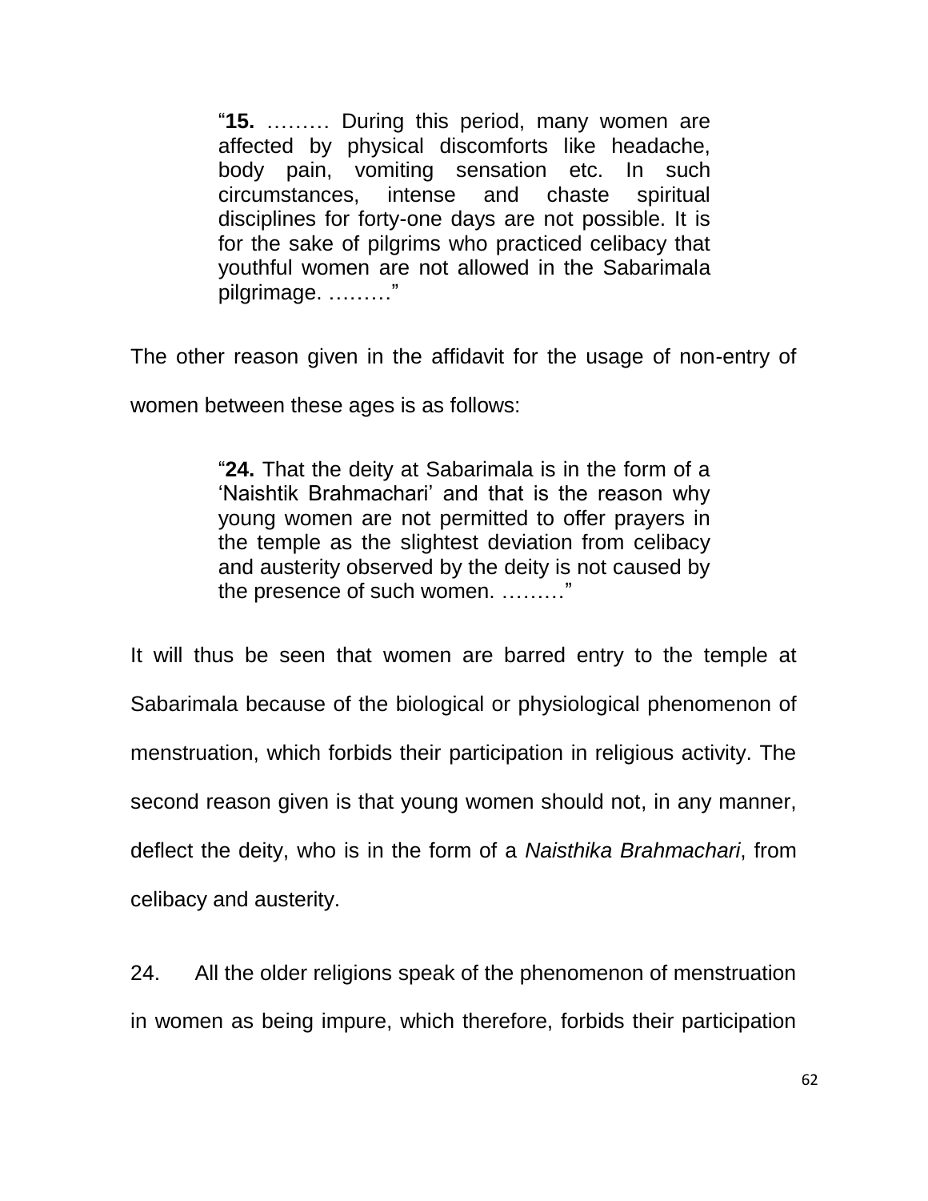> "**15.** ……… During this period, many women are affected by physical discomforts like headache, body pain, vomiting sensation etc. In such circumstances, intense and chaste spiritual disciplines for forty-one days are not possible. It is for the sake of pilgrims who practiced celibacy that youthful women are not allowed in the Sabarimala pilgrimage. ………"

The other reason given in the affidavit for the usage of non-entry of women between these ages is as follows:

> "**24.** That the deity at Sabarimala is in the form of a 'Naishtik Brahmachari' and that is the reason why young women are not permitted to offer prayers in the temple as the slightest deviation from celibacy and austerity observed by the deity is not caused by the presence of such women. ………"

It will thus be seen that women are barred entry to the temple at Sabarimala because of the biological or physiological phenomenon of menstruation, which forbids their participation in religious activity. The second reason given is that young women should not, in any manner, deflect the deity, who is in the form of a *Naisthika Brahmachari*, from celibacy and austerity.

24. All the older religions speak of the phenomenon of menstruation in women as being impure, which therefore, forbids their participation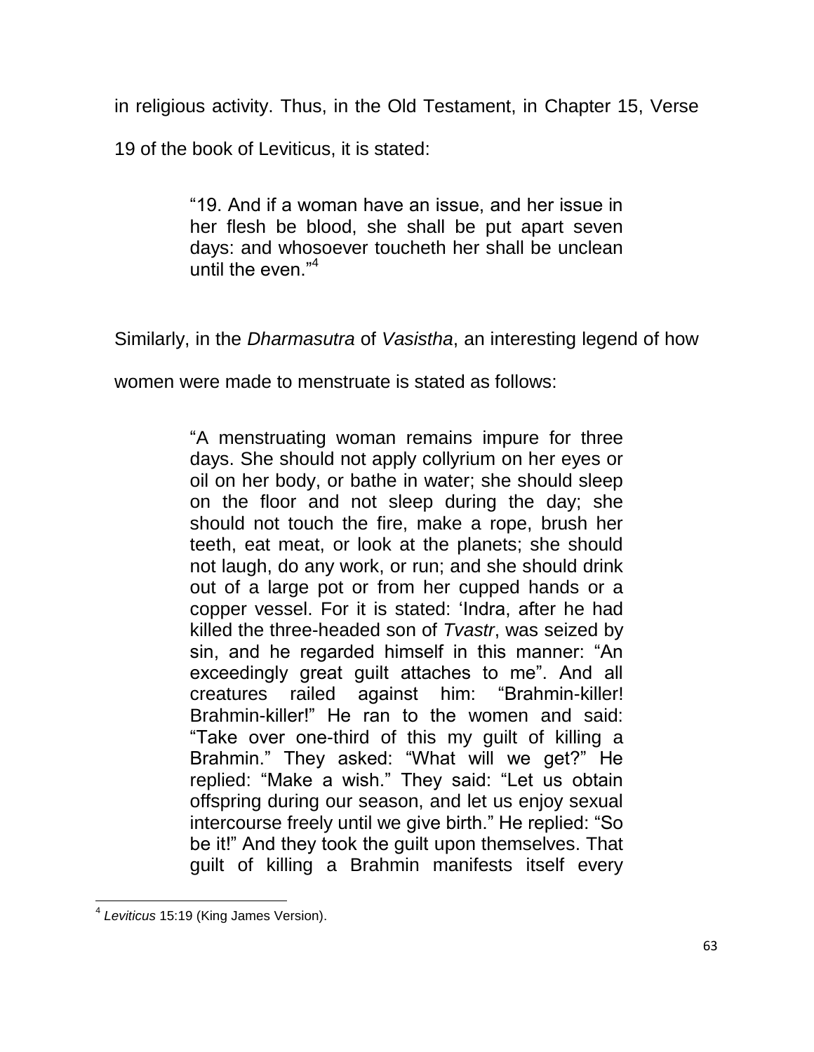in religious activity. Thus, in the Old Testament, in Chapter 15, Verse 19 of the book of Leviticus, it is stated:

> "19. And if a woman have an issue, and her issue in her flesh be blood, she shall be put apart seven days: and whosoever toucheth her shall be unclean until the even."[4]

Similarly, in the *Dharmasutra* of *Vasistha*, an interesting legend of how women were made to menstruate is stated as follows:

> "A menstruating woman remains impure for three days. She should not apply collyrium on her eyes or oil on her body, or bathe in water; she should sleep on the floor and not sleep during the day; she should not touch the fire, make a rope, brush her teeth, eat meat, or look at the planets; she should not laugh, do any work, or run; and she should drink out of a large pot or from her cupped hands or a copper vessel. For it is stated: 'Indra, after he had killed the three-headed son of *Tvastr*, was seized by sin, and he regarded himself in this manner: "An exceedingly great guilt attaches to me". And all creatures railed against him: "Brahmin-killer! Brahmin-killer!" He ran to the women and said: "Take over one-third of this my guilt of killing a Brahmin." They asked: "What will we get?" He replied: "Make a wish." They said: "Let us obtain offspring during our season, and let us enjoy sexual intercourse freely until we give birth." He replied: "So be it!" And they took the guilt upon themselves. That guilt of killing a Brahmin manifests itself every

---

[4] *Leviticus* 15:19 (King James Version).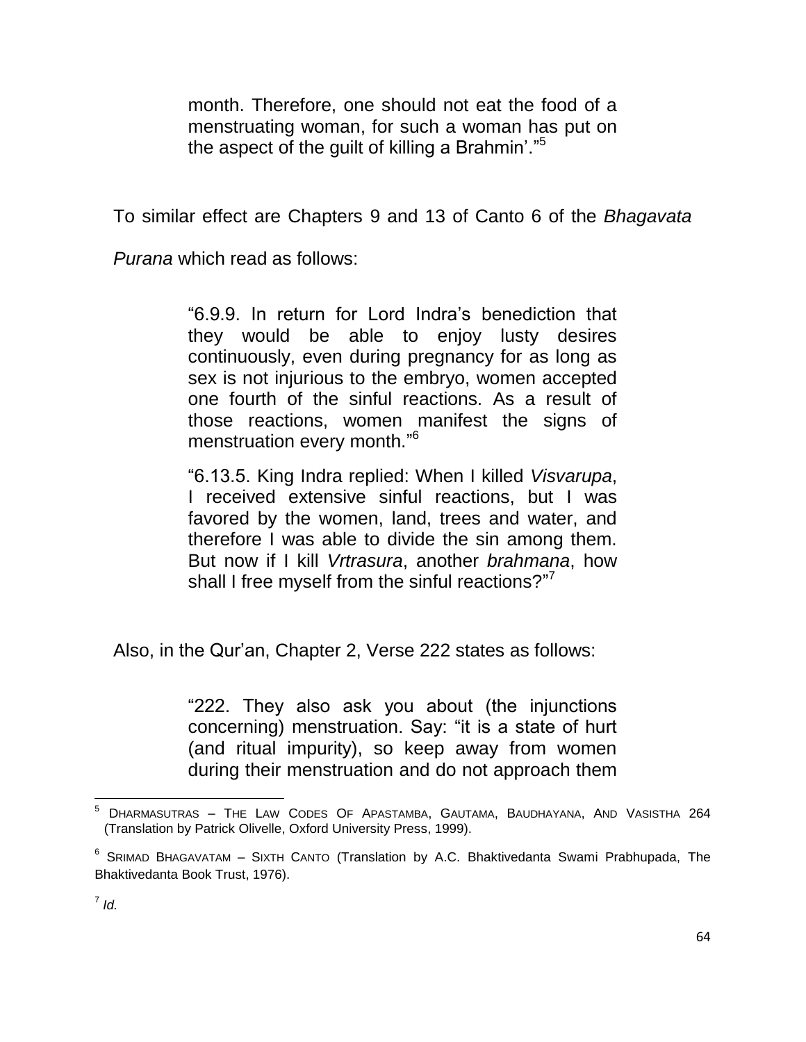> month. Therefore, one should not eat the food of a menstruating woman, for such a woman has put on the aspect of the guilt of killing a Brahmin'."[5]

To similar effect are Chapters 9 and 13 of Canto 6 of the *Bhagavata Purana* which read as follows:

> "6.9.9. In return for Lord Indra's benediction that they would be able to enjoy lusty desires continuously, even during pregnancy for as long as sex is not injurious to the embryo, women accepted one fourth of the sinful reactions. As a result of those reactions, women manifest the signs of menstruation every month."[6]
>
> "6.13.5. King Indra replied: When I killed *Visvarupa*, I received extensive sinful reactions, but I was favored by the women, land, trees and water, and therefore I was able to divide the sin among them. But now if I kill *Vrtrasura*, another *brahmana*, how shall I free myself from the sinful reactions?"[7]

Also, in the Qur'an, Chapter 2, Verse 222 states as follows:

> "222. They also ask you about (the injunctions concerning) menstruation. Say: "it is a state of hurt (and ritual impurity), so keep away from women during their menstruation and do not approach them

---

[5] DHARMASUTRAS – THE LAW CODES OF APASTAMBA, GAUTAMA, BAUDHAYANA, AND VASISTHA 264 (Translation by Patrick Olivelle, Oxford University Press, 1999).

[6] SRIMAD BHAGAVATAM – SIXTH CANTO (Translation by A.C. Bhaktivedanta Swami Prabhupada, The Bhaktivedanta Book Trust, 1976).

[7] *Id.*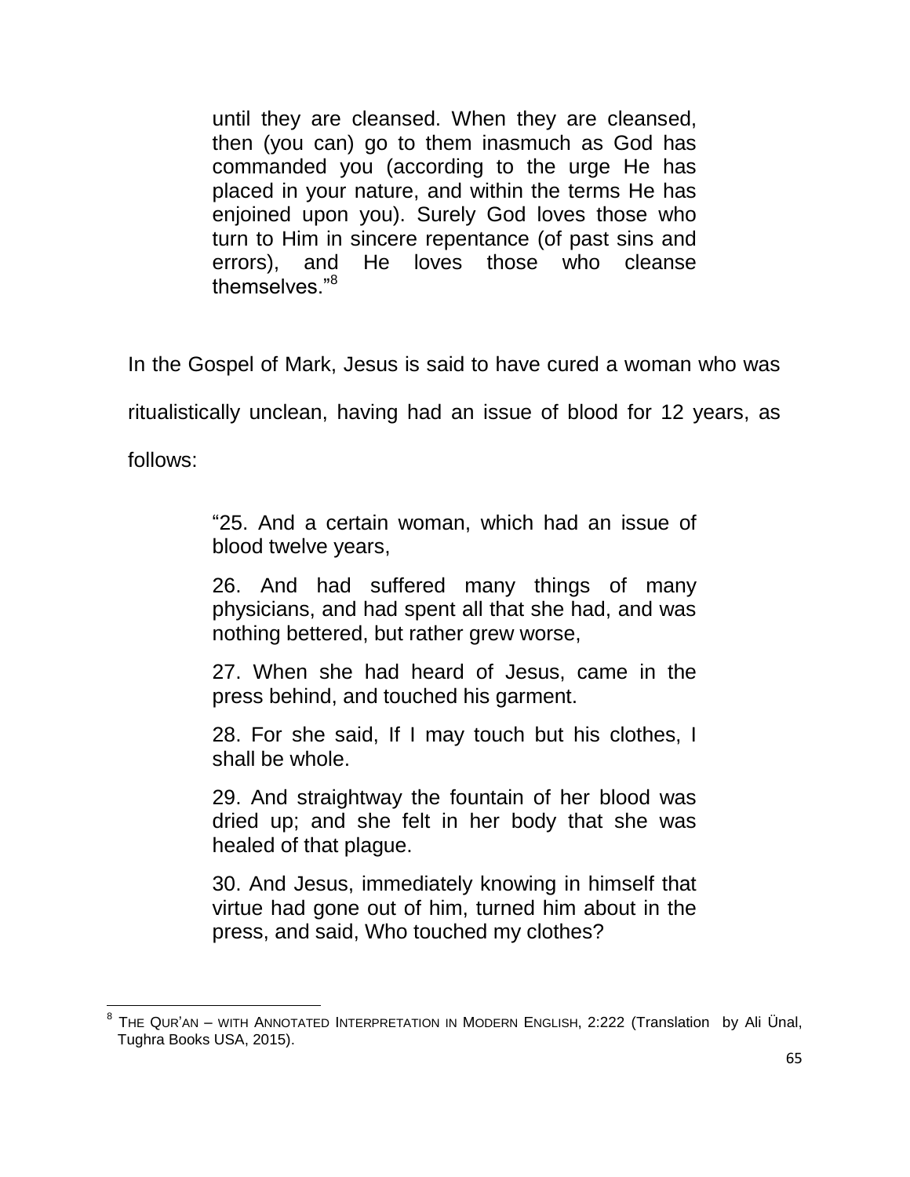> until they are cleansed. When they are cleansed, then (you can) go to them inasmuch as God has commanded you (according to the urge He has placed in your nature, and within the terms He has enjoined upon you). Surely God loves those who turn to Him in sincere repentance (of past sins and errors), and He loves those who cleanse themselves."[8]

In the Gospel of Mark, Jesus is said to have cured a woman who was ritualistically unclean, having had an issue of blood for 12 years, as follows:

> "25. And a certain woman, which had an issue of blood twelve years,
>
> 26. And had suffered many things of many physicians, and had spent all that she had, and was nothing bettered, but rather grew worse,
>
> 27. When she had heard of Jesus, came in the press behind, and touched his garment.
>
> 28. For she said, If I may touch but his clothes, I shall be whole.
>
> 29. And straightway the fountain of her blood was dried up; and she felt in her body that she was healed of that plague.
>
> 30. And Jesus, immediately knowing in himself that virtue had gone out of him, turned him about in the press, and said, Who touched my clothes?

---

[8] THE QUR'AN – WITH ANNOTATED INTERPRETATION IN MODERN ENGLISH, 2:222 (Translation by Ali Ünal, Tughra Books USA, 2015).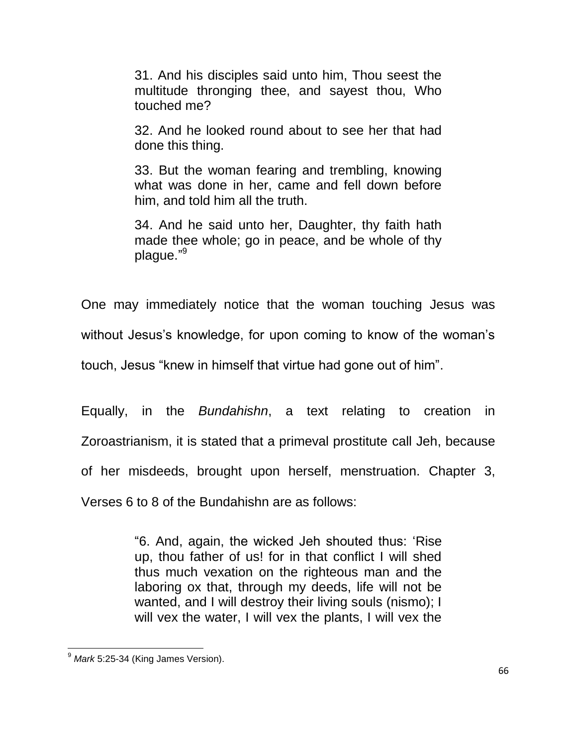> 31. And his disciples said unto him, Thou seest the multitude thronging thee, and sayest thou, Who touched me?
>
> 32. And he looked round about to see her that had done this thing.
>
> 33. But the woman fearing and trembling, knowing what was done in her, came and fell down before him, and told him all the truth.
>
> 34. And he said unto her, Daughter, thy faith hath made thee whole; go in peace, and be whole of thy plague."[9]

One may immediately notice that the woman touching Jesus was without Jesus's knowledge, for upon coming to know of the woman's touch, Jesus "knew in himself that virtue had gone out of him".

Equally, in the *Bundahishn*, a text relating to creation in Zoroastrianism, it is stated that a primeval prostitute call Jeh, because of her misdeeds, brought upon herself, menstruation. Chapter 3, Verses 6 to 8 of the Bundahishn are as follows:

> "6. And, again, the wicked Jeh shouted thus: 'Rise up, thou father of us! for in that conflict I will shed thus much vexation on the righteous man and the laboring ox that, through my deeds, life will not be wanted, and I will destroy their living souls (nismo); I will vex the water, I will vex the plants, I will vex the

---

[9] *Mark* 5:25-34 (King James Version).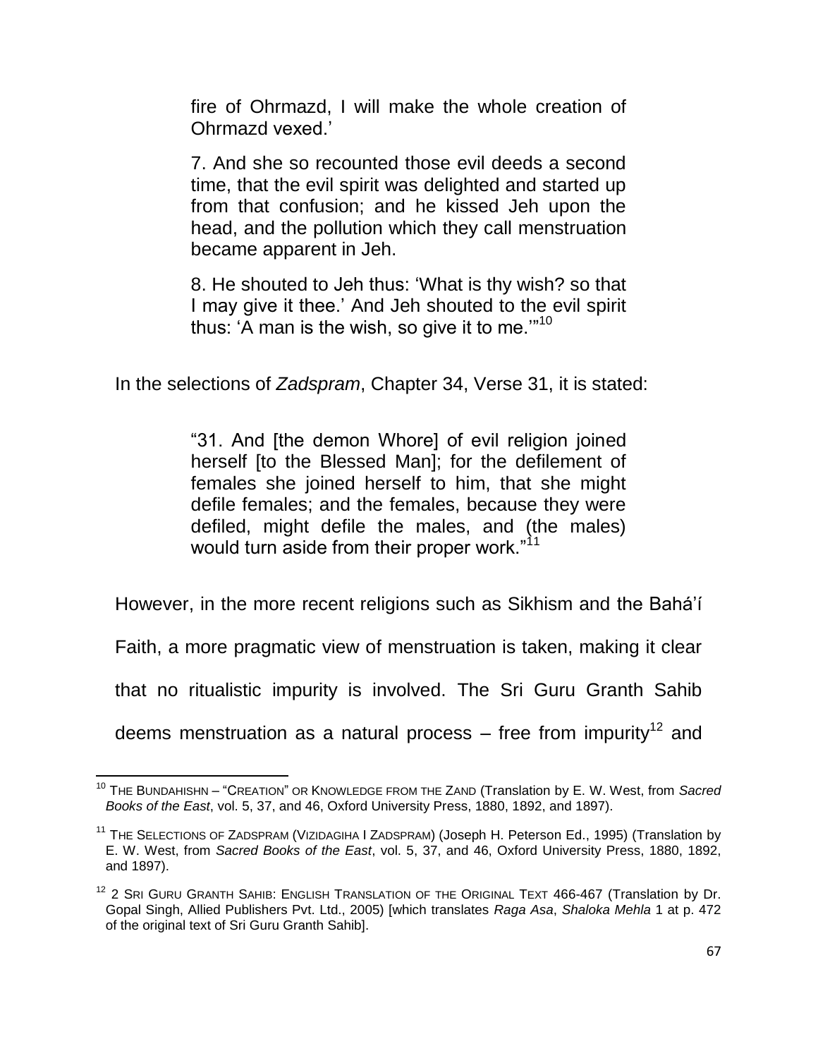> fire of Ohrmazd, I will make the whole creation of Ohrmazd vexed.'
>
> 7. And she so recounted those evil deeds a second time, that the evil spirit was delighted and started up from that confusion; and he kissed Jeh upon the head, and the pollution which they call menstruation became apparent in Jeh.
>
> 8. He shouted to Jeh thus: 'What is thy wish? so that I may give it thee.' And Jeh shouted to the evil spirit thus: 'A man is the wish, so give it to me.'"[10]

In the selections of *Zadspram*, Chapter 34, Verse 31, it is stated:

> "31. And [the demon Whore] of evil religion joined herself [to the Blessed Man]; for the defilement of females she joined herself to him, that she might defile females; and the females, because they were defiled, might defile the males, and (the males) would turn aside from their proper work."[11]

However, in the more recent religions such as Sikhism and the Bahá'í Faith, a more pragmatic view of menstruation is taken, making it clear that no ritualistic impurity is involved. The Sri Guru Granth Sahib deems menstruation as a natural process – free from impurity[12] and

---

[10] THE BUNDAHISHN – "CREATION" OR KNOWLEDGE FROM THE ZAND (Translation by E. W. West, from *Sacred Books of the East*, vol. 5, 37, and 46, Oxford University Press, 1880, 1892, and 1897).

[11] THE SELECTIONS OF ZADSPRAM (VIZIDAGIHA I ZADSPRAM) (Joseph H. Peterson Ed., 1995) (Translation by E. W. West, from *Sacred Books of the East*, vol. 5, 37, and 46, Oxford University Press, 1880, 1892, and 1897).

[12] 2 SRI GURU GRANTH SAHIB: ENGLISH TRANSLATION OF THE ORIGINAL TEXT 466-467 (Translation by Dr. Gopal Singh, Allied Publishers Pvt. Ltd., 2005) [which translates *Raga Asa*, *Shaloka Mehla* 1 at p. 472 of the original text of Sri Guru Granth Sahib].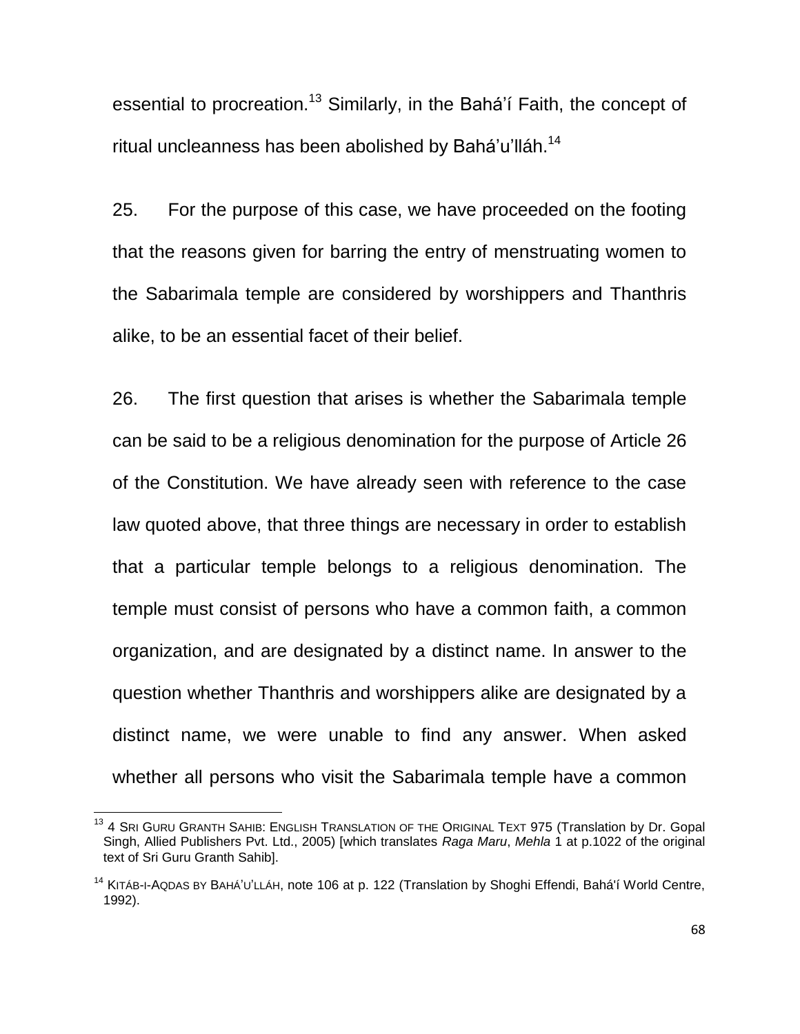essential to procreation.[13] Similarly, in the Bahá'í Faith, the concept of ritual uncleanness has been abolished by Bahá'u'lláh.[14]

25. For the purpose of this case, we have proceeded on the footing that the reasons given for barring the entry of menstruating women to the Sabarimala temple are considered by worshippers and Thanthris alike, to be an essential facet of their belief.

26. The first question that arises is whether the Sabarimala temple can be said to be a religious denomination for the purpose of Article 26 of the Constitution. We have already seen with reference to the case law quoted above, that three things are necessary in order to establish that a particular temple belongs to a religious denomination. The temple must consist of persons who have a common faith, a common organization, and are designated by a distinct name. In answer to the question whether Thanthris and worshippers alike are designated by a distinct name, we were unable to find any answer. When asked whether all persons who visit the Sabarimala temple have a common

---

[13] 4 SRI GURU GRANTH SAHIB: ENGLISH TRANSLATION OF THE ORIGINAL TEXT 975 (Translation by Dr. Gopal Singh, Allied Publishers Pvt. Ltd., 2005) [which translates *Raga Maru*, *Mehla* 1 at p.1022 of the original text of Sri Guru Granth Sahib].

[14] KITÁB-I-AQDAS BY BAHÁ'U'LLÁH, note 106 at p. 122 (Translation by Shoghi Effendi, Bahá'í World Centre, 1992).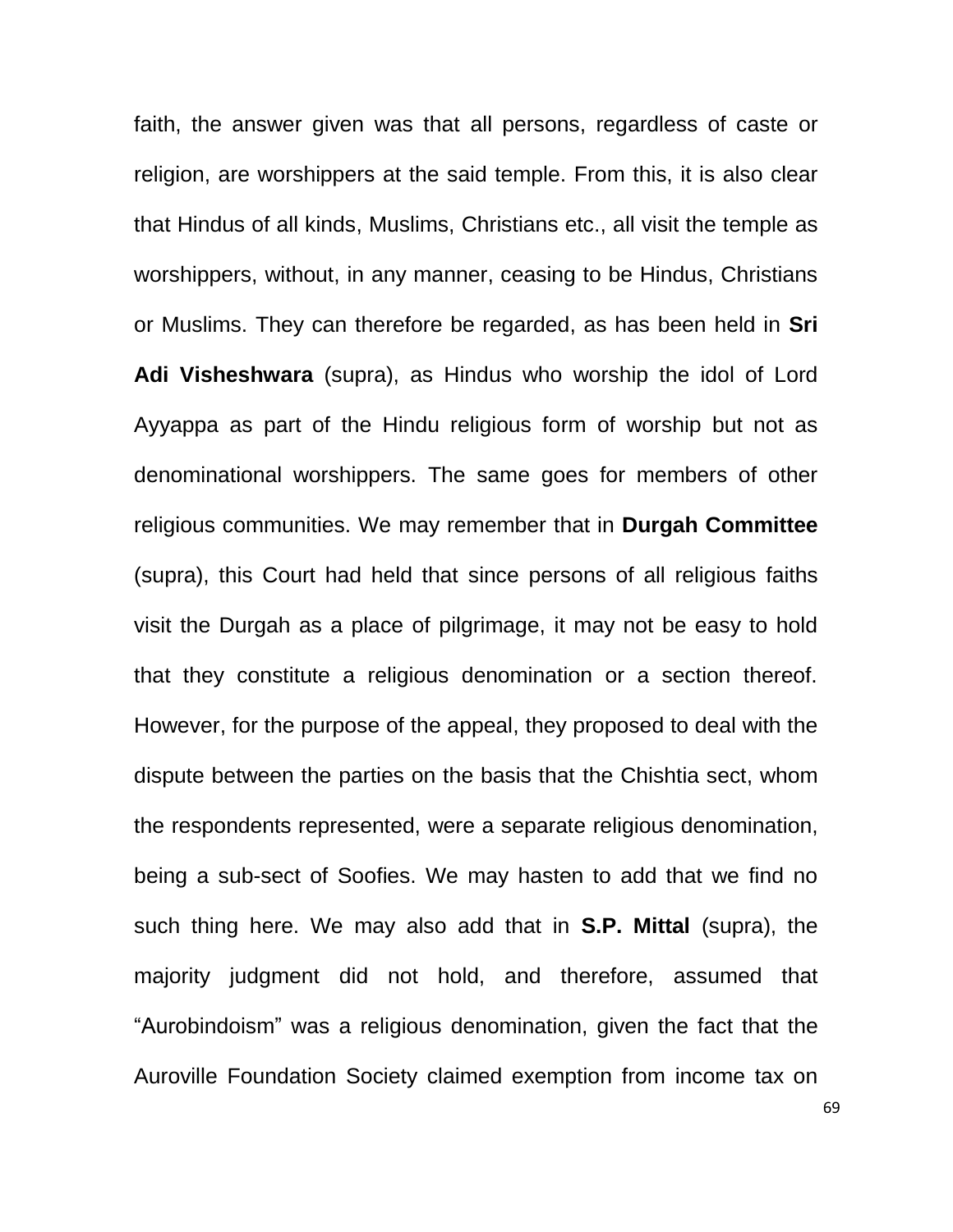faith, the answer given was that all persons, regardless of caste or religion, are worshippers at the said temple. From this, it is also clear that Hindus of all kinds, Muslims, Christians etc., all visit the temple as worshippers, without, in any manner, ceasing to be Hindus, Christians or Muslims. They can therefore be regarded, as has been held in **Sri Adi Visheshwara** (supra), as Hindus who worship the idol of Lord Ayyappa as part of the Hindu religious form of worship but not as denominational worshippers. The same goes for members of other religious communities. We may remember that in **Durgah Committee** (supra), this Court had held that since persons of all religious faiths visit the Durgah as a place of pilgrimage, it may not be easy to hold that they constitute a religious denomination or a section thereof. However, for the purpose of the appeal, they proposed to deal with the dispute between the parties on the basis that the Chishtia sect, whom the respondents represented, were a separate religious denomination, being a sub-sect of Soofies. We may hasten to add that we find no such thing here. We may also add that in **S.P. Mittal** (supra), the majority judgment did not hold, and therefore, assumed that "Aurobindoism" was a religious denomination, given the fact that the Auroville Foundation Society claimed exemption from income tax on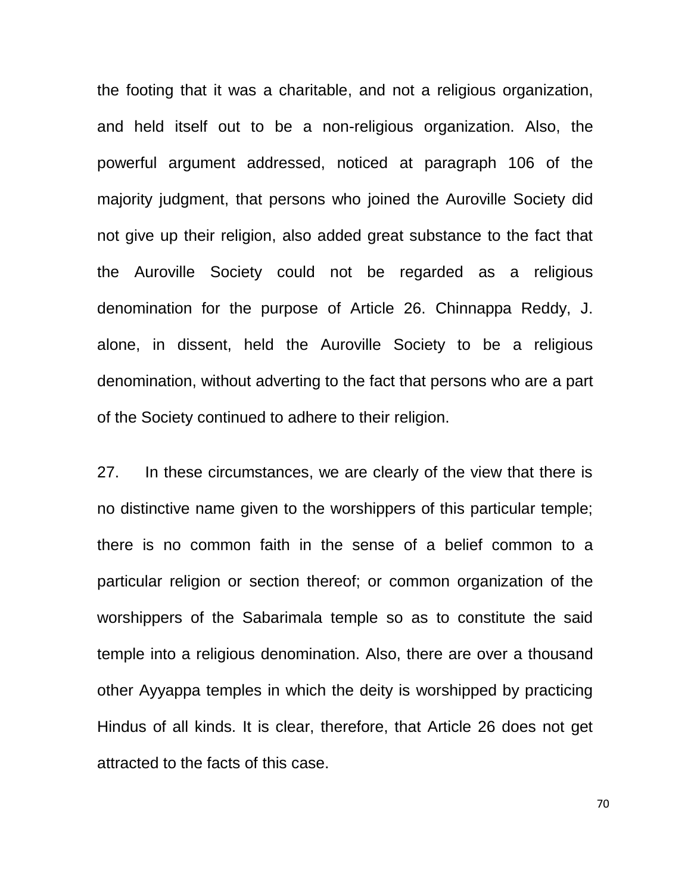the footing that it was a charitable, and not a religious organization, and held itself out to be a non-religious organization. Also, the powerful argument addressed, noticed at paragraph 106 of the majority judgment, that persons who joined the Auroville Society did not give up their religion, also added great substance to the fact that the Auroville Society could not be regarded as a religious denomination for the purpose of Article 26. Chinnappa Reddy, J. alone, in dissent, held the Auroville Society to be a religious denomination, without adverting to the fact that persons who are a part of the Society continued to adhere to their religion.

27. In these circumstances, we are clearly of the view that there is no distinctive name given to the worshippers of this particular temple; there is no common faith in the sense of a belief common to a particular religion or section thereof; or common organization of the worshippers of the Sabarimala temple so as to constitute the said temple into a religious denomination. Also, there are over a thousand other Ayyappa temples in which the deity is worshipped by practicing Hindus of all kinds. It is clear, therefore, that Article 26 does not get attracted to the facts of this case.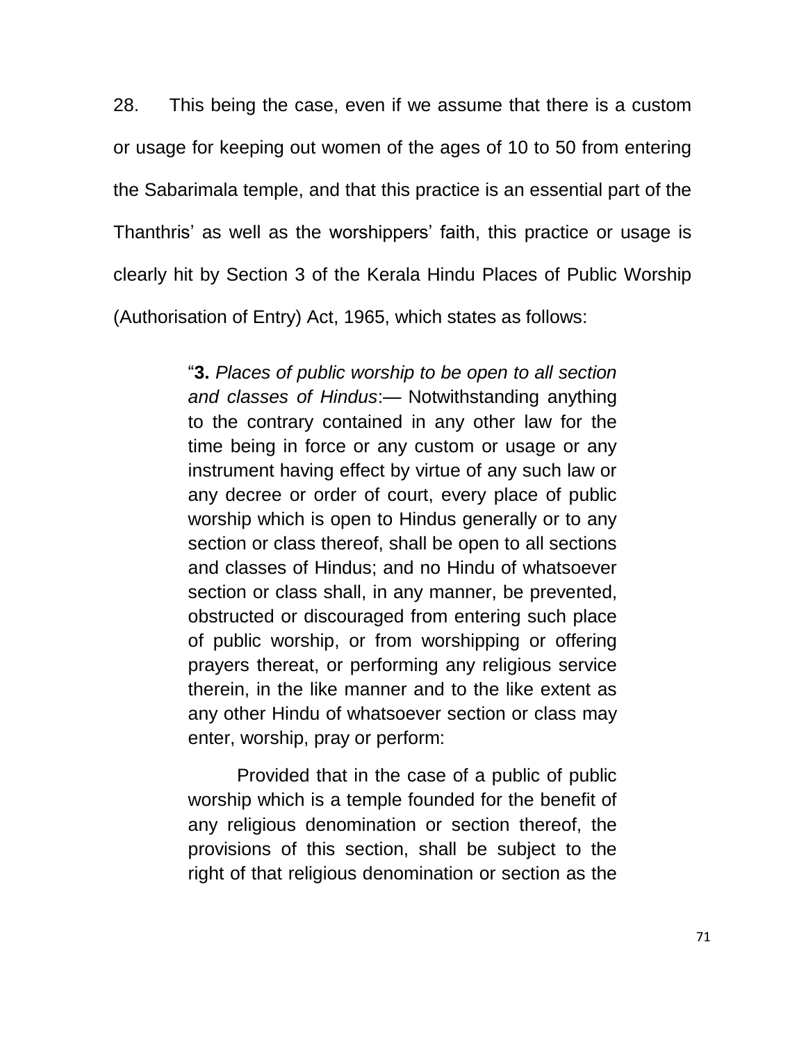28. This being the case, even if we assume that there is a custom or usage for keeping out women of the ages of 10 to 50 from entering the Sabarimala temple, and that this practice is an essential part of the Thanthris' as well as the worshippers' faith, this practice or usage is clearly hit by Section 3 of the Kerala Hindu Places of Public Worship (Authorisation of Entry) Act, 1965, which states as follows:

> "**3.** *Places of public worship to be open to all section and classes of Hindus*:— Notwithstanding anything to the contrary contained in any other law for the time being in force or any custom or usage or any instrument having effect by virtue of any such law or any decree or order of court, every place of public worship which is open to Hindus generally or to any section or class thereof, shall be open to all sections and classes of Hindus; and no Hindu of whatsoever section or class shall, in any manner, be prevented, obstructed or discouraged from entering such place of public worship, or from worshipping or offering prayers thereat, or performing any religious service therein, in the like manner and to the like extent as any other Hindu of whatsoever section or class may enter, worship, pray or perform:
>
> Provided that in the case of a public of public worship which is a temple founded for the benefit of any religious denomination or section thereof, the provisions of this section, shall be subject to the right of that religious denomination or section as the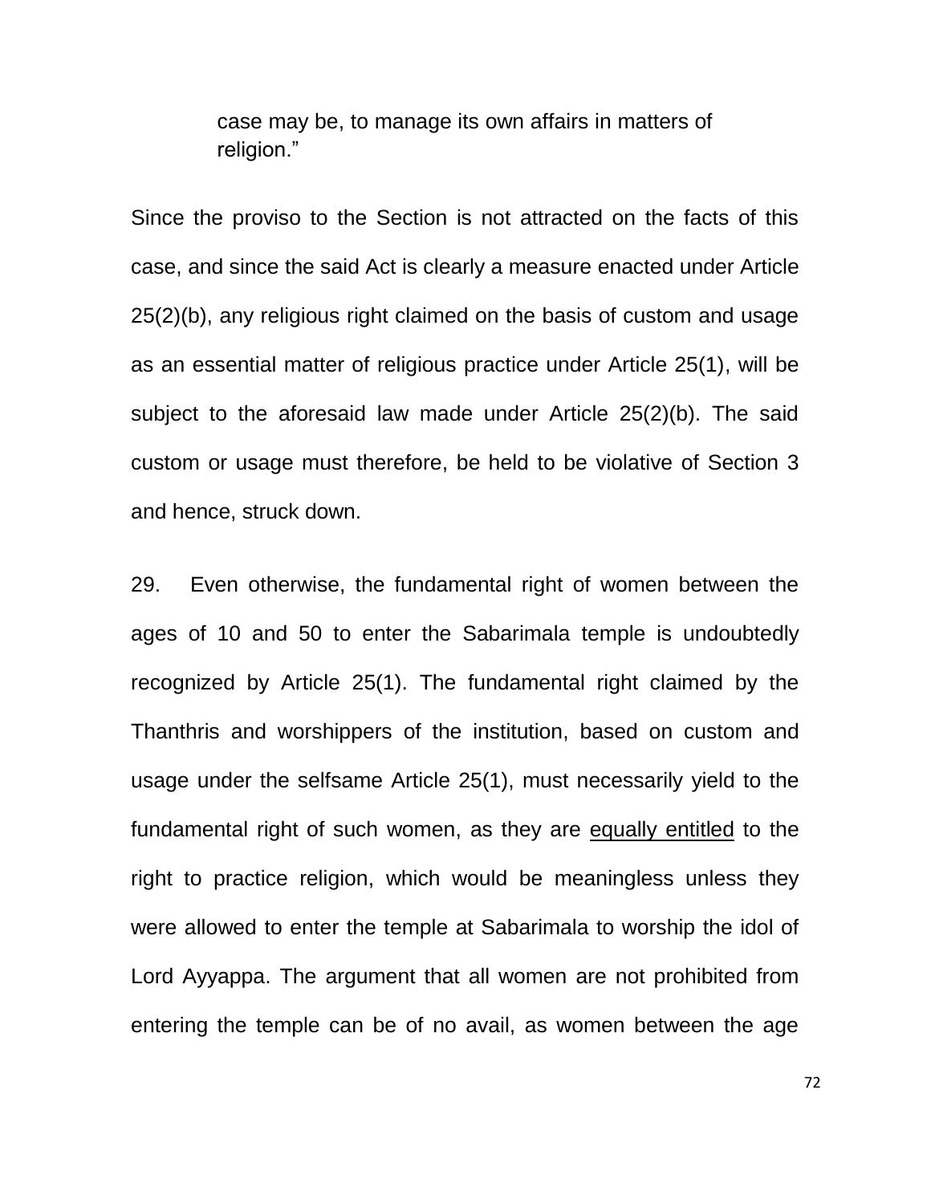> case may be, to manage its own affairs in matters of religion."

Since the proviso to the Section is not attracted on the facts of this case, and since the said Act is clearly a measure enacted under Article 25(2)(b), any religious right claimed on the basis of custom and usage as an essential matter of religious practice under Article 25(1), will be subject to the aforesaid law made under Article 25(2)(b). The said custom or usage must therefore, be held to be violative of Section 3 and hence, struck down.

29. Even otherwise, the fundamental right of women between the ages of 10 and 50 to enter the Sabarimala temple is undoubtedly recognized by Article 25(1). The fundamental right claimed by the Thanthris and worshippers of the institution, based on custom and usage under the selfsame Article 25(1), must necessarily yield to the fundamental right of such women, as they are <u>equally entitled</u> to the right to practice religion, which would be meaningless unless they were allowed to enter the temple at Sabarimala to worship the idol of Lord Ayyappa. The argument that all women are not prohibited from entering the temple can be of no avail, as women between the age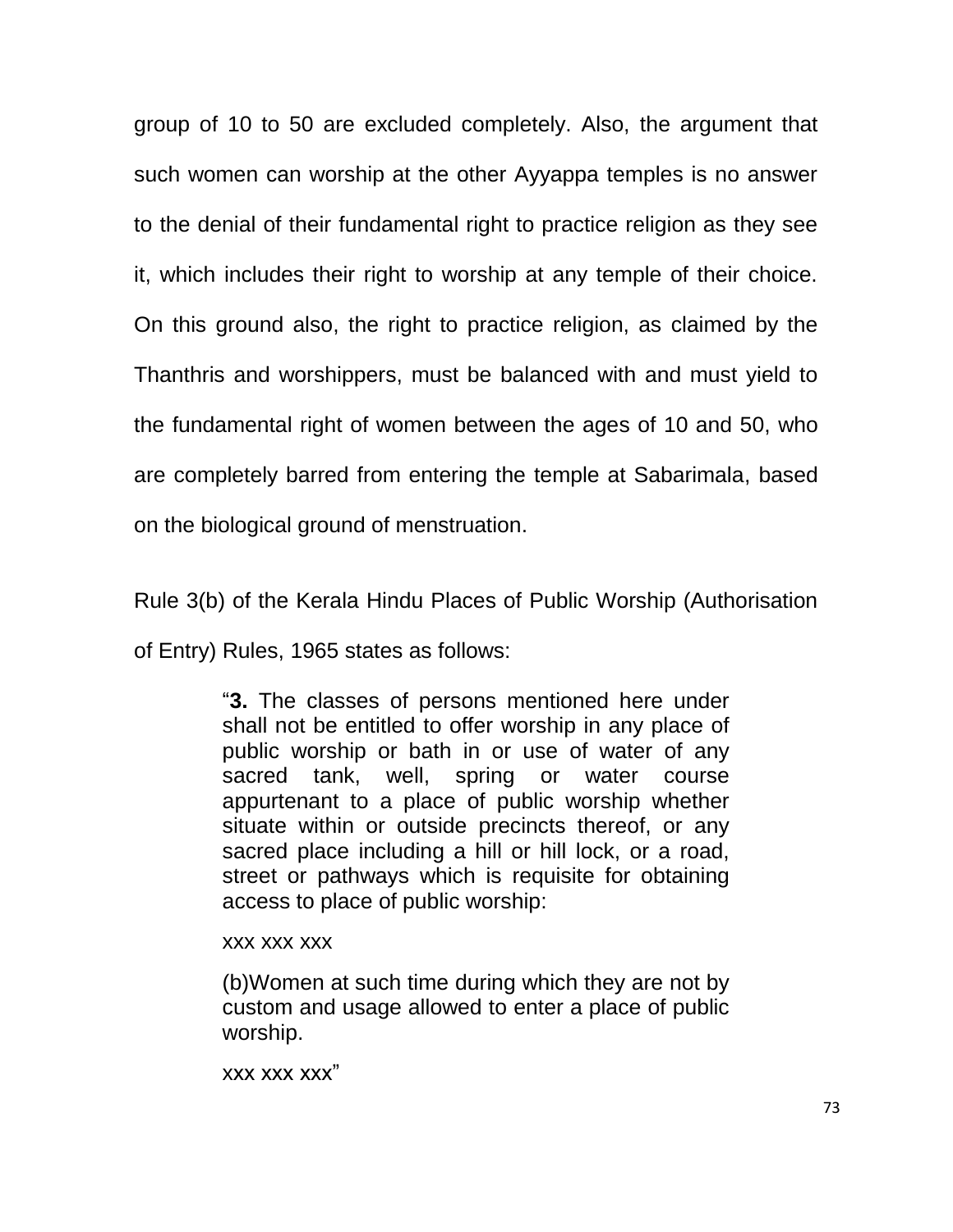group of 10 to 50 are excluded completely. Also, the argument that such women can worship at the other Ayyappa temples is no answer to the denial of their fundamental right to practice religion as they see it, which includes their right to worship at any temple of their choice. On this ground also, the right to practice religion, as claimed by the Thanthris and worshippers, must be balanced with and must yield to the fundamental right of women between the ages of 10 and 50, who are completely barred from entering the temple at Sabarimala, based on the biological ground of menstruation.

Rule 3(b) of the Kerala Hindu Places of Public Worship (Authorisation of Entry) Rules, 1965 states as follows:

> "**3.** The classes of persons mentioned here under shall not be entitled to offer worship in any place of public worship or bath in or use of water of any sacred tank, well, spring or water course appurtenant to a place of public worship whether situate within or outside precincts thereof, or any sacred place including a hill or hill lock, or a road, street or pathways which is requisite for obtaining access to place of public worship:
>
> xxx xxx xxx
>
> (b)Women at such time during which they are not by custom and usage allowed to enter a place of public worship.
>
> xxx xxx xxx"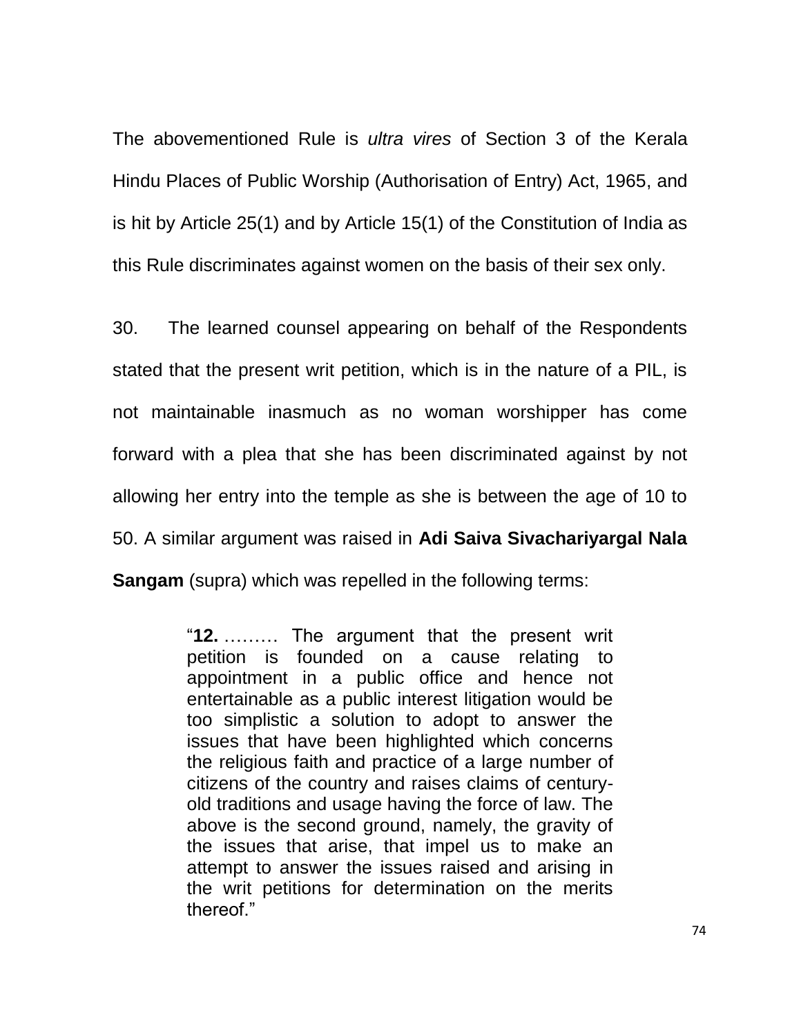The abovementioned Rule is *ultra vires* of Section 3 of the Kerala Hindu Places of Public Worship (Authorisation of Entry) Act, 1965, and is hit by Article 25(1) and by Article 15(1) of the Constitution of India as this Rule discriminates against women on the basis of their sex only.

30. The learned counsel appearing on behalf of the Respondents stated that the present writ petition, which is in the nature of a PIL, is not maintainable inasmuch as no woman worshipper has come forward with a plea that she has been discriminated against by not allowing her entry into the temple as she is between the age of 10 to 50. A similar argument was raised in **Adi Saiva Sivachariyargal Nala Sangam** (supra) which was repelled in the following terms:

> "**12.** ……… The argument that the present writ petition is founded on a cause relating to appointment in a public office and hence not entertainable as a public interest litigation would be too simplistic a solution to adopt to answer the issues that have been highlighted which concerns the religious faith and practice of a large number of citizens of the country and raises claims of century-old traditions and usage having the force of law. The above is the second ground, namely, the gravity of the issues that arise, that impel us to make an attempt to answer the issues raised and arising in the writ petitions for determination on the merits thereof."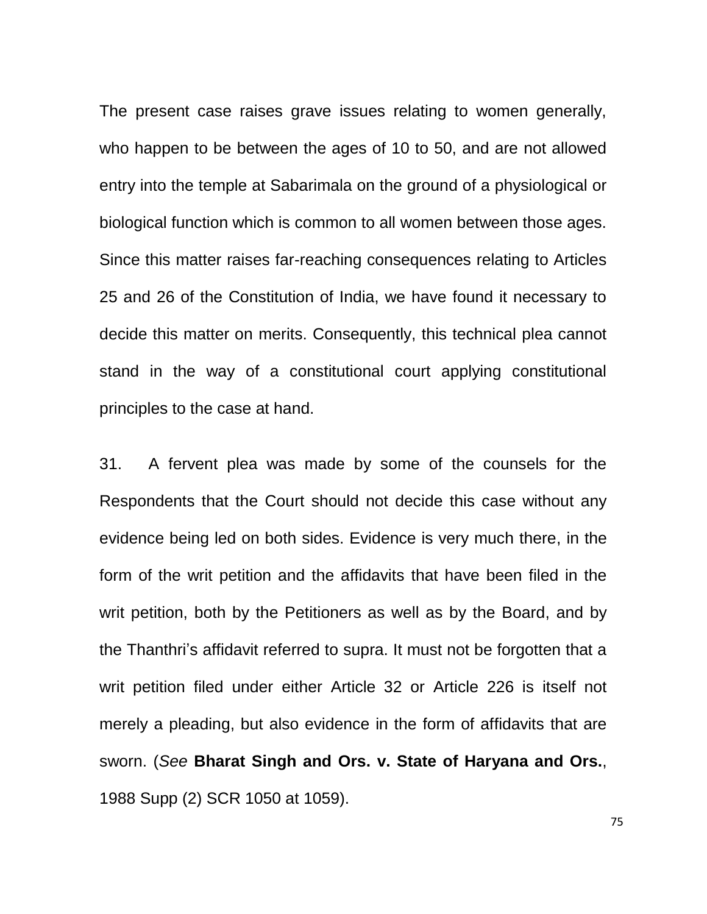The present case raises grave issues relating to women generally, who happen to be between the ages of 10 to 50, and are not allowed entry into the temple at Sabarimala on the ground of a physiological or biological function which is common to all women between those ages. Since this matter raises far-reaching consequences relating to Articles 25 and 26 of the Constitution of India, we have found it necessary to decide this matter on merits. Consequently, this technical plea cannot stand in the way of a constitutional court applying constitutional principles to the case at hand.

31. A fervent plea was made by some of the counsels for the Respondents that the Court should not decide this case without any evidence being led on both sides. Evidence is very much there, in the form of the writ petition and the affidavits that have been filed in the writ petition, both by the Petitioners as well as by the Board, and by the Thanthri's affidavit referred to supra. It must not be forgotten that a writ petition filed under either Article 32 or Article 226 is itself not merely a pleading, but also evidence in the form of affidavits that are sworn. (*See* **Bharat Singh and Ors. v. State of Haryana and Ors.**, 1988 Supp (2) SCR 1050 at 1059).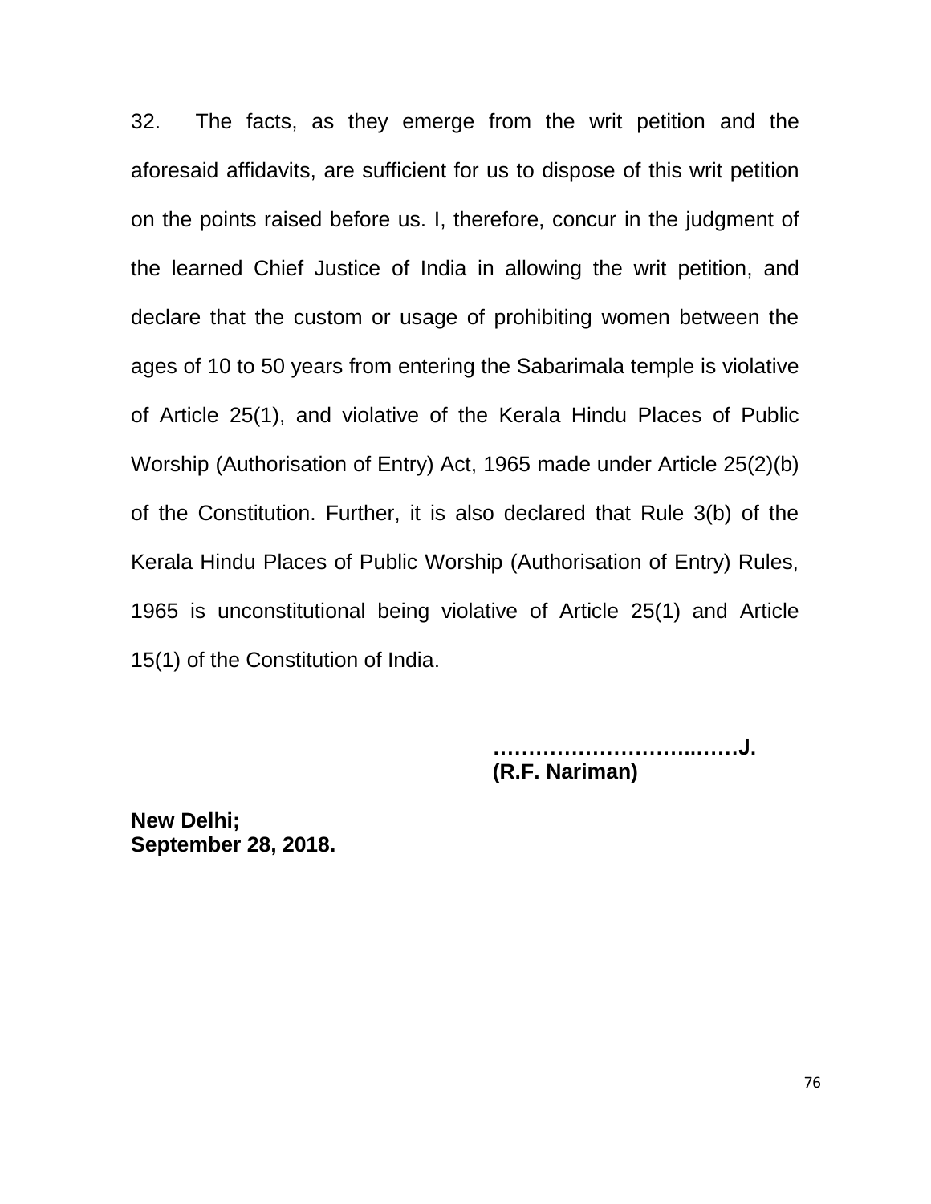32. The facts, as they emerge from the writ petition and the aforesaid affidavits, are sufficient for us to dispose of this writ petition on the points raised before us. I, therefore, concur in the judgment of the learned Chief Justice of India in allowing the writ petition, and declare that the custom or usage of prohibiting women between the ages of 10 to 50 years from entering the Sabarimala temple is violative of Article 25(1), and violative of the Kerala Hindu Places of Public Worship (Authorisation of Entry) Act, 1965 made under Article 25(2)(b) of the Constitution. Further, it is also declared that Rule 3(b) of the Kerala Hindu Places of Public Worship (Authorisation of Entry) Rules, 1965 is unconstitutional being violative of Article 25(1) and Article 15(1) of the Constitution of India.

**…………………………..……J.**
**(R.F. Nariman)**

**New Delhi;**
**September 28, 2018.**